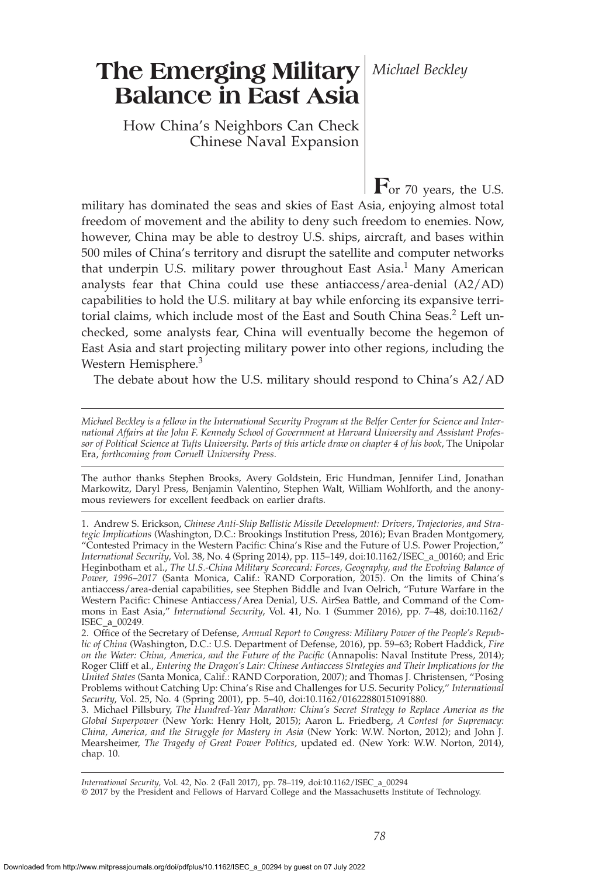# The Emerging Military Balance in East Asia

## How China's Neighbors Can Check Chinese Naval Expansion

*Michael Beckley*

**F**or 70 years, the U.S. military has dominated the seas and skies of East Asia, enjoying almost total freedom of movement and the ability to deny such freedom to enemies. Now, however, China may be able to destroy U.S. ships, aircraft, and bases within 500 miles of China's territory and disrupt the satellite and computer networks that underpin U.S. military power throughout East Asia.[1] Many American analysts fear that China could use these antiaccess/area-denial (A2/AD) capabilities to hold the U.S. military at bay while enforcing its expansive territorial claims, which include most of the East and South China Seas.[2] Left unchecked, some analysts fear, China will eventually become the hegemon of East Asia and start projecting military power into other regions, including the Western Hemisphere.[3]

The debate about how the U.S. military should respond to China's A2/AD

---

*Michael Beckley is a fellow in the International Security Program at the Belfer Center for Science and International Affairs at the John F. Kennedy School of Government at Harvard University and Assistant Professor of Political Science at Tufts University. Parts of this article draw on chapter 4 of his book*, The Unipolar Era, *forthcoming from Cornell University Press.*

The author thanks Stephen Brooks, Avery Goldstein, Eric Hundman, Jennifer Lind, Jonathan Markowitz, Daryl Press, Benjamin Valentino, Stephen Walt, William Wohlforth, and the anonymous reviewers for excellent feedback on earlier drafts.

1. Andrew S. Erickson, *Chinese Anti-Ship Ballistic Missile Development: Drivers, Trajectories, and Strategic Implications* (Washington, D.C.: Brookings Institution Press, 2016); Evan Braden Montgomery, "Contested Primacy in the Western Pacific: China's Rise and the Future of U.S. Power Projection," *International Security*, Vol. 38, No. 4 (Spring 2014), pp. 115–149, doi:10.1162/ISEC_a_00160; and Eric Heginbotham et al., *The U.S.-China Military Scorecard: Forces, Geography, and the Evolving Balance of Power, 1996–2017* (Santa Monica, Calif.: RAND Corporation, 2015). On the limits of China's antiaccess/area-denial capabilities, see Stephen Biddle and Ivan Oelrich, "Future Warfare in the Western Pacific: Chinese Antiaccess/Area Denial, U.S. AirSea Battle, and Command of the Commons in East Asia," *International Security*, Vol. 41, No. 1 (Summer 2016), pp. 7–48, doi:10.1162/ISEC_a_00249.

2. Office of the Secretary of Defense, *Annual Report to Congress: Military Power of the People's Republic of China* (Washington, D.C.: U.S. Department of Defense, 2016), pp. 59–63; Robert Haddick, *Fire on the Water: China, America, and the Future of the Pacific* (Annapolis: Naval Institute Press, 2014); Roger Cliff et al., *Entering the Dragon's Lair: Chinese Antiaccess Strategies and Their Implications for the United States* (Santa Monica, Calif.: RAND Corporation, 2007); and Thomas J. Christensen, "Posing Problems without Catching Up: China's Rise and Challenges for U.S. Security Policy," *International Security*, Vol. 25, No. 4 (Spring 2001), pp. 5–40, doi:10.1162/01622880151091880.

3. Michael Pillsbury, *The Hundred-Year Marathon: China's Secret Strategy to Replace America as the Global Superpower* (New York: Henry Holt, 2015); Aaron L. Friedberg, *A Contest for Supremacy: China, America, and the Struggle for Mastery in Asia* (New York: W.W. Norton, 2012); and John J. Mearsheimer, *The Tragedy of Great Power Politics*, updated ed. (New York: W.W. Norton, 2014), chap. 10.

*International Security,* Vol. 42, No. 2 (Fall 2017), pp. 78–119, doi:10.1162/ISEC_a_00294
© 2017 by the President and Fellows of Harvard College and the Massachusetts Institute of Technology.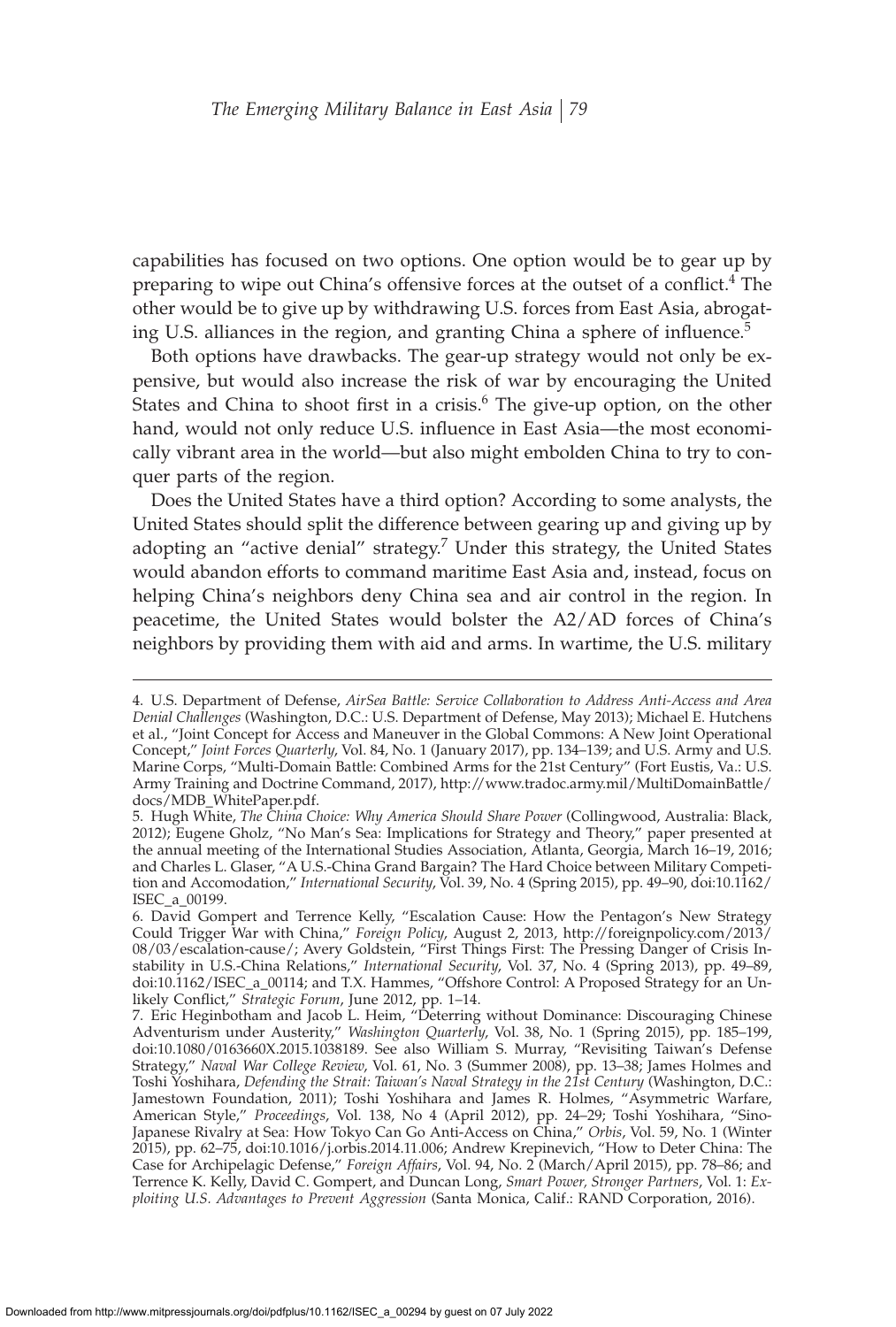capabilities has focused on two options. One option would be to gear up by preparing to wipe out China's offensive forces at the outset of a conflict.[4] The other would be to give up by withdrawing U.S. forces from East Asia, abrogating U.S. alliances in the region, and granting China a sphere of influence.[5]

Both options have drawbacks. The gear-up strategy would not only be expensive, but would also increase the risk of war by encouraging the United States and China to shoot first in a crisis.[6] The give-up option, on the other hand, would not only reduce U.S. influence in East Asia—the most economically vibrant area in the world—but also might embolden China to try to conquer parts of the region.

Does the United States have a third option? According to some analysts, the United States should split the difference between gearing up and giving up by adopting an "active denial" strategy.[7] Under this strategy, the United States would abandon efforts to command maritime East Asia and, instead, focus on helping China's neighbors deny China sea and air control in the region. In peacetime, the United States would bolster the A2/AD forces of China's neighbors by providing them with aid and arms. In wartime, the U.S. military

---

4. U.S. Department of Defense, *AirSea Battle: Service Collaboration to Address Anti-Access and Area Denial Challenges* (Washington, D.C.: U.S. Department of Defense, May 2013); Michael E. Hutchens et al., "Joint Concept for Access and Maneuver in the Global Commons: A New Joint Operational Concept," *Joint Forces Quarterly*, Vol. 84, No. 1 (January 2017), pp. 134–139; and U.S. Army and U.S. Marine Corps, "Multi-Domain Battle: Combined Arms for the 21st Century" (Fort Eustis, Va.: U.S. Army Training and Doctrine Command, 2017), http://www.tradoc.army.mil/MultiDomainBattle/docs/MDB_WhitePaper.pdf.

5. Hugh White, *The China Choice: Why America Should Share Power* (Collingwood, Australia: Black, 2012); Eugene Gholz, "No Man's Sea: Implications for Strategy and Theory," paper presented at the annual meeting of the International Studies Association, Atlanta, Georgia, March 16–19, 2016; and Charles L. Glaser, "A U.S.-China Grand Bargain? The Hard Choice between Military Competition and Accomodation," *International Security*, Vol. 39, No. 4 (Spring 2015), pp. 49–90, doi:10.1162/ISEC_a_00199.

6. David Gompert and Terrence Kelly, "Escalation Cause: How the Pentagon's New Strategy Could Trigger War with China," *Foreign Policy*, August 2, 2013, http://foreignpolicy.com/2013/08/03/escalation-cause/; Avery Goldstein, "First Things First: The Pressing Danger of Crisis Instability in U.S.-China Relations," *International Security*, Vol. 37, No. 4 (Spring 2013), pp. 49–89, doi:10.1162/ISEC_a_00114; and T.X. Hammes, "Offshore Control: A Proposed Strategy for an Unlikely Conflict," *Strategic Forum*, June 2012, pp. 1–14.

7. Eric Heginbotham and Jacob L. Heim, "Deterring without Dominance: Discouraging Chinese Adventurism under Austerity," *Washington Quarterly*, Vol. 38, No. 1 (Spring 2015), pp. 185–199, doi:10.1080/0163660X.2015.1038189. See also William S. Murray, "Revisiting Taiwan's Defense Strategy," *Naval War College Review*, Vol. 61, No. 3 (Summer 2008), pp. 13–38; James Holmes and Toshi Yoshihara, *Defending the Strait: Taiwan's Naval Strategy in the 21st Century* (Washington, D.C.: Jamestown Foundation, 2011); Toshi Yoshihara and James R. Holmes, "Asymmetric Warfare, American Style," *Proceedings*, Vol. 138, No 4 (April 2012), pp. 24–29; Toshi Yoshihara, "Sino-Japanese Rivalry at Sea: How Tokyo Can Go Anti-Access on China," *Orbis*, Vol. 59, No. 1 (Winter 2015), pp. 62–75, doi:10.1016/j.orbis.2014.11.006; Andrew Krepinevich, "How to Deter China: The Case for Archipelagic Defense," *Foreign Affairs*, Vol. 94, No. 2 (March/April 2015), pp. 78–86; and Terrence K. Kelly, David C. Gompert, and Duncan Long, *Smart Power, Stronger Partners*, Vol. 1: *Exploiting U.S. Advantages to Prevent Aggression* (Santa Monica, Calif.: RAND Corporation, 2016).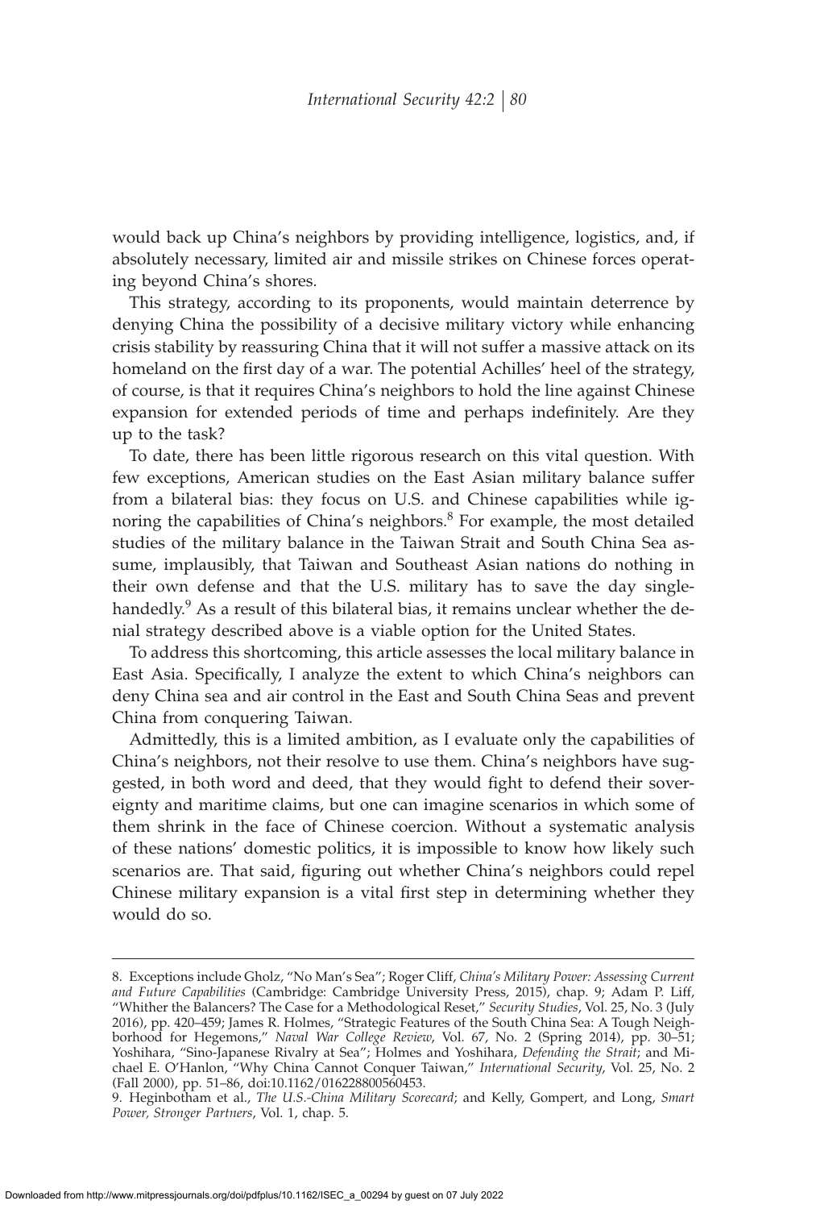would back up China's neighbors by providing intelligence, logistics, and, if absolutely necessary, limited air and missile strikes on Chinese forces operating beyond China's shores.

This strategy, according to its proponents, would maintain deterrence by denying China the possibility of a decisive military victory while enhancing crisis stability by reassuring China that it will not suffer a massive attack on its homeland on the first day of a war. The potential Achilles' heel of the strategy, of course, is that it requires China's neighbors to hold the line against Chinese expansion for extended periods of time and perhaps indefinitely. Are they up to the task?

To date, there has been little rigorous research on this vital question. With few exceptions, American studies on the East Asian military balance suffer from a bilateral bias: they focus on U.S. and Chinese capabilities while ignoring the capabilities of China's neighbors.[8] For example, the most detailed studies of the military balance in the Taiwan Strait and South China Sea assume, implausibly, that Taiwan and Southeast Asian nations do nothing in their own defense and that the U.S. military has to save the day single-handedly.[9] As a result of this bilateral bias, it remains unclear whether the denial strategy described above is a viable option for the United States.

To address this shortcoming, this article assesses the local military balance in East Asia. Specifically, I analyze the extent to which China's neighbors can deny China sea and air control in the East and South China Seas and prevent China from conquering Taiwan.

Admittedly, this is a limited ambition, as I evaluate only the capabilities of China's neighbors, not their resolve to use them. China's neighbors have suggested, in both word and deed, that they would fight to defend their sovereignty and maritime claims, but one can imagine scenarios in which some of them shrink in the face of Chinese coercion. Without a systematic analysis of these nations' domestic politics, it is impossible to know how likely such scenarios are. That said, figuring out whether China's neighbors could repel Chinese military expansion is a vital first step in determining whether they would do so.

8. Exceptions include Gholz, "No Man's Sea"; Roger Cliff, *China's Military Power: Assessing Current and Future Capabilities* (Cambridge: Cambridge University Press, 2015), chap. 9; Adam P. Liff, "Whither the Balancers? The Case for a Methodological Reset," *Security Studies*, Vol. 25, No. 3 (July 2016), pp. 420–459; James R. Holmes, "Strategic Features of the South China Sea: A Tough Neighborhood for Hegemons," *Naval War College Review*, Vol. 67, No. 2 (Spring 2014), pp. 30–51; Yoshihara, "Sino-Japanese Rivalry at Sea"; Holmes and Yoshihara, *Defending the Strait*; and Michael E. O'Hanlon, "Why China Cannot Conquer Taiwan," *International Security*, Vol. 25, No. 2 (Fall 2000), pp. 51–86, doi:10.1162/016228800560453.

9. Heginbotham et al., *The U.S.-China Military Scorecard*; and Kelly, Gompert, and Long, *Smart Power, Stronger Partners*, Vol. 1, chap. 5.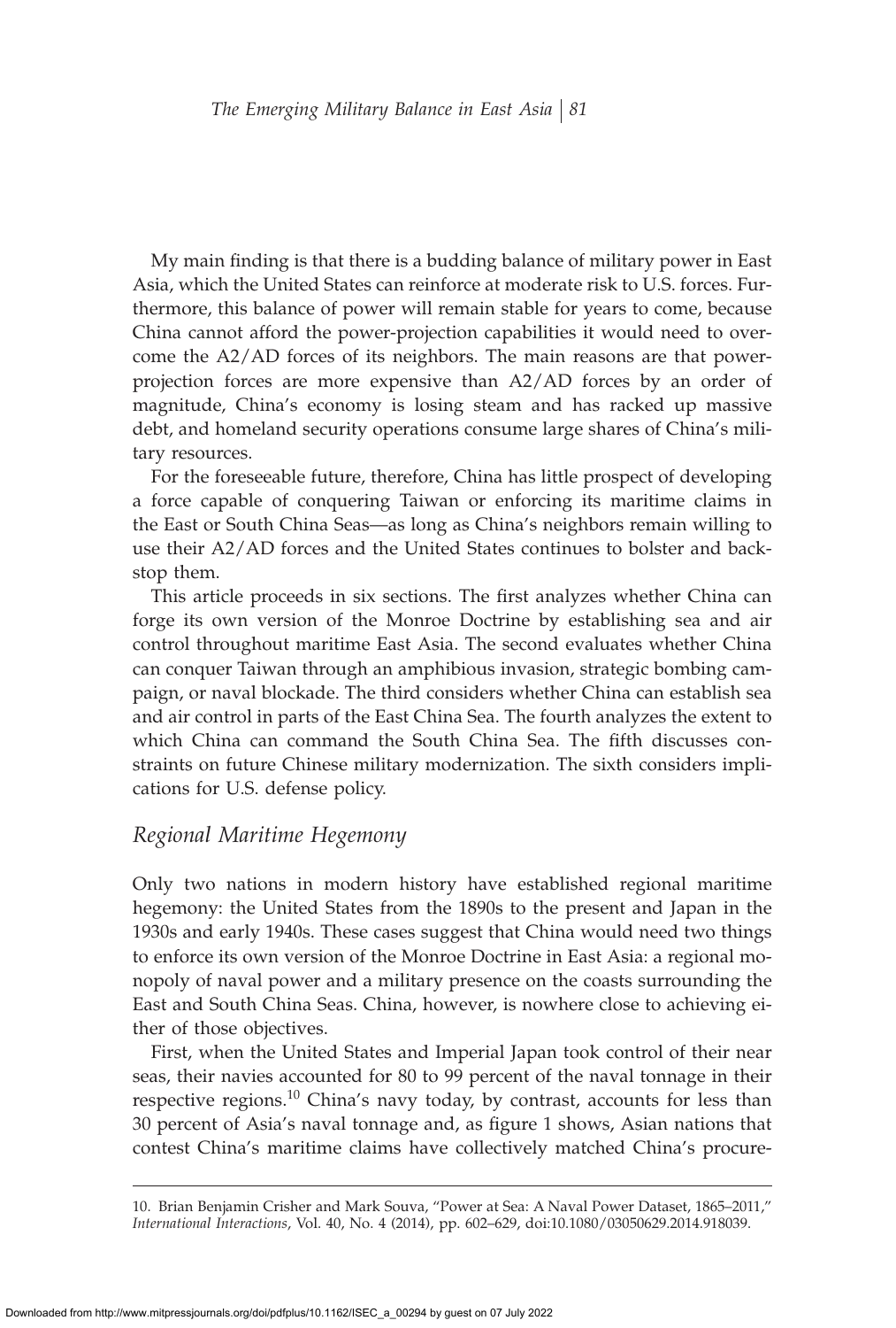My main finding is that there is a budding balance of military power in East Asia, which the United States can reinforce at moderate risk to U.S. forces. Furthermore, this balance of power will remain stable for years to come, because China cannot afford the power-projection capabilities it would need to overcome the A2/AD forces of its neighbors. The main reasons are that power-projection forces are more expensive than A2/AD forces by an order of magnitude, China's economy is losing steam and has racked up massive debt, and homeland security operations consume large shares of China's military resources.

For the foreseeable future, therefore, China has little prospect of developing a force capable of conquering Taiwan or enforcing its maritime claims in the East or South China Seas—as long as China's neighbors remain willing to use their A2/AD forces and the United States continues to bolster and backstop them.

This article proceeds in six sections. The first analyzes whether China can forge its own version of the Monroe Doctrine by establishing sea and air control throughout maritime East Asia. The second evaluates whether China can conquer Taiwan through an amphibious invasion, strategic bombing campaign, or naval blockade. The third considers whether China can establish sea and air control in parts of the East China Sea. The fourth analyzes the extent to which China can command the South China Sea. The fifth discusses constraints on future Chinese military modernization. The sixth considers implications for U.S. defense policy.

## *Regional Maritime Hegemony*

Only two nations in modern history have established regional maritime hegemony: the United States from the 1890s to the present and Japan in the 1930s and early 1940s. These cases suggest that China would need two things to enforce its own version of the Monroe Doctrine in East Asia: a regional monopoly of naval power and a military presence on the coasts surrounding the East and South China Seas. China, however, is nowhere close to achieving either of those objectives.

First, when the United States and Imperial Japan took control of their near seas, their navies accounted for 80 to 99 percent of the naval tonnage in their respective regions.[10] China's navy today, by contrast, accounts for less than 30 percent of Asia's naval tonnage and, as figure 1 shows, Asian nations that contest China's maritime claims have collectively matched China's procure-

10. Brian Benjamin Crisher and Mark Souva, "Power at Sea: A Naval Power Dataset, 1865–2011," *International Interactions*, Vol. 40, No. 4 (2014), pp. 602–629, doi:10.1080/03050629.2014.918039.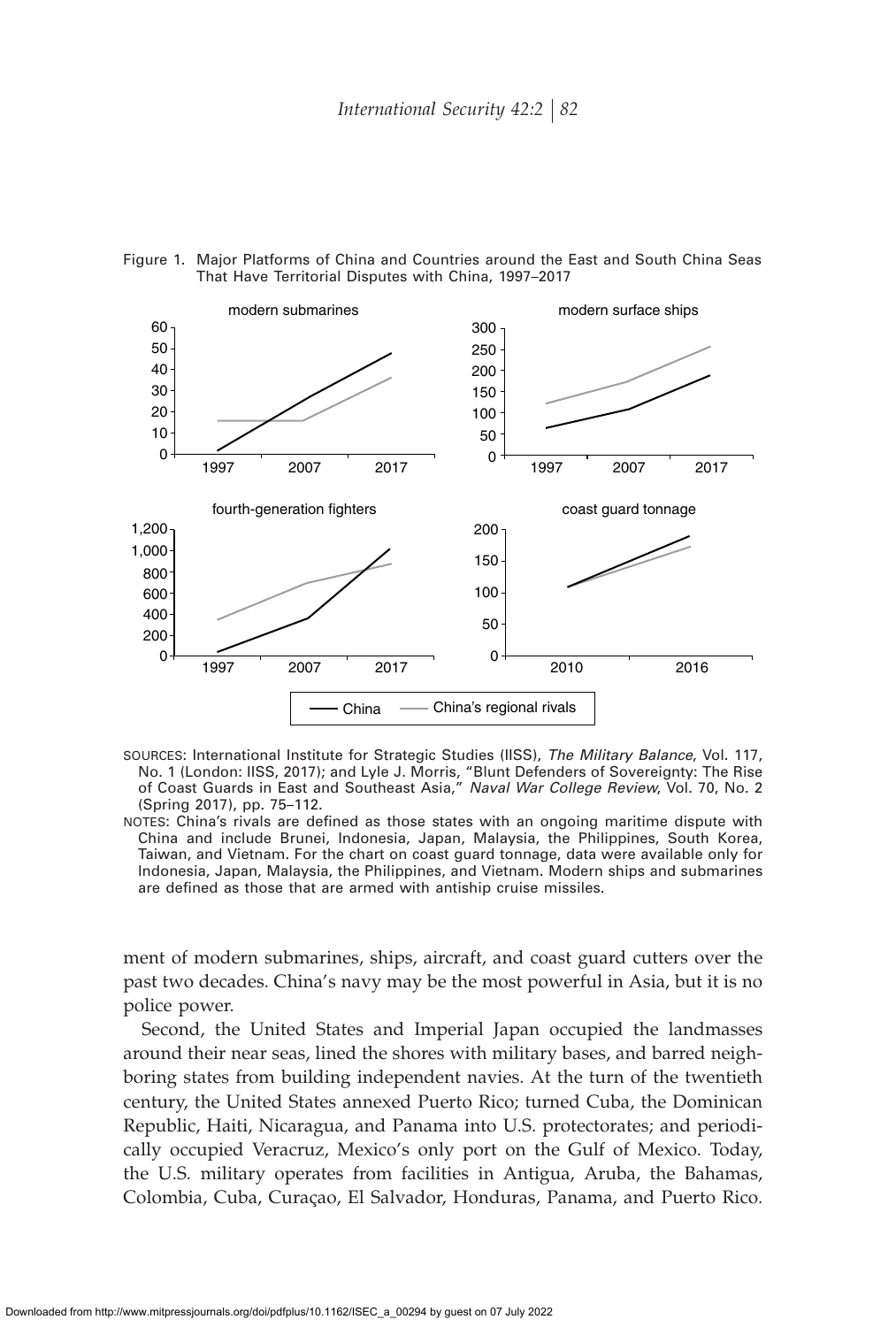Figure 1. Major Platforms of China and Countries around the East and South China Seas That Have Territorial Disputes with China, 1997–2017

SOURCES: International Institute for Strategic Studies (IISS), *The Military Balance*, Vol. 117, No. 1 (London: IISS, 2017); and Lyle J. Morris, "Blunt Defenders of Sovereignty: The Rise of Coast Guards in East and Southeast Asia," *Naval War College Review*, Vol. 70, No. 2 (Spring 2017), pp. 75–112.

NOTES: China's rivals are defined as those states with an ongoing maritime dispute with China and include Brunei, Indonesia, Japan, Malaysia, the Philippines, South Korea, Taiwan, and Vietnam. For the chart on coast guard tonnage, data were available only for Indonesia, Japan, Malaysia, the Philippines, and Vietnam. Modern ships and submarines are defined as those that are armed with antiship cruise missiles.

ment of modern submarines, ships, aircraft, and coast guard cutters over the past two decades. China's navy may be the most powerful in Asia, but it is no police power.

Second, the United States and Imperial Japan occupied the landmasses around their near seas, lined the shores with military bases, and barred neighboring states from building independent navies. At the turn of the twentieth century, the United States annexed Puerto Rico; turned Cuba, the Dominican Republic, Haiti, Nicaragua, and Panama into U.S. protectorates; and periodically occupied Veracruz, Mexico's only port on the Gulf of Mexico. Today, the U.S. military operates from facilities in Antigua, Aruba, the Bahamas, Colombia, Cuba, Curaçao, El Salvador, Honduras, Panama, and Puerto Rico.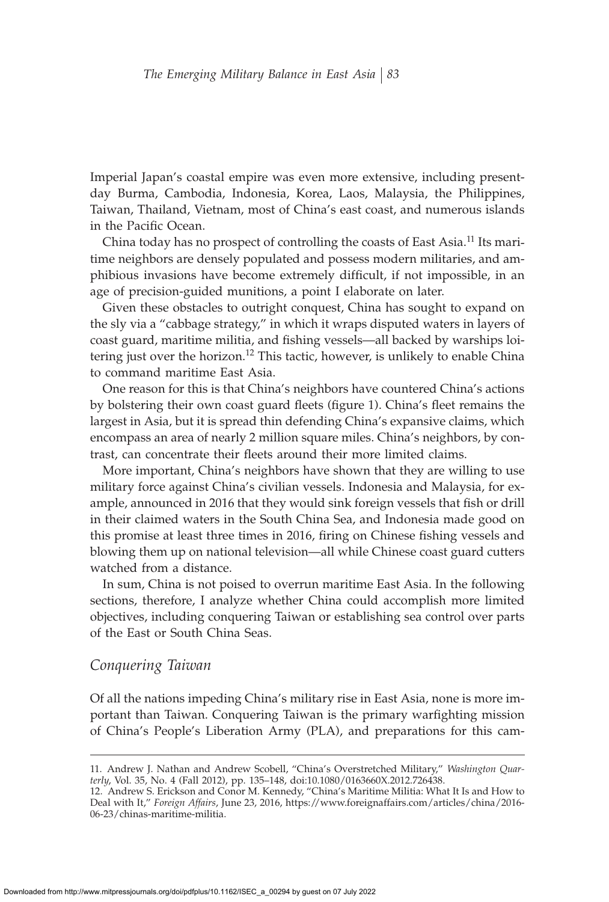Imperial Japan's coastal empire was even more extensive, including present-day Burma, Cambodia, Indonesia, Korea, Laos, Malaysia, the Philippines, Taiwan, Thailand, Vietnam, most of China's east coast, and numerous islands in the Pacific Ocean.

China today has no prospect of controlling the coasts of East Asia.[11] Its maritime neighbors are densely populated and possess modern militaries, and amphibious invasions have become extremely difficult, if not impossible, in an age of precision-guided munitions, a point I elaborate on later.

Given these obstacles to outright conquest, China has sought to expand on the sly via a "cabbage strategy," in which it wraps disputed waters in layers of coast guard, maritime militia, and fishing vessels—all backed by warships loitering just over the horizon.[12] This tactic, however, is unlikely to enable China to command maritime East Asia.

One reason for this is that China's neighbors have countered China's actions by bolstering their own coast guard fleets (figure 1). China's fleet remains the largest in Asia, but it is spread thin defending China's expansive claims, which encompass an area of nearly 2 million square miles. China's neighbors, by contrast, can concentrate their fleets around their more limited claims.

More important, China's neighbors have shown that they are willing to use military force against China's civilian vessels. Indonesia and Malaysia, for example, announced in 2016 that they would sink foreign vessels that fish or drill in their claimed waters in the South China Sea, and Indonesia made good on this promise at least three times in 2016, firing on Chinese fishing vessels and blowing them up on national television—all while Chinese coast guard cutters watched from a distance.

In sum, China is not poised to overrun maritime East Asia. In the following sections, therefore, I analyze whether China could accomplish more limited objectives, including conquering Taiwan or establishing sea control over parts of the East or South China Seas.

## *Conquering Taiwan*

Of all the nations impeding China's military rise in East Asia, none is more important than Taiwan. Conquering Taiwan is the primary warfighting mission of China's People's Liberation Army (PLA), and preparations for this cam-

---

11. Andrew J. Nathan and Andrew Scobell, "China's Overstretched Military," *Washington Quarterly*, Vol. 35, No. 4 (Fall 2012), pp. 135–148, doi:10.1080/0163660X.2012.726438.

12. Andrew S. Erickson and Conor M. Kennedy, "China's Maritime Militia: What It Is and How to Deal with It," *Foreign Affairs*, June 23, 2016, https://www.foreignaffairs.com/articles/china/2016-06-23/chinas-maritime-militia.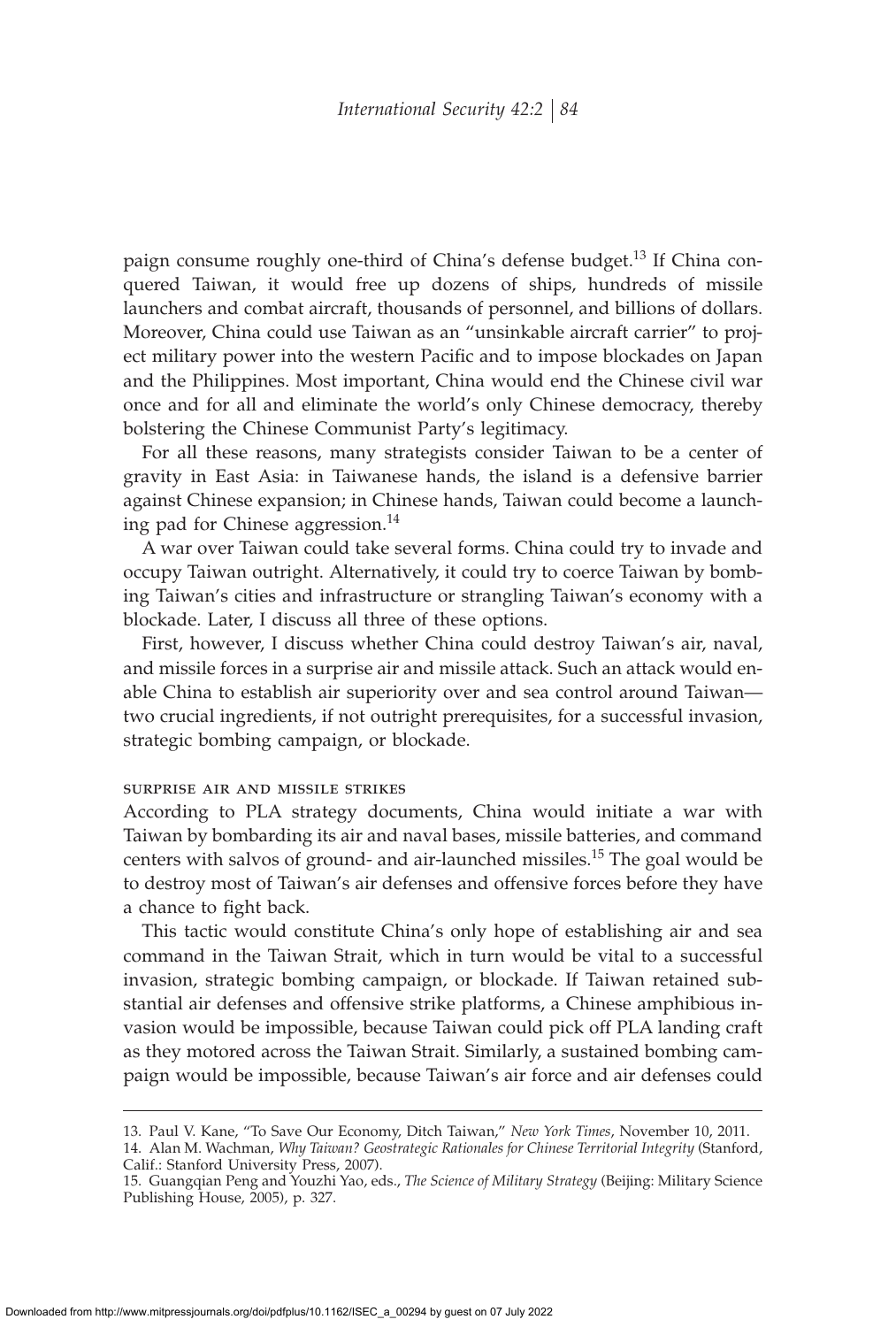paign consume roughly one-third of China's defense budget.[13] If China conquered Taiwan, it would free up dozens of ships, hundreds of missile launchers and combat aircraft, thousands of personnel, and billions of dollars. Moreover, China could use Taiwan as an "unsinkable aircraft carrier" to project military power into the western Pacific and to impose blockades on Japan and the Philippines. Most important, China would end the Chinese civil war once and for all and eliminate the world's only Chinese democracy, thereby bolstering the Chinese Communist Party's legitimacy.

For all these reasons, many strategists consider Taiwan to be a center of gravity in East Asia: in Taiwanese hands, the island is a defensive barrier against Chinese expansion; in Chinese hands, Taiwan could become a launching pad for Chinese aggression.[14]

A war over Taiwan could take several forms. China could try to invade and occupy Taiwan outright. Alternatively, it could try to coerce Taiwan by bombing Taiwan's cities and infrastructure or strangling Taiwan's economy with a blockade. Later, I discuss all three of these options.

First, however, I discuss whether China could destroy Taiwan's air, naval, and missile forces in a surprise air and missile attack. Such an attack would enable China to establish air superiority over and sea control around Taiwan—two crucial ingredients, if not outright prerequisites, for a successful invasion, strategic bombing campaign, or blockade.

### SURPRISE AIR AND MISSILE STRIKES

According to PLA strategy documents, China would initiate a war with Taiwan by bombarding its air and naval bases, missile batteries, and command centers with salvos of ground- and air-launched missiles.[15] The goal would be to destroy most of Taiwan's air defenses and offensive forces before they have a chance to fight back.

This tactic would constitute China's only hope of establishing air and sea command in the Taiwan Strait, which in turn would be vital to a successful invasion, strategic bombing campaign, or blockade. If Taiwan retained substantial air defenses and offensive strike platforms, a Chinese amphibious invasion would be impossible, because Taiwan could pick off PLA landing craft as they motored across the Taiwan Strait. Similarly, a sustained bombing campaign would be impossible, because Taiwan's air force and air defenses could

---

13. Paul V. Kane, "To Save Our Economy, Ditch Taiwan," *New York Times*, November 10, 2011.

14. Alan M. Wachman, *Why Taiwan? Geostrategic Rationales for Chinese Territorial Integrity* (Stanford, Calif.: Stanford University Press, 2007).

15. Guangqian Peng and Youzhi Yao, eds., *The Science of Military Strategy* (Beijing: Military Science Publishing House, 2005), p. 327.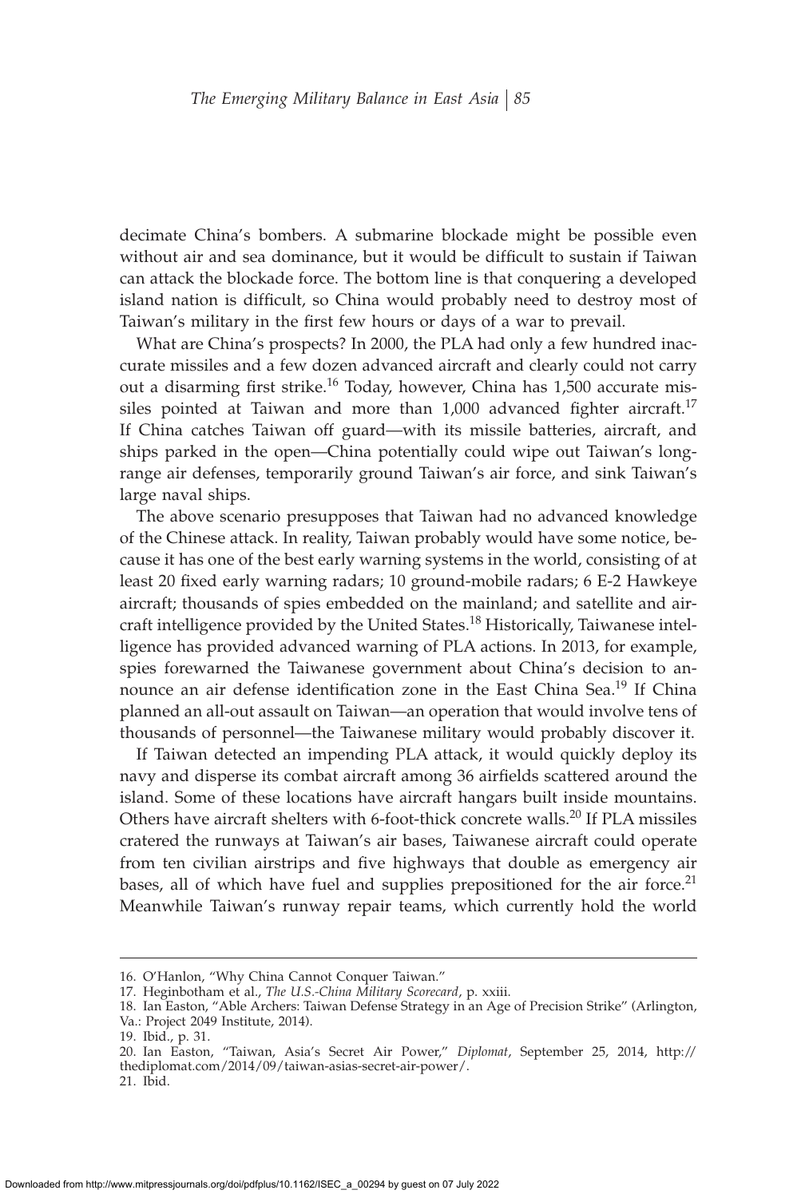decimate China's bombers. A submarine blockade might be possible even without air and sea dominance, but it would be difficult to sustain if Taiwan can attack the blockade force. The bottom line is that conquering a developed island nation is difficult, so China would probably need to destroy most of Taiwan's military in the first few hours or days of a war to prevail.

What are China's prospects? In 2000, the PLA had only a few hundred inaccurate missiles and a few dozen advanced aircraft and clearly could not carry out a disarming first strike.[16] Today, however, China has 1,500 accurate missiles pointed at Taiwan and more than 1,000 advanced fighter aircraft.[17] If China catches Taiwan off guard—with its missile batteries, aircraft, and ships parked in the open—China potentially could wipe out Taiwan's long-range air defenses, temporarily ground Taiwan's air force, and sink Taiwan's large naval ships.

The above scenario presupposes that Taiwan had no advanced knowledge of the Chinese attack. In reality, Taiwan probably would have some notice, because it has one of the best early warning systems in the world, consisting of at least 20 fixed early warning radars; 10 ground-mobile radars; 6 E-2 Hawkeye aircraft; thousands of spies embedded on the mainland; and satellite and aircraft intelligence provided by the United States.[18] Historically, Taiwanese intelligence has provided advanced warning of PLA actions. In 2013, for example, spies forewarned the Taiwanese government about China's decision to announce an air defense identification zone in the East China Sea.[19] If China planned an all-out assault on Taiwan—an operation that would involve tens of thousands of personnel—the Taiwanese military would probably discover it.

If Taiwan detected an impending PLA attack, it would quickly deploy its navy and disperse its combat aircraft among 36 airfields scattered around the island. Some of these locations have aircraft hangars built inside mountains. Others have aircraft shelters with 6-foot-thick concrete walls.[20] If PLA missiles cratered the runways at Taiwan's air bases, Taiwanese aircraft could operate from ten civilian airstrips and five highways that double as emergency air bases, all of which have fuel and supplies prepositioned for the air force.[21] Meanwhile Taiwan's runway repair teams, which currently hold the world

---

16. O'Hanlon, "Why China Cannot Conquer Taiwan."
17. Heginbotham et al., *The U.S.-China Military Scorecard*, p. xxiii.
18. Ian Easton, "Able Archers: Taiwan Defense Strategy in an Age of Precision Strike" (Arlington, Va.: Project 2049 Institute, 2014).
19. Ibid., p. 31.
20. Ian Easton, "Taiwan, Asia's Secret Air Power," *Diplomat*, September 25, 2014, http://thediplomat.com/2014/09/taiwan-asias-secret-air-power/.
21. Ibid.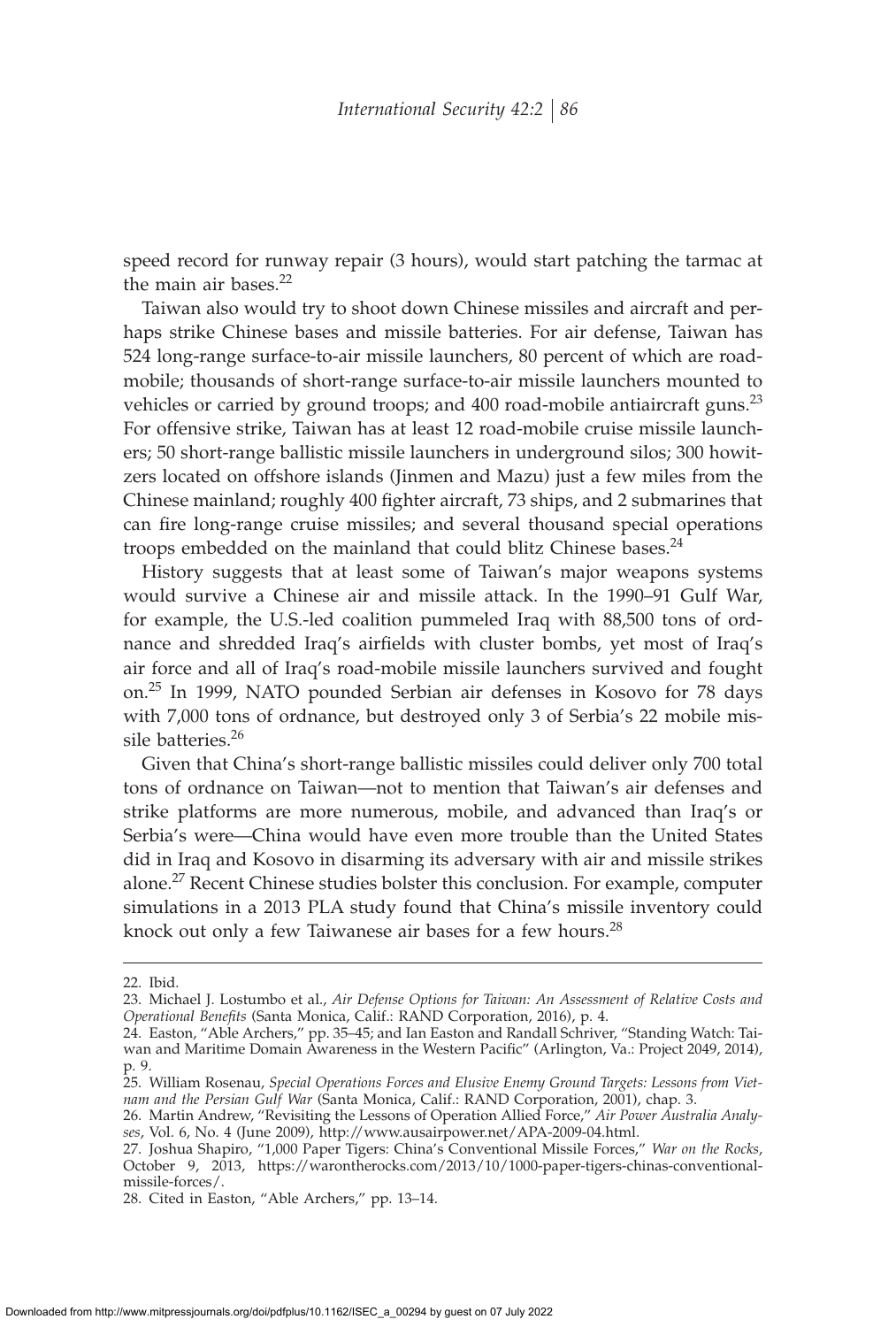speed record for runway repair (3 hours), would start patching the tarmac at the main air bases.[22]

Taiwan also would try to shoot down Chinese missiles and aircraft and perhaps strike Chinese bases and missile batteries. For air defense, Taiwan has 524 long-range surface-to-air missile launchers, 80 percent of which are road-mobile; thousands of short-range surface-to-air missile launchers mounted to vehicles or carried by ground troops; and 400 road-mobile antiaircraft guns.[23] For offensive strike, Taiwan has at least 12 road-mobile cruise missile launchers; 50 short-range ballistic missile launchers in underground silos; 300 howitzers located on offshore islands (Jinmen and Mazu) just a few miles from the Chinese mainland; roughly 400 fighter aircraft, 73 ships, and 2 submarines that can fire long-range cruise missiles; and several thousand special operations troops embedded on the mainland that could blitz Chinese bases.[24]

History suggests that at least some of Taiwan's major weapons systems would survive a Chinese air and missile attack. In the 1990–91 Gulf War, for example, the U.S.-led coalition pummeled Iraq with 88,500 tons of ordnance and shredded Iraq's airfields with cluster bombs, yet most of Iraq's air force and all of Iraq's road-mobile missile launchers survived and fought on.[25] In 1999, NATO pounded Serbian air defenses in Kosovo for 78 days with 7,000 tons of ordnance, but destroyed only 3 of Serbia's 22 mobile missile batteries.[26]

Given that China's short-range ballistic missiles could deliver only 700 total tons of ordnance on Taiwan—not to mention that Taiwan's air defenses and strike platforms are more numerous, mobile, and advanced than Iraq's or Serbia's were—China would have even more trouble than the United States did in Iraq and Kosovo in disarming its adversary with air and missile strikes alone.[27] Recent Chinese studies bolster this conclusion. For example, computer simulations in a 2013 PLA study found that China's missile inventory could knock out only a few Taiwanese air bases for a few hours.[28]

---

22. Ibid.

23. Michael J. Lostumbo et al., *Air Defense Options for Taiwan: An Assessment of Relative Costs and Operational Benefits* (Santa Monica, Calif.: RAND Corporation, 2016), p. 4.

24. Easton, "Able Archers," pp. 35–45; and Ian Easton and Randall Schriver, "Standing Watch: Taiwan and Maritime Domain Awareness in the Western Pacific" (Arlington, Va.: Project 2049, 2014), p. 9.

25. William Rosenau, *Special Operations Forces and Elusive Enemy Ground Targets: Lessons from Vietnam and the Persian Gulf War* (Santa Monica, Calif.: RAND Corporation, 2001), chap. 3.

26. Martin Andrew, "Revisiting the Lessons of Operation Allied Force," *Air Power Australia Analyses*, Vol. 6, No. 4 (June 2009), http://www.ausairpower.net/APA-2009-04.html.

27. Joshua Shapiro, "1,000 Paper Tigers: China's Conventional Missile Forces," *War on the Rocks*, October 9, 2013, https://warontherocks.com/2013/10/1000-paper-tigers-chinas-conventional-missile-forces/.

28. Cited in Easton, "Able Archers," pp. 13–14.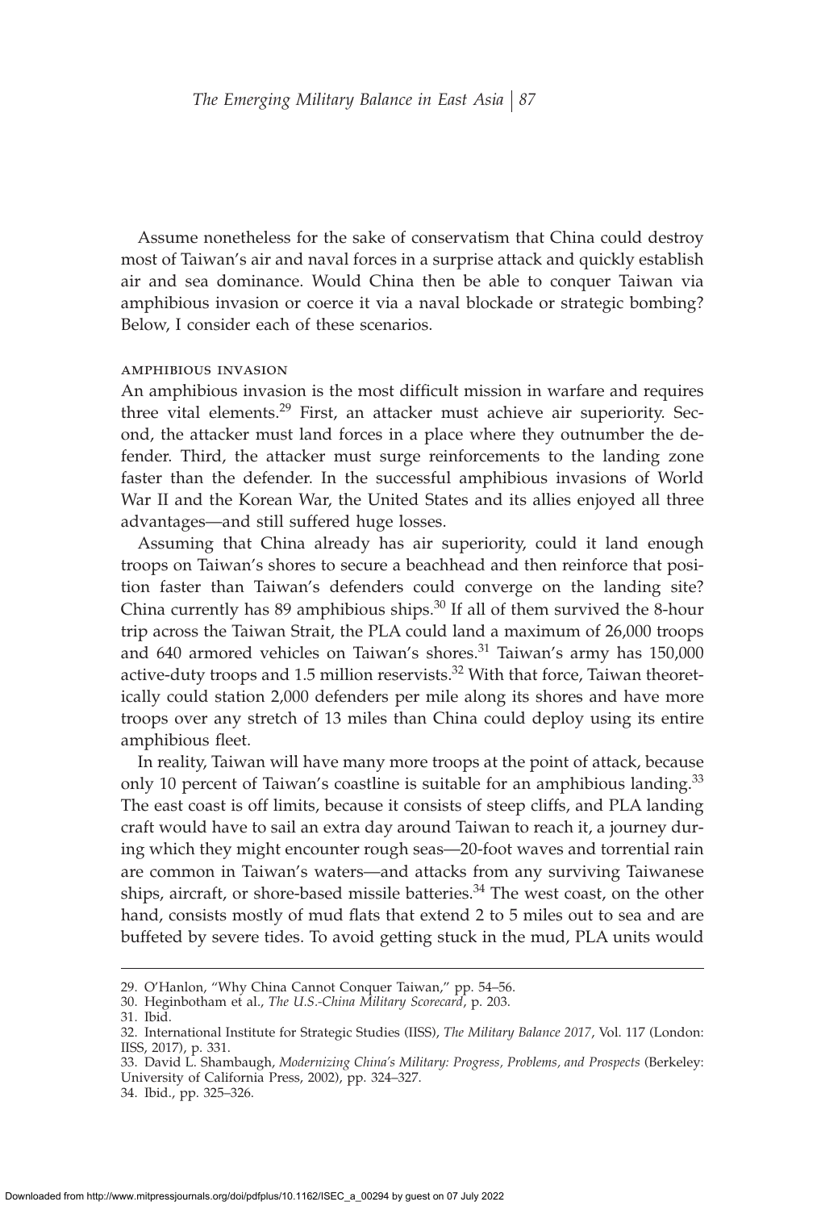Assume nonetheless for the sake of conservatism that China could destroy most of Taiwan's air and naval forces in a surprise attack and quickly establish air and sea dominance. Would China then be able to conquer Taiwan via amphibious invasion or coerce it via a naval blockade or strategic bombing? Below, I consider each of these scenarios.

### AMPHIBIOUS INVASION

An amphibious invasion is the most difficult mission in warfare and requires three vital elements.[29] First, an attacker must achieve air superiority. Second, the attacker must land forces in a place where they outnumber the defender. Third, the attacker must surge reinforcements to the landing zone faster than the defender. In the successful amphibious invasions of World War II and the Korean War, the United States and its allies enjoyed all three advantages—and still suffered huge losses.

Assuming that China already has air superiority, could it land enough troops on Taiwan's shores to secure a beachhead and then reinforce that position faster than Taiwan's defenders could converge on the landing site? China currently has 89 amphibious ships.[30] If all of them survived the 8-hour trip across the Taiwan Strait, the PLA could land a maximum of 26,000 troops and 640 armored vehicles on Taiwan's shores.[31] Taiwan's army has 150,000 active-duty troops and 1.5 million reservists.[32] With that force, Taiwan theoretically could station 2,000 defenders per mile along its shores and have more troops over any stretch of 13 miles than China could deploy using its entire amphibious fleet.

In reality, Taiwan will have many more troops at the point of attack, because only 10 percent of Taiwan's coastline is suitable for an amphibious landing.[33] The east coast is off limits, because it consists of steep cliffs, and PLA landing craft would have to sail an extra day around Taiwan to reach it, a journey during which they might encounter rough seas—20-foot waves and torrential rain are common in Taiwan's waters—and attacks from any surviving Taiwanese ships, aircraft, or shore-based missile batteries.[34] The west coast, on the other hand, consists mostly of mud flats that extend 2 to 5 miles out to sea and are buffeted by severe tides. To avoid getting stuck in the mud, PLA units would

---

29. O'Hanlon, "Why China Cannot Conquer Taiwan," pp. 54–56.
30. Heginbotham et al., *The U.S.-China Military Scorecard*, p. 203.
31. Ibid.
32. International Institute for Strategic Studies (IISS), *The Military Balance 2017*, Vol. 117 (London: IISS, 2017), p. 331.
33. David L. Shambaugh, *Modernizing China's Military: Progress, Problems, and Prospects* (Berkeley: University of California Press, 2002), pp. 324–327.
34. Ibid., pp. 325–326.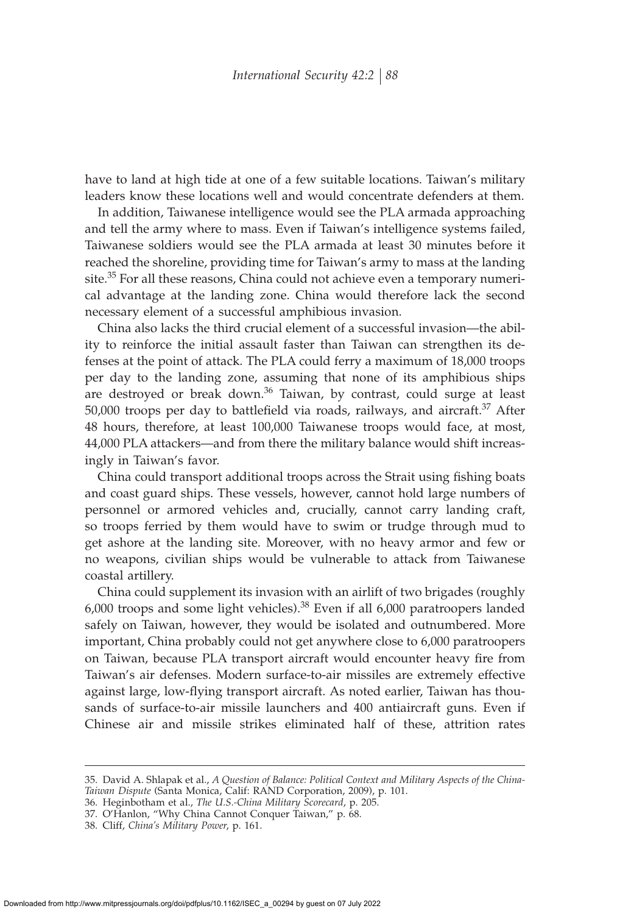have to land at high tide at one of a few suitable locations. Taiwan's military leaders know these locations well and would concentrate defenders at them.

In addition, Taiwanese intelligence would see the PLA armada approaching and tell the army where to mass. Even if Taiwan's intelligence systems failed, Taiwanese soldiers would see the PLA armada at least 30 minutes before it reached the shoreline, providing time for Taiwan's army to mass at the landing site.[35] For all these reasons, China could not achieve even a temporary numerical advantage at the landing zone. China would therefore lack the second necessary element of a successful amphibious invasion.

China also lacks the third crucial element of a successful invasion—the ability to reinforce the initial assault faster than Taiwan can strengthen its defenses at the point of attack. The PLA could ferry a maximum of 18,000 troops per day to the landing zone, assuming that none of its amphibious ships are destroyed or break down.[36] Taiwan, by contrast, could surge at least 50,000 troops per day to battlefield via roads, railways, and aircraft.[37] After 48 hours, therefore, at least 100,000 Taiwanese troops would face, at most, 44,000 PLA attackers—and from there the military balance would shift increasingly in Taiwan's favor.

China could transport additional troops across the Strait using fishing boats and coast guard ships. These vessels, however, cannot hold large numbers of personnel or armored vehicles and, crucially, cannot carry landing craft, so troops ferried by them would have to swim or trudge through mud to get ashore at the landing site. Moreover, with no heavy armor and few or no weapons, civilian ships would be vulnerable to attack from Taiwanese coastal artillery.

China could supplement its invasion with an airlift of two brigades (roughly 6,000 troops and some light vehicles).[38] Even if all 6,000 paratroopers landed safely on Taiwan, however, they would be isolated and outnumbered. More important, China probably could not get anywhere close to 6,000 paratroopers on Taiwan, because PLA transport aircraft would encounter heavy fire from Taiwan's air defenses. Modern surface-to-air missiles are extremely effective against large, low-flying transport aircraft. As noted earlier, Taiwan has thousands of surface-to-air missile launchers and 400 antiaircraft guns. Even if Chinese air and missile strikes eliminated half of these, attrition rates

---

35. David A. Shlapak et al., *A Question of Balance: Political Context and Military Aspects of the China-Taiwan Dispute* (Santa Monica, Calif: RAND Corporation, 2009), p. 101.
36. Heginbotham et al., *The U.S.-China Military Scorecard*, p. 205.
37. O'Hanlon, "Why China Cannot Conquer Taiwan," p. 68.
38. Cliff, *China's Military Power*, p. 161.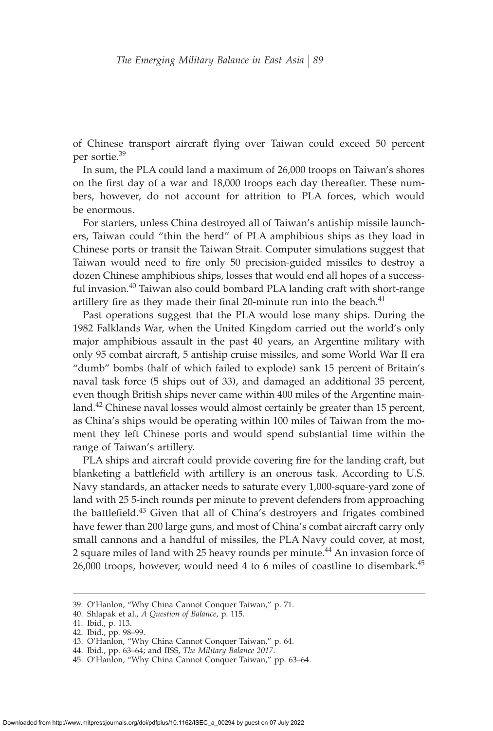of Chinese transport aircraft flying over Taiwan could exceed 50 percent per sortie.[39]

In sum, the PLA could land a maximum of 26,000 troops on Taiwan's shores on the first day of a war and 18,000 troops each day thereafter. These numbers, however, do not account for attrition to PLA forces, which would be enormous.

For starters, unless China destroyed all of Taiwan's antiship missile launchers, Taiwan could "thin the herd" of PLA amphibious ships as they load in Chinese ports or transit the Taiwan Strait. Computer simulations suggest that Taiwan would need to fire only 50 precision-guided missiles to destroy a dozen Chinese amphibious ships, losses that would end all hopes of a successful invasion.[40] Taiwan also could bombard PLA landing craft with short-range artillery fire as they made their final 20-minute run into the beach.[41]

Past operations suggest that the PLA would lose many ships. During the 1982 Falklands War, when the United Kingdom carried out the world's only major amphibious assault in the past 40 years, an Argentine military with only 95 combat aircraft, 5 antiship cruise missiles, and some World War II era "dumb" bombs (half of which failed to explode) sank 15 percent of Britain's naval task force (5 ships out of 33), and damaged an additional 35 percent, even though British ships never came within 400 miles of the Argentine mainland.[42] Chinese naval losses would almost certainly be greater than 15 percent, as China's ships would be operating within 100 miles of Taiwan from the moment they left Chinese ports and would spend substantial time within the range of Taiwan's artillery.

PLA ships and aircraft could provide covering fire for the landing craft, but blanketing a battlefield with artillery is an onerous task. According to U.S. Navy standards, an attacker needs to saturate every 1,000-square-yard zone of land with 25 5-inch rounds per minute to prevent defenders from approaching the battlefield.[43] Given that all of China's destroyers and frigates combined have fewer than 200 large guns, and most of China's combat aircraft carry only small cannons and a handful of missiles, the PLA Navy could cover, at most, 2 square miles of land with 25 heavy rounds per minute.[44] An invasion force of 26,000 troops, however, would need 4 to 6 miles of coastline to disembark.[45]

---

39. O'Hanlon, "Why China Cannot Conquer Taiwan," p. 71.
40. Shlapak et al., *A Question of Balance*, p. 115.
41. Ibid., p. 113.
42. Ibid., pp. 98–99.
43. O'Hanlon, "Why China Cannot Conquer Taiwan," p. 64.
44. Ibid., pp. 63–64; and IISS, *The Military Balance 2017*.
45. O'Hanlon, "Why China Cannot Conquer Taiwan," pp. 63–64.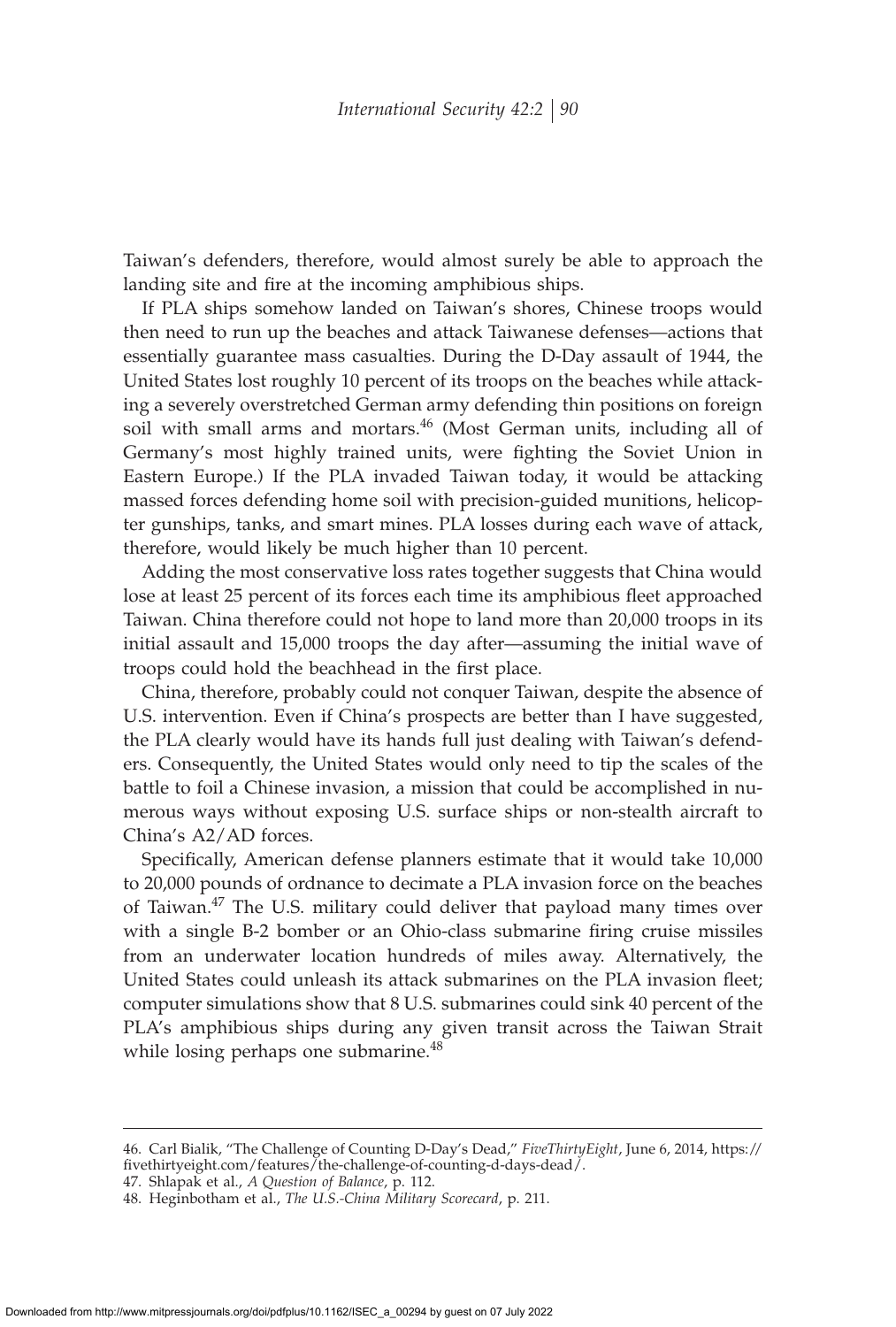Taiwan's defenders, therefore, would almost surely be able to approach the landing site and fire at the incoming amphibious ships.

If PLA ships somehow landed on Taiwan's shores, Chinese troops would then need to run up the beaches and attack Taiwanese defenses—actions that essentially guarantee mass casualties. During the D-Day assault of 1944, the United States lost roughly 10 percent of its troops on the beaches while attacking a severely overstretched German army defending thin positions on foreign soil with small arms and mortars.[46] (Most German units, including all of Germany's most highly trained units, were fighting the Soviet Union in Eastern Europe.) If the PLA invaded Taiwan today, it would be attacking massed forces defending home soil with precision-guided munitions, helicopter gunships, tanks, and smart mines. PLA losses during each wave of attack, therefore, would likely be much higher than 10 percent.

Adding the most conservative loss rates together suggests that China would lose at least 25 percent of its forces each time its amphibious fleet approached Taiwan. China therefore could not hope to land more than 20,000 troops in its initial assault and 15,000 troops the day after—assuming the initial wave of troops could hold the beachhead in the first place.

China, therefore, probably could not conquer Taiwan, despite the absence of U.S. intervention. Even if China's prospects are better than I have suggested, the PLA clearly would have its hands full just dealing with Taiwan's defenders. Consequently, the United States would only need to tip the scales of the battle to foil a Chinese invasion, a mission that could be accomplished in numerous ways without exposing U.S. surface ships or non-stealth aircraft to China's A2/AD forces.

Specifically, American defense planners estimate that it would take 10,000 to 20,000 pounds of ordnance to decimate a PLA invasion force on the beaches of Taiwan.[47] The U.S. military could deliver that payload many times over with a single B-2 bomber or an Ohio-class submarine firing cruise missiles from an underwater location hundreds of miles away. Alternatively, the United States could unleash its attack submarines on the PLA invasion fleet; computer simulations show that 8 U.S. submarines could sink 40 percent of the PLA's amphibious ships during any given transit across the Taiwan Strait while losing perhaps one submarine.[48]

---

46. Carl Bialik, "The Challenge of Counting D-Day's Dead," *FiveThirtyEight*, June 6, 2014, https://fivethirtyeight.com/features/the-challenge-of-counting-d-days-dead/.

47. Shlapak et al., *A Question of Balance*, p. 112.

48. Heginbotham et al., *The U.S.-China Military Scorecard*, p. 211.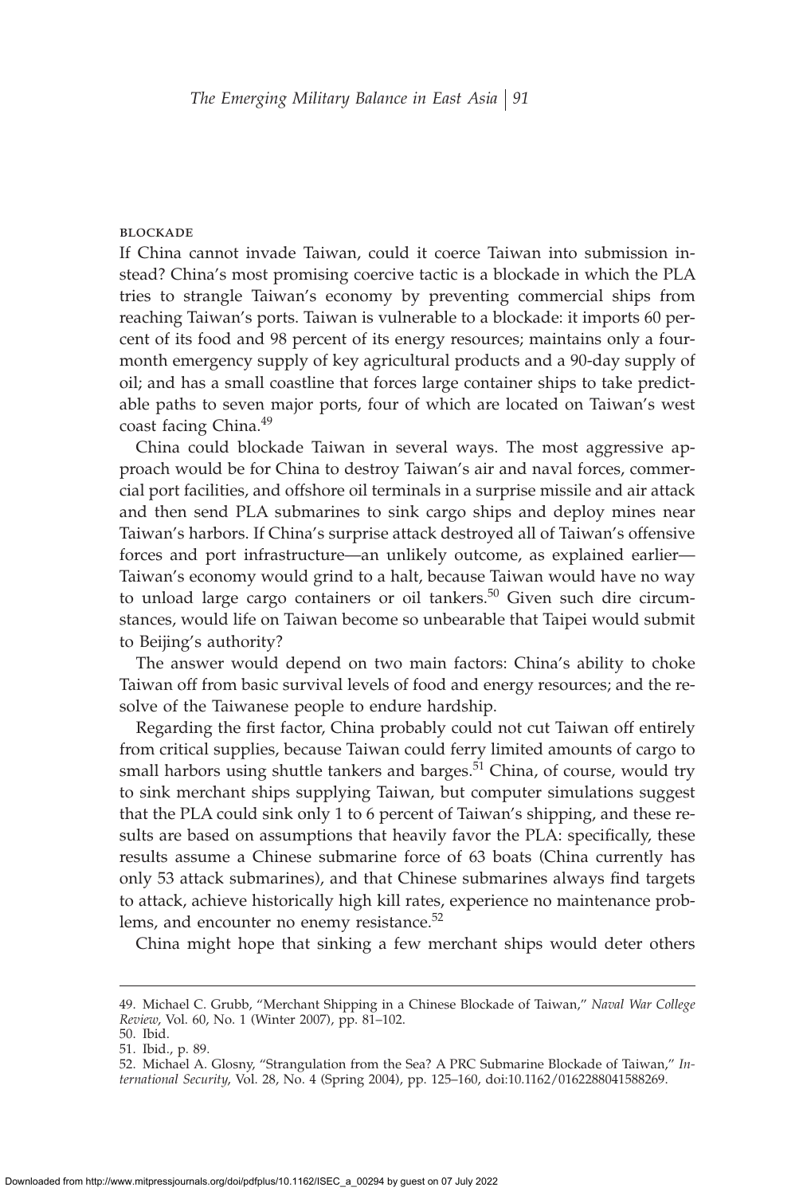### BLOCKADE

If China cannot invade Taiwan, could it coerce Taiwan into submission instead? China's most promising coercive tactic is a blockade in which the PLA tries to strangle Taiwan's economy by preventing commercial ships from reaching Taiwan's ports. Taiwan is vulnerable to a blockade: it imports 60 percent of its food and 98 percent of its energy resources; maintains only a four-month emergency supply of key agricultural products and a 90-day supply of oil; and has a small coastline that forces large container ships to take predictable paths to seven major ports, four of which are located on Taiwan's west coast facing China.[49]

China could blockade Taiwan in several ways. The most aggressive approach would be for China to destroy Taiwan's air and naval forces, commercial port facilities, and offshore oil terminals in a surprise missile and air attack and then send PLA submarines to sink cargo ships and deploy mines near Taiwan's harbors. If China's surprise attack destroyed all of Taiwan's offensive forces and port infrastructure—an unlikely outcome, as explained earlier—Taiwan's economy would grind to a halt, because Taiwan would have no way to unload large cargo containers or oil tankers.[50] Given such dire circumstances, would life on Taiwan become so unbearable that Taipei would submit to Beijing's authority?

The answer would depend on two main factors: China's ability to choke Taiwan off from basic survival levels of food and energy resources; and the resolve of the Taiwanese people to endure hardship.

Regarding the first factor, China probably could not cut Taiwan off entirely from critical supplies, because Taiwan could ferry limited amounts of cargo to small harbors using shuttle tankers and barges.[51] China, of course, would try to sink merchant ships supplying Taiwan, but computer simulations suggest that the PLA could sink only 1 to 6 percent of Taiwan's shipping, and these results are based on assumptions that heavily favor the PLA: specifically, these results assume a Chinese submarine force of 63 boats (China currently has only 53 attack submarines), and that Chinese submarines always find targets to attack, achieve historically high kill rates, experience no maintenance problems, and encounter no enemy resistance.[52]

China might hope that sinking a few merchant ships would deter others

---

49. Michael C. Grubb, "Merchant Shipping in a Chinese Blockade of Taiwan," *Naval War College Review*, Vol. 60, No. 1 (Winter 2007), pp. 81–102.

50. Ibid.

51. Ibid., p. 89.

52. Michael A. Glosny, "Strangulation from the Sea? A PRC Submarine Blockade of Taiwan," *International Security*, Vol. 28, No. 4 (Spring 2004), pp. 125–160, doi:10.1162/0162288041588269.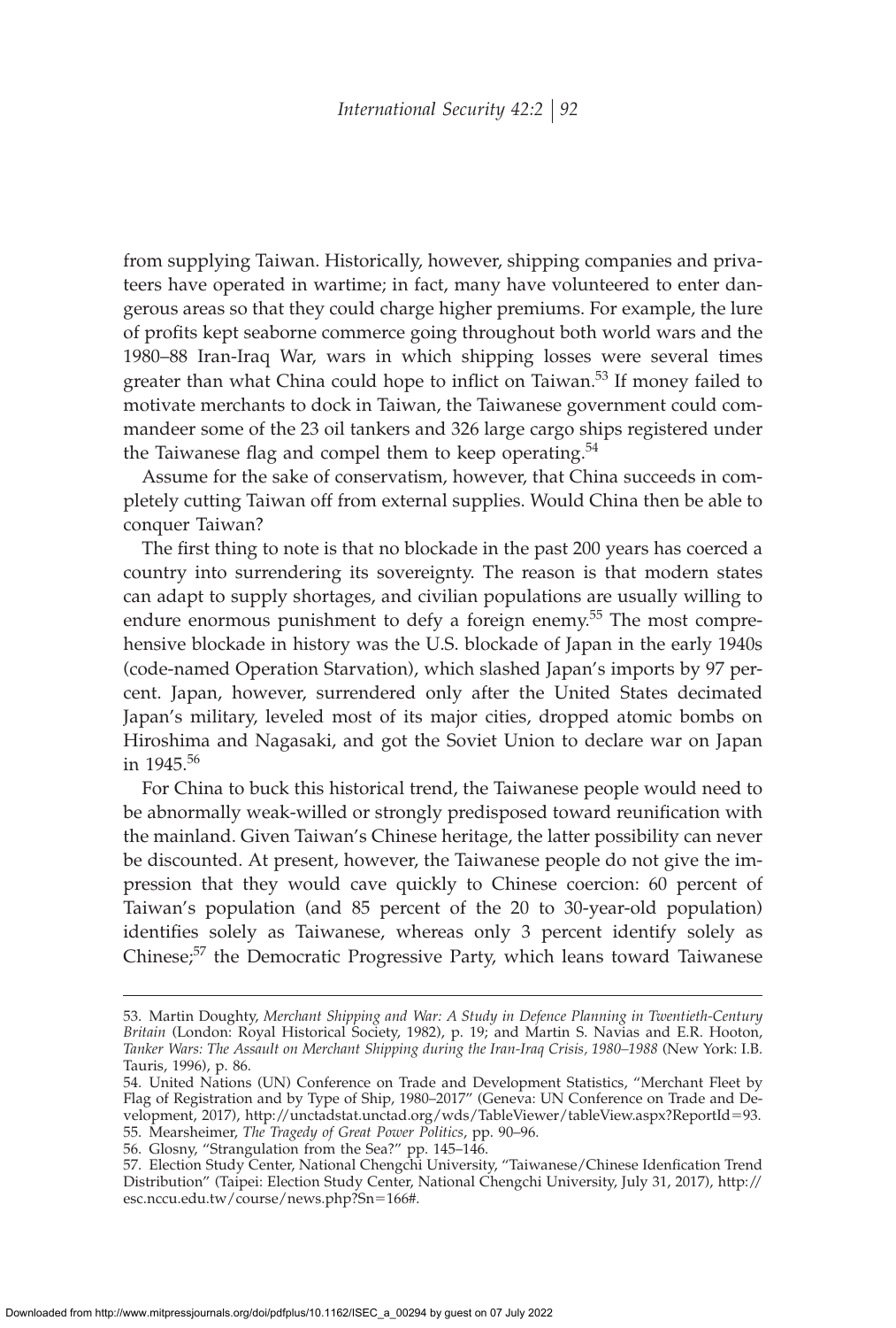from supplying Taiwan. Historically, however, shipping companies and privateers have operated in wartime; in fact, many have volunteered to enter dangerous areas so that they could charge higher premiums. For example, the lure of profits kept seaborne commerce going throughout both world wars and the 1980–88 Iran-Iraq War, wars in which shipping losses were several times greater than what China could hope to inflict on Taiwan.[53] If money failed to motivate merchants to dock in Taiwan, the Taiwanese government could commandeer some of the 23 oil tankers and 326 large cargo ships registered under the Taiwanese flag and compel them to keep operating.[54]

Assume for the sake of conservatism, however, that China succeeds in completely cutting Taiwan off from external supplies. Would China then be able to conquer Taiwan?

The first thing to note is that no blockade in the past 200 years has coerced a country into surrendering its sovereignty. The reason is that modern states can adapt to supply shortages, and civilian populations are usually willing to endure enormous punishment to defy a foreign enemy.[55] The most comprehensive blockade in history was the U.S. blockade of Japan in the early 1940s (code-named Operation Starvation), which slashed Japan's imports by 97 percent. Japan, however, surrendered only after the United States decimated Japan's military, leveled most of its major cities, dropped atomic bombs on Hiroshima and Nagasaki, and got the Soviet Union to declare war on Japan in 1945.[56]

For China to buck this historical trend, the Taiwanese people would need to be abnormally weak-willed or strongly predisposed toward reunification with the mainland. Given Taiwan's Chinese heritage, the latter possibility can never be discounted. At present, however, the Taiwanese people do not give the impression that they would cave quickly to Chinese coercion: 60 percent of Taiwan's population (and 85 percent of the 20 to 30-year-old population) identifies solely as Taiwanese, whereas only 3 percent identify solely as Chinese;[57] the Democratic Progressive Party, which leans toward Taiwanese

---

53. Martin Doughty, *Merchant Shipping and War: A Study in Defence Planning in Twentieth-Century Britain* (London: Royal Historical Society, 1982), p. 19; and Martin S. Navias and E.R. Hooton, *Tanker Wars: The Assault on Merchant Shipping during the Iran-Iraq Crisis, 1980–1988* (New York: I.B. Tauris, 1996), p. 86.

54. United Nations (UN) Conference on Trade and Development Statistics, "Merchant Fleet by Flag of Registration and by Type of Ship, 1980–2017" (Geneva: UN Conference on Trade and Development, 2017), http://unctadstat.unctad.org/wds/TableViewer/tableView.aspx?ReportId=93.

55. Mearsheimer, *The Tragedy of Great Power Politics*, pp. 90–96.

56. Glosny, "Strangulation from the Sea?" pp. 145–146.

57. Election Study Center, National Chengchi University, "Taiwanese/Chinese Idenfication Trend Distribution" (Taipei: Election Study Center, National Chengchi University, July 31, 2017), http://esc.nccu.edu.tw/course/news.php?Sn=166#.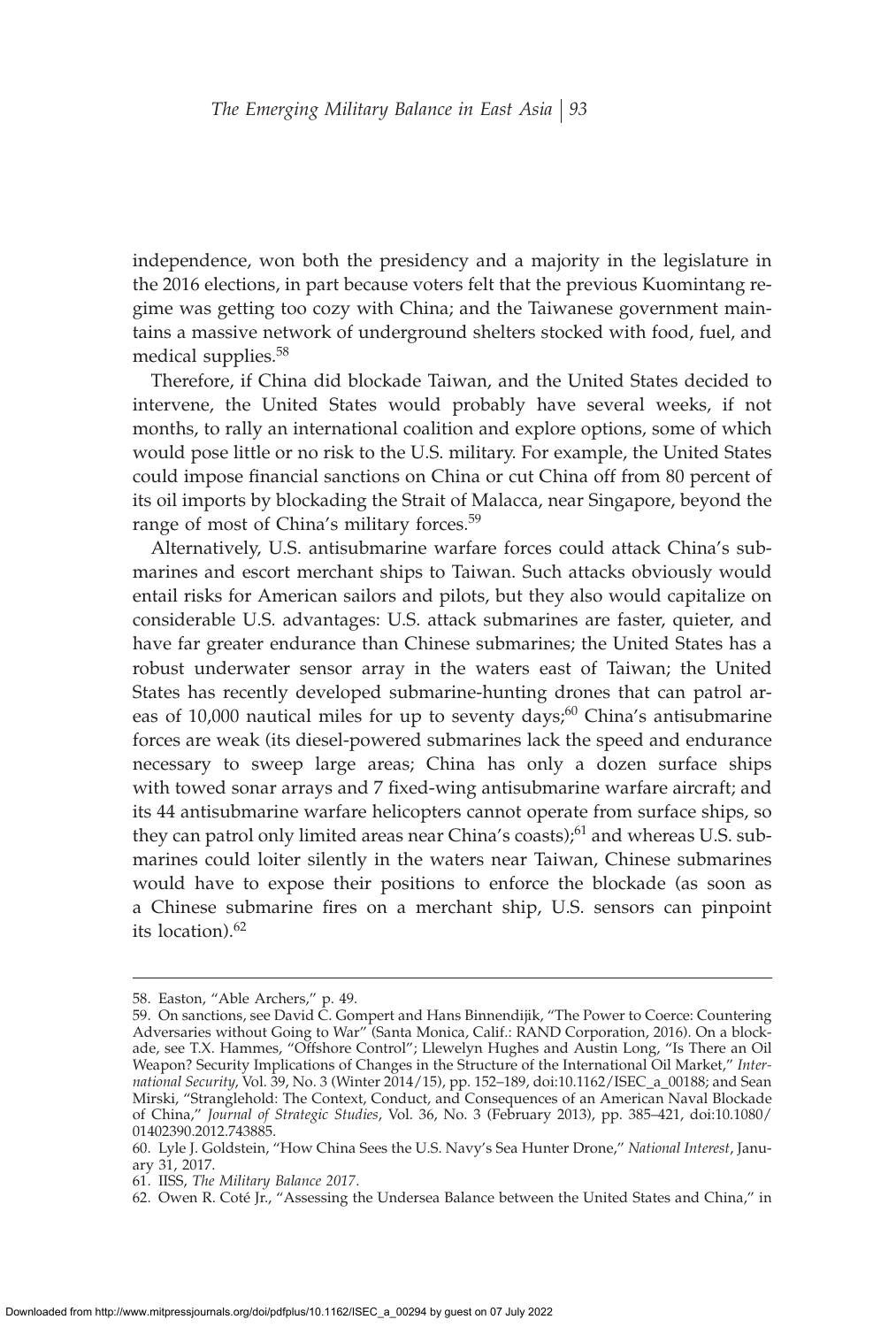independence, won both the presidency and a majority in the legislature in the 2016 elections, in part because voters felt that the previous Kuomintang regime was getting too cozy with China; and the Taiwanese government maintains a massive network of underground shelters stocked with food, fuel, and medical supplies.[58]

Therefore, if China did blockade Taiwan, and the United States decided to intervene, the United States would probably have several weeks, if not months, to rally an international coalition and explore options, some of which would pose little or no risk to the U.S. military. For example, the United States could impose financial sanctions on China or cut China off from 80 percent of its oil imports by blockading the Strait of Malacca, near Singapore, beyond the range of most of China's military forces.[59]

Alternatively, U.S. antisubmarine warfare forces could attack China's submarines and escort merchant ships to Taiwan. Such attacks obviously would entail risks for American sailors and pilots, but they also would capitalize on considerable U.S. advantages: U.S. attack submarines are faster, quieter, and have far greater endurance than Chinese submarines; the United States has a robust underwater sensor array in the waters east of Taiwan; the United States has recently developed submarine-hunting drones that can patrol areas of 10,000 nautical miles for up to seventy days;[60] China's antisubmarine forces are weak (its diesel-powered submarines lack the speed and endurance necessary to sweep large areas; China has only a dozen surface ships with towed sonar arrays and 7 fixed-wing antisubmarine warfare aircraft; and its 44 antisubmarine warfare helicopters cannot operate from surface ships, so they can patrol only limited areas near China's coasts);[61] and whereas U.S. submarines could loiter silently in the waters near Taiwan, Chinese submarines would have to expose their positions to enforce the blockade (as soon as a Chinese submarine fires on a merchant ship, U.S. sensors can pinpoint its location).[62]

---

58. Easton, "Able Archers," p. 49.

59. On sanctions, see David C. Gompert and Hans Binnendijik, "The Power to Coerce: Countering Adversaries without Going to War" (Santa Monica, Calif.: RAND Corporation, 2016). On a blockade, see T.X. Hammes, "Offshore Control"; Llewelyn Hughes and Austin Long, "Is There an Oil Weapon? Security Implications of Changes in the Structure of the International Oil Market," *International Security*, Vol. 39, No. 3 (Winter 2014/15), pp. 152–189, doi:10.1162/ISEC_a_00188; and Sean Mirski, "Stranglehold: The Context, Conduct, and Consequences of an American Naval Blockade of China," *Journal of Strategic Studies*, Vol. 36, No. 3 (February 2013), pp. 385–421, doi:10.1080/01402390.2012.743885.

60. Lyle J. Goldstein, "How China Sees the U.S. Navy's Sea Hunter Drone," *National Interest*, January 31, 2017.

61. IISS, *The Military Balance 2017*.

62. Owen R. Coté Jr., "Assessing the Undersea Balance between the United States and China," in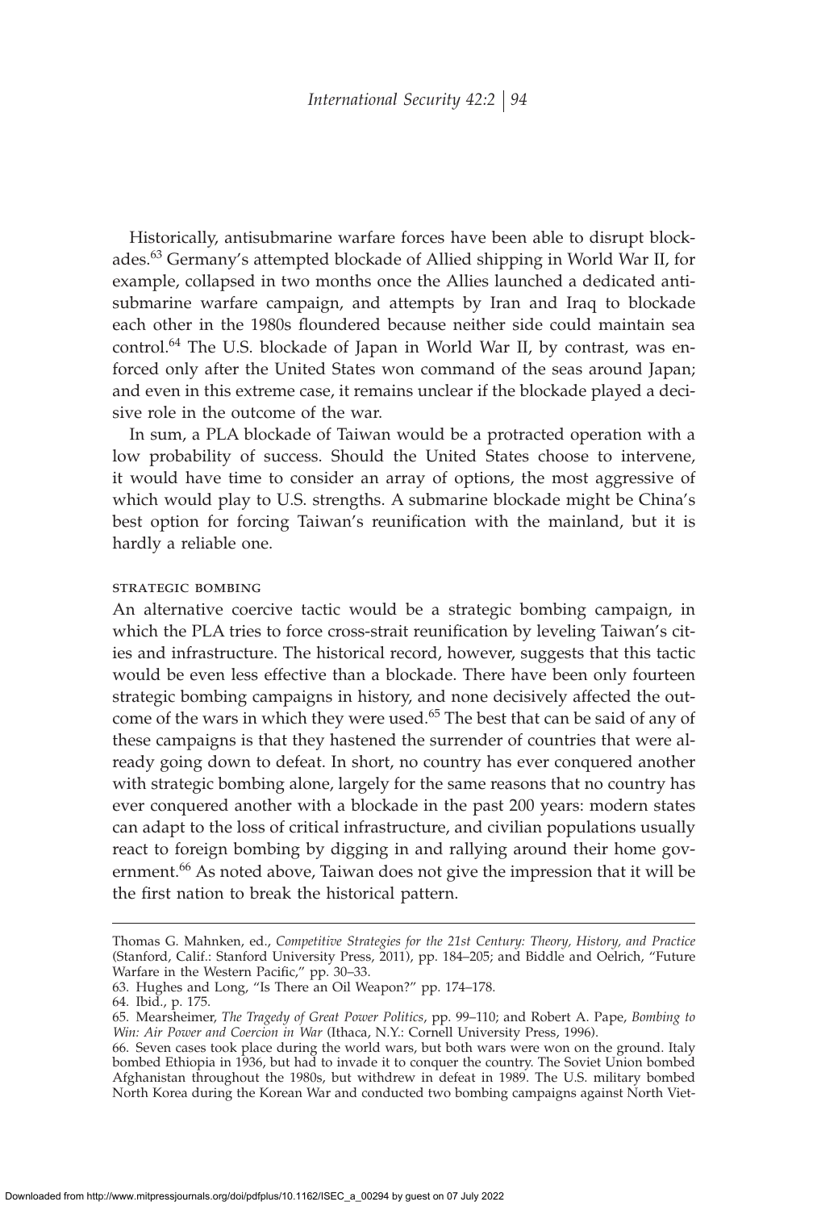Historically, antisubmarine warfare forces have been able to disrupt blockades.[63] Germany's attempted blockade of Allied shipping in World War II, for example, collapsed in two months once the Allies launched a dedicated antisubmarine warfare campaign, and attempts by Iran and Iraq to blockade each other in the 1980s floundered because neither side could maintain sea control.[64] The U.S. blockade of Japan in World War II, by contrast, was enforced only after the United States won command of the seas around Japan; and even in this extreme case, it remains unclear if the blockade played a decisive role in the outcome of the war.

In sum, a PLA blockade of Taiwan would be a protracted operation with a low probability of success. Should the United States choose to intervene, it would have time to consider an array of options, the most aggressive of which would play to U.S. strengths. A submarine blockade might be China's best option for forcing Taiwan's reunification with the mainland, but it is hardly a reliable one.

### STRATEGIC BOMBING

An alternative coercive tactic would be a strategic bombing campaign, in which the PLA tries to force cross-strait reunification by leveling Taiwan's cities and infrastructure. The historical record, however, suggests that this tactic would be even less effective than a blockade. There have been only fourteen strategic bombing campaigns in history, and none decisively affected the outcome of the wars in which they were used.[65] The best that can be said of any of these campaigns is that they hastened the surrender of countries that were already going down to defeat. In short, no country has ever conquered another with strategic bombing alone, largely for the same reasons that no country has ever conquered another with a blockade in the past 200 years: modern states can adapt to the loss of critical infrastructure, and civilian populations usually react to foreign bombing by digging in and rallying around their home government.[66] As noted above, Taiwan does not give the impression that it will be the first nation to break the historical pattern.

---

Thomas G. Mahnken, ed., *Competitive Strategies for the 21st Century: Theory, History, and Practice* (Stanford, Calif.: Stanford University Press, 2011), pp. 184–205; and Biddle and Oelrich, "Future Warfare in the Western Pacific," pp. 30–33.

63. Hughes and Long, "Is There an Oil Weapon?" pp. 174–178.

64. Ibid., p. 175.

65. Mearsheimer, *The Tragedy of Great Power Politics*, pp. 99–110; and Robert A. Pape, *Bombing to Win: Air Power and Coercion in War* (Ithaca, N.Y.: Cornell University Press, 1996).

66. Seven cases took place during the world wars, but both wars were won on the ground. Italy bombed Ethiopia in 1936, but had to invade it to conquer the country. The Soviet Union bombed Afghanistan throughout the 1980s, but withdrew in defeat in 1989. The U.S. military bombed North Korea during the Korean War and conducted two bombing campaigns against North Viet-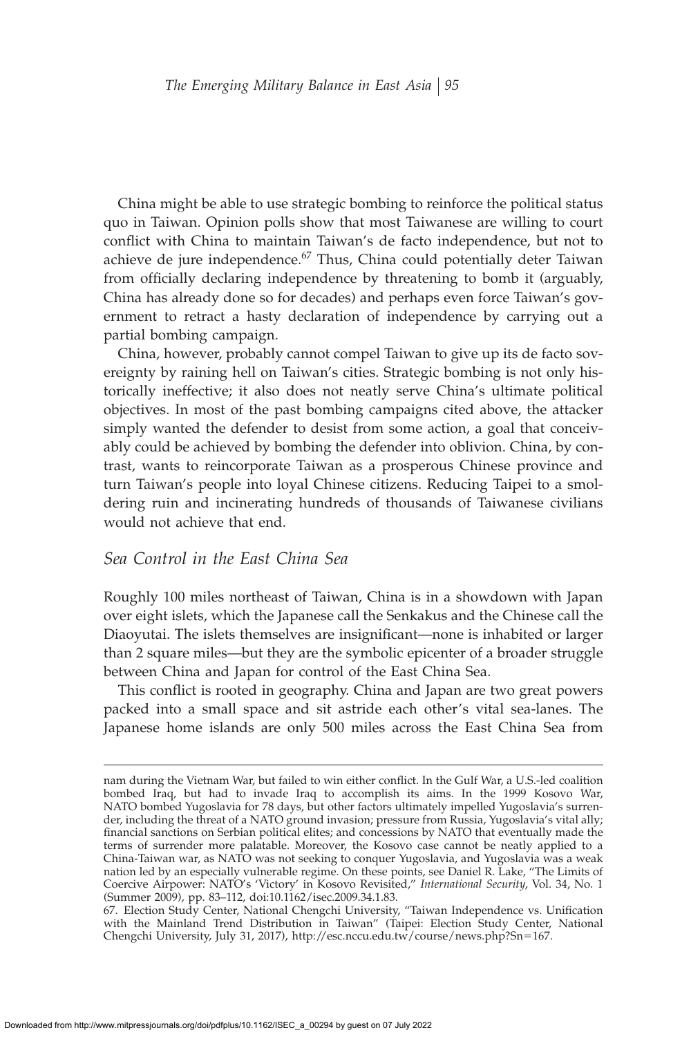China might be able to use strategic bombing to reinforce the political status quo in Taiwan. Opinion polls show that most Taiwanese are willing to court conflict with China to maintain Taiwan's de facto independence, but not to achieve de jure independence.[67] Thus, China could potentially deter Taiwan from officially declaring independence by threatening to bomb it (arguably, China has already done so for decades) and perhaps even force Taiwan's government to retract a hasty declaration of independence by carrying out a partial bombing campaign.

China, however, probably cannot compel Taiwan to give up its de facto sovereignty by raining hell on Taiwan's cities. Strategic bombing is not only historically ineffective; it also does not neatly serve China's ultimate political objectives. In most of the past bombing campaigns cited above, the attacker simply wanted the defender to desist from some action, a goal that conceivably could be achieved by bombing the defender into oblivion. China, by contrast, wants to reincorporate Taiwan as a prosperous Chinese province and turn Taiwan's people into loyal Chinese citizens. Reducing Taipei to a smoldering ruin and incinerating hundreds of thousands of Taiwanese civilians would not achieve that end.

## *Sea Control in the East China Sea*

Roughly 100 miles northeast of Taiwan, China is in a showdown with Japan over eight islets, which the Japanese call the Senkakus and the Chinese call the Diaoyutai. The islets themselves are insignificant—none is inhabited or larger than 2 square miles—but they are the symbolic epicenter of a broader struggle between China and Japan for control of the East China Sea.

This conflict is rooted in geography. China and Japan are two great powers packed into a small space and sit astride each other's vital sea-lanes. The Japanese home islands are only 500 miles across the East China Sea from

---

nam during the Vietnam War, but failed to win either conflict. In the Gulf War, a U.S.-led coalition bombed Iraq, but had to invade Iraq to accomplish its aims. In the 1999 Kosovo War, NATO bombed Yugoslavia for 78 days, but other factors ultimately impelled Yugoslavia's surrender, including the threat of a NATO ground invasion; pressure from Russia, Yugoslavia's vital ally; financial sanctions on Serbian political elites; and concessions by NATO that eventually made the terms of surrender more palatable. Moreover, the Kosovo case cannot be neatly applied to a China-Taiwan war, as NATO was not seeking to conquer Yugoslavia, and Yugoslavia was a weak nation led by an especially vulnerable regime. On these points, see Daniel R. Lake, "The Limits of Coercive Airpower: NATO's 'Victory' in Kosovo Revisited," *International Security*, Vol. 34, No. 1 (Summer 2009), pp. 83–112, doi:10.1162/isec.2009.34.1.83.

67. Election Study Center, National Chengchi University, "Taiwan Independence vs. Unification with the Mainland Trend Distribution in Taiwan" (Taipei: Election Study Center, National Chengchi University, July 31, 2017), http://esc.nccu.edu.tw/course/news.php?Sn=167.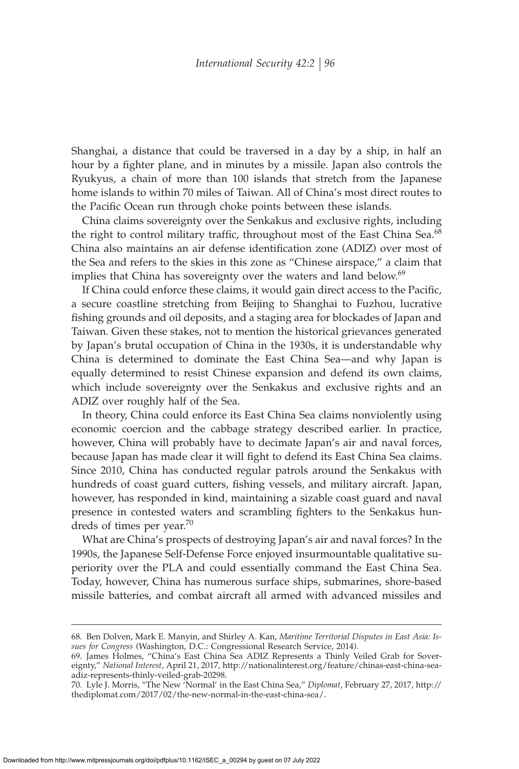Shanghai, a distance that could be traversed in a day by a ship, in half an hour by a fighter plane, and in minutes by a missile. Japan also controls the Ryukyus, a chain of more than 100 islands that stretch from the Japanese home islands to within 70 miles of Taiwan. All of China's most direct routes to the Pacific Ocean run through choke points between these islands.

China claims sovereignty over the Senkakus and exclusive rights, including the right to control military traffic, throughout most of the East China Sea.[68] China also maintains an air defense identification zone (ADIZ) over most of the Sea and refers to the skies in this zone as "Chinese airspace," a claim that implies that China has sovereignty over the waters and land below.[69]

If China could enforce these claims, it would gain direct access to the Pacific, a secure coastline stretching from Beijing to Shanghai to Fuzhou, lucrative fishing grounds and oil deposits, and a staging area for blockades of Japan and Taiwan. Given these stakes, not to mention the historical grievances generated by Japan's brutal occupation of China in the 1930s, it is understandable why China is determined to dominate the East China Sea—and why Japan is equally determined to resist Chinese expansion and defend its own claims, which include sovereignty over the Senkakus and exclusive rights and an ADIZ over roughly half of the Sea.

In theory, China could enforce its East China Sea claims nonviolently using economic coercion and the cabbage strategy described earlier. In practice, however, China will probably have to decimate Japan's air and naval forces, because Japan has made clear it will fight to defend its East China Sea claims. Since 2010, China has conducted regular patrols around the Senkakus with hundreds of coast guard cutters, fishing vessels, and military aircraft. Japan, however, has responded in kind, maintaining a sizable coast guard and naval presence in contested waters and scrambling fighters to the Senkakus hundreds of times per year.[70]

What are China's prospects of destroying Japan's air and naval forces? In the 1990s, the Japanese Self-Defense Force enjoyed insurmountable qualitative superiority over the PLA and could essentially command the East China Sea. Today, however, China has numerous surface ships, submarines, shore-based missile batteries, and combat aircraft all armed with advanced missiles and

---

68. Ben Dolven, Mark E. Manyin, and Shirley A. Kan, *Maritime Territorial Disputes in East Asia: Issues for Congress* (Washington, D.C.: Congressional Research Service, 2014).

69. James Holmes, "China's East China Sea ADIZ Represents a Thinly Veiled Grab for Sovereignty," *National Interest*, April 21, 2017, http://nationalinterest.org/feature/chinas-east-china-sea-adiz-represents-thinly-veiled-grab-20298.

70. Lyle J. Morris, "The New 'Normal' in the East China Sea," *Diplomat*, February 27, 2017, http://thediplomat.com/2017/02/the-new-normal-in-the-east-china-sea/.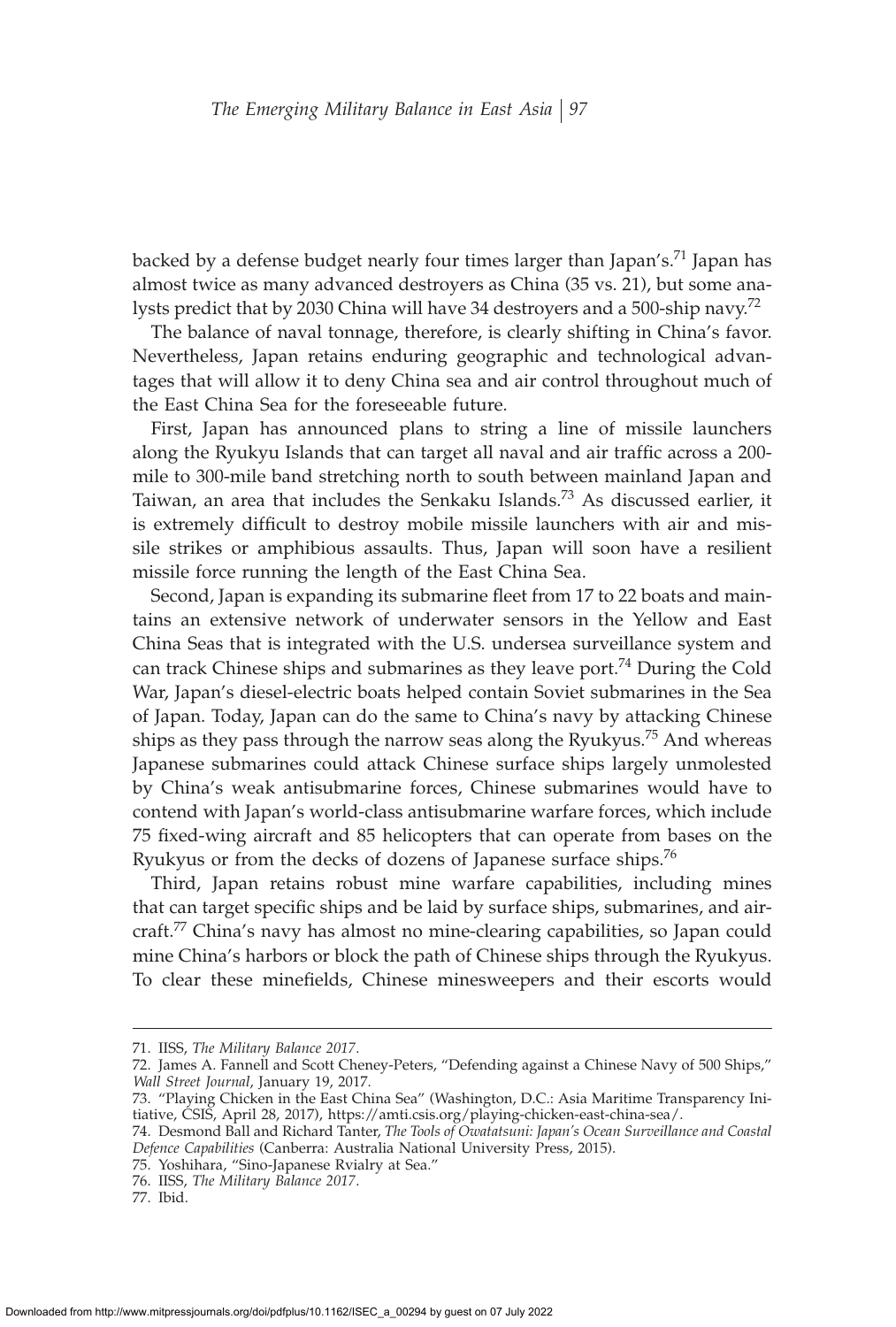backed by a defense budget nearly four times larger than Japan's.[71] Japan has almost twice as many advanced destroyers as China (35 vs. 21), but some analysts predict that by 2030 China will have 34 destroyers and a 500-ship navy.[72]

The balance of naval tonnage, therefore, is clearly shifting in China's favor. Nevertheless, Japan retains enduring geographic and technological advantages that will allow it to deny China sea and air control throughout much of the East China Sea for the foreseeable future.

First, Japan has announced plans to string a line of missile launchers along the Ryukyu Islands that can target all naval and air traffic across a 200-mile to 300-mile band stretching north to south between mainland Japan and Taiwan, an area that includes the Senkaku Islands.[73] As discussed earlier, it is extremely difficult to destroy mobile missile launchers with air and missile strikes or amphibious assaults. Thus, Japan will soon have a resilient missile force running the length of the East China Sea.

Second, Japan is expanding its submarine fleet from 17 to 22 boats and maintains an extensive network of underwater sensors in the Yellow and East China Seas that is integrated with the U.S. undersea surveillance system and can track Chinese ships and submarines as they leave port.[74] During the Cold War, Japan's diesel-electric boats helped contain Soviet submarines in the Sea of Japan. Today, Japan can do the same to China's navy by attacking Chinese ships as they pass through the narrow seas along the Ryukyus.[75] And whereas Japanese submarines could attack Chinese surface ships largely unmolested by China's weak antisubmarine forces, Chinese submarines would have to contend with Japan's world-class antisubmarine warfare forces, which include 75 fixed-wing aircraft and 85 helicopters that can operate from bases on the Ryukyus or from the decks of dozens of Japanese surface ships.[76]

Third, Japan retains robust mine warfare capabilities, including mines that can target specific ships and be laid by surface ships, submarines, and aircraft.[77] China's navy has almost no mine-clearing capabilities, so Japan could mine China's harbors or block the path of Chinese ships through the Ryukyus. To clear these minefields, Chinese minesweepers and their escorts would

---

71. IISS, *The Military Balance 2017*.

72. James A. Fannell and Scott Cheney-Peters, "Defending against a Chinese Navy of 500 Ships," *Wall Street Journal*, January 19, 2017.

73. "Playing Chicken in the East China Sea" (Washington, D.C.: Asia Maritime Transparency Initiative, CSIS, April 28, 2017), https://amti.csis.org/playing-chicken-east-china-sea/.

74. Desmond Ball and Richard Tanter, *The Tools of Owatatsuni: Japan's Ocean Surveillance and Coastal Defence Capabilities* (Canberra: Australia National University Press, 2015).

75. Yoshihara, "Sino-Japanese Rvialry at Sea."

76. IISS, *The Military Balance 2017*.

77. Ibid.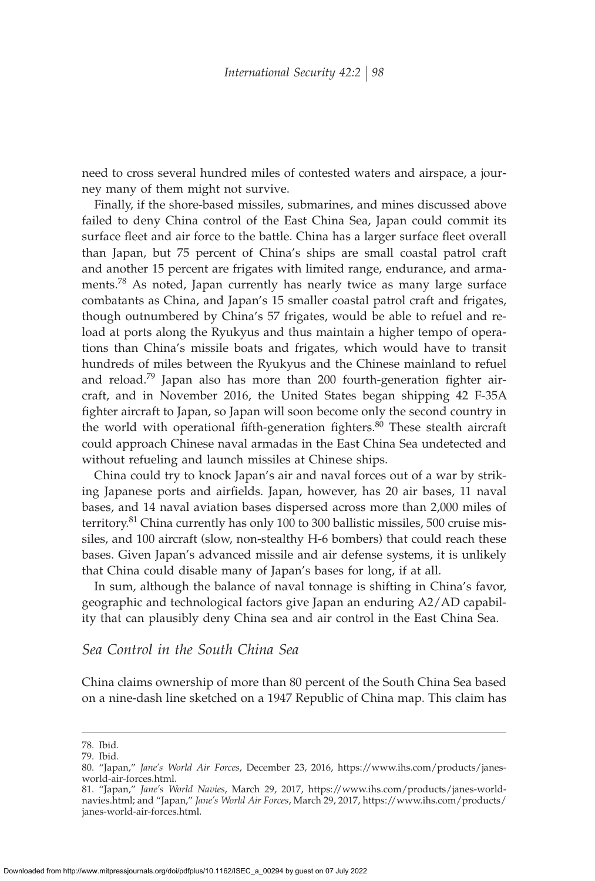need to cross several hundred miles of contested waters and airspace, a journey many of them might not survive.

Finally, if the shore-based missiles, submarines, and mines discussed above failed to deny China control of the East China Sea, Japan could commit its surface fleet and air force to the battle. China has a larger surface fleet overall than Japan, but 75 percent of China's ships are small coastal patrol craft and another 15 percent are frigates with limited range, endurance, and armaments.[78] As noted, Japan currently has nearly twice as many large surface combatants as China, and Japan's 15 smaller coastal patrol craft and frigates, though outnumbered by China's 57 frigates, would be able to refuel and reload at ports along the Ryukyus and thus maintain a higher tempo of operations than China's missile boats and frigates, which would have to transit hundreds of miles between the Ryukyus and the Chinese mainland to refuel and reload.[79] Japan also has more than 200 fourth-generation fighter aircraft, and in November 2016, the United States began shipping 42 F-35A fighter aircraft to Japan, so Japan will soon become only the second country in the world with operational fifth-generation fighters.[80] These stealth aircraft could approach Chinese naval armadas in the East China Sea undetected and without refueling and launch missiles at Chinese ships.

China could try to knock Japan's air and naval forces out of a war by striking Japanese ports and airfields. Japan, however, has 20 air bases, 11 naval bases, and 14 naval aviation bases dispersed across more than 2,000 miles of territory.[81] China currently has only 100 to 300 ballistic missiles, 500 cruise missiles, and 100 aircraft (slow, non-stealthy H-6 bombers) that could reach these bases. Given Japan's advanced missile and air defense systems, it is unlikely that China could disable many of Japan's bases for long, if at all.

In sum, although the balance of naval tonnage is shifting in China's favor, geographic and technological factors give Japan an enduring A2/AD capability that can plausibly deny China sea and air control in the East China Sea.

### *Sea Control in the South China Sea*

China claims ownership of more than 80 percent of the South China Sea based on a nine-dash line sketched on a 1947 Republic of China map. This claim has

---

78. Ibid.

79. Ibid.

80. "Japan," *Jane's World Air Forces*, December 23, 2016, https://www.ihs.com/products/janes-world-air-forces.html.

81. "Japan," *Jane's World Navies*, March 29, 2017, https://www.ihs.com/products/janes-world-navies.html; and "Japan," *Jane's World Air Forces*, March 29, 2017, https://www.ihs.com/products/janes-world-air-forces.html.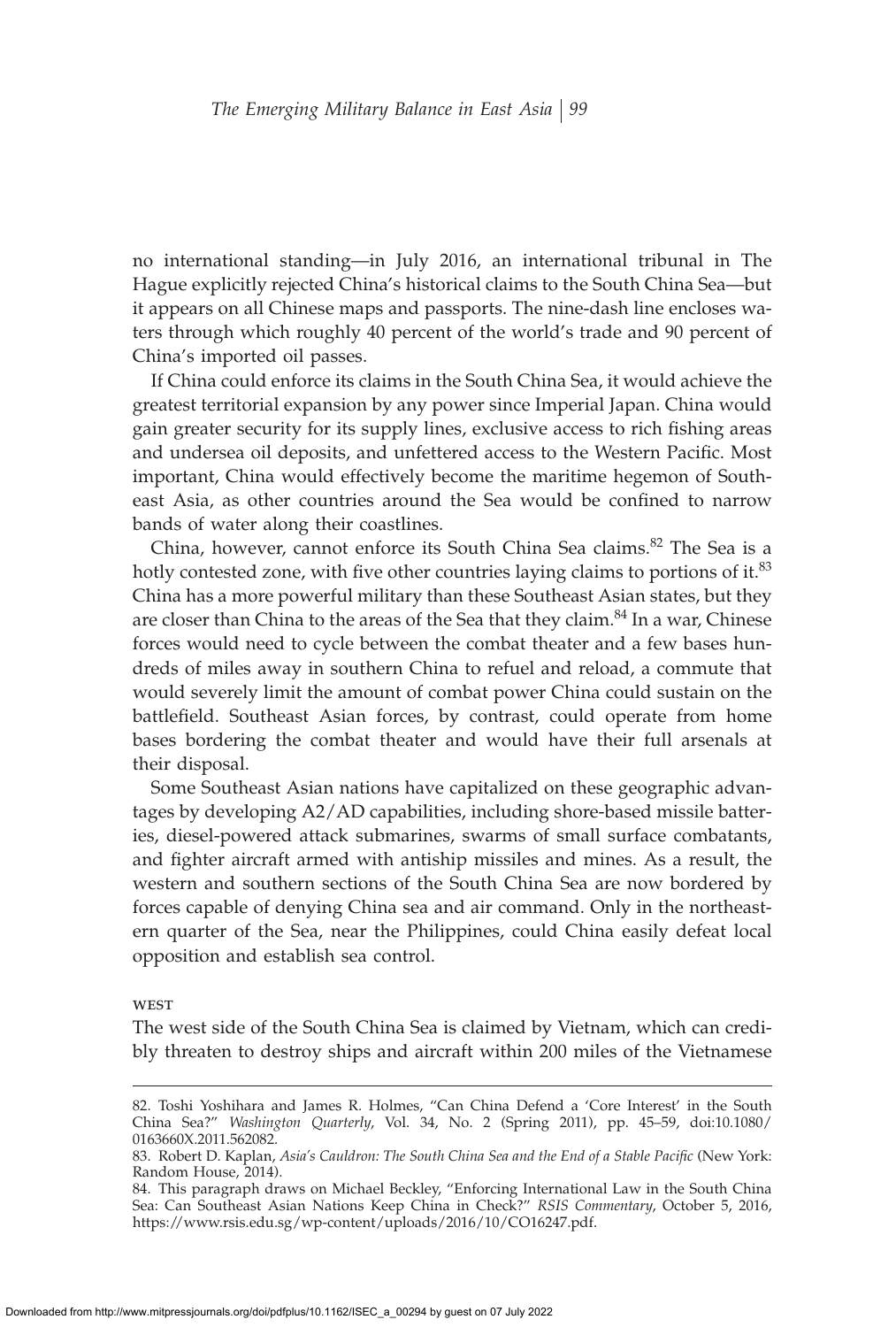no international standing—in July 2016, an international tribunal in The Hague explicitly rejected China's historical claims to the South China Sea—but it appears on all Chinese maps and passports. The nine-dash line encloses waters through which roughly 40 percent of the world's trade and 90 percent of China's imported oil passes.

If China could enforce its claims in the South China Sea, it would achieve the greatest territorial expansion by any power since Imperial Japan. China would gain greater security for its supply lines, exclusive access to rich fishing areas and undersea oil deposits, and unfettered access to the Western Pacific. Most important, China would effectively become the maritime hegemon of Southeast Asia, as other countries around the Sea would be confined to narrow bands of water along their coastlines.

China, however, cannot enforce its South China Sea claims.[82] The Sea is a hotly contested zone, with five other countries laying claims to portions of it.[83] China has a more powerful military than these Southeast Asian states, but they are closer than China to the areas of the Sea that they claim.[84] In a war, Chinese forces would need to cycle between the combat theater and a few bases hundreds of miles away in southern China to refuel and reload, a commute that would severely limit the amount of combat power China could sustain on the battlefield. Southeast Asian forces, by contrast, could operate from home bases bordering the combat theater and would have their full arsenals at their disposal.

Some Southeast Asian nations have capitalized on these geographic advantages by developing A2/AD capabilities, including shore-based missile batteries, diesel-powered attack submarines, swarms of small surface combatants, and fighter aircraft armed with antiship missiles and mines. As a result, the western and southern sections of the South China Sea are now bordered by forces capable of denying China sea and air command. Only in the northeastern quarter of the Sea, near the Philippines, could China easily defeat local opposition and establish sea control.

#### WEST

The west side of the South China Sea is claimed by Vietnam, which can credibly threaten to destroy ships and aircraft within 200 miles of the Vietnamese

---

82. Toshi Yoshihara and James R. Holmes, "Can China Defend a 'Core Interest' in the South China Sea?" *Washington Quarterly*, Vol. 34, No. 2 (Spring 2011), pp. 45–59, doi:10.1080/0163660X.2011.562082.

83. Robert D. Kaplan, *Asia's Cauldron: The South China Sea and the End of a Stable Pacific* (New York: Random House, 2014).

84. This paragraph draws on Michael Beckley, "Enforcing International Law in the South China Sea: Can Southeast Asian Nations Keep China in Check?" *RSIS Commentary*, October 5, 2016, https://www.rsis.edu.sg/wp-content/uploads/2016/10/CO16247.pdf.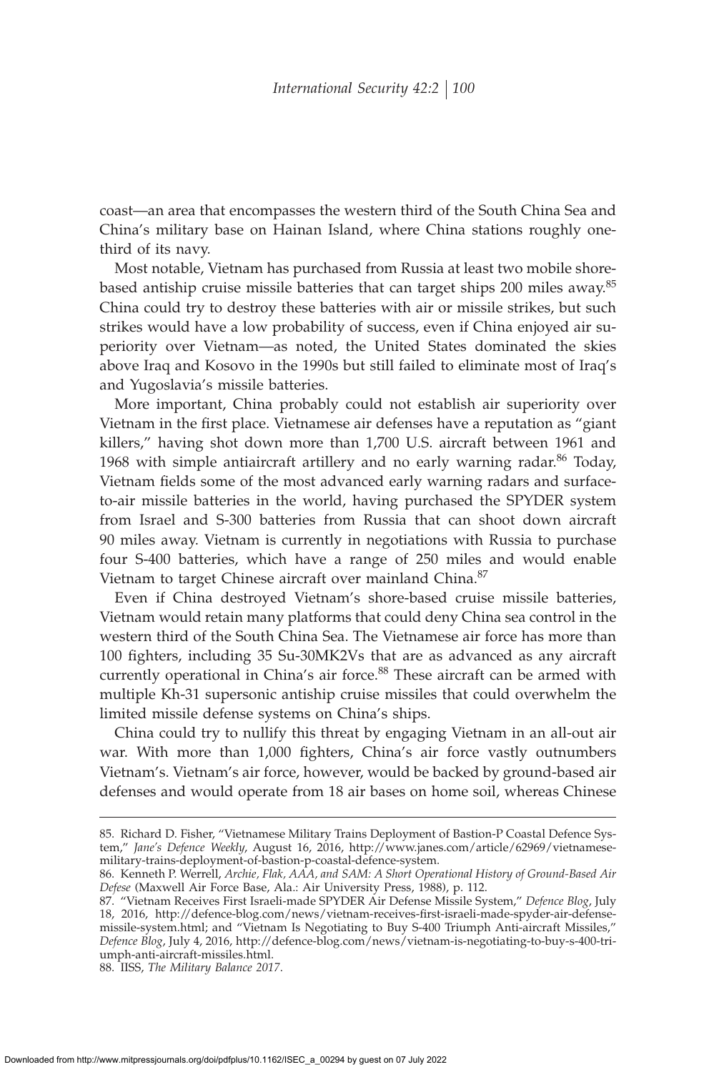coast—an area that encompasses the western third of the South China Sea and China's military base on Hainan Island, where China stations roughly one-third of its navy.

Most notable, Vietnam has purchased from Russia at least two mobile shore-based antiship cruise missile batteries that can target ships 200 miles away.[85] China could try to destroy these batteries with air or missile strikes, but such strikes would have a low probability of success, even if China enjoyed air superiority over Vietnam—as noted, the United States dominated the skies above Iraq and Kosovo in the 1990s but still failed to eliminate most of Iraq's and Yugoslavia's missile batteries.

More important, China probably could not establish air superiority over Vietnam in the first place. Vietnamese air defenses have a reputation as "giant killers," having shot down more than 1,700 U.S. aircraft between 1961 and 1968 with simple antiaircraft artillery and no early warning radar.[86] Today, Vietnam fields some of the most advanced early warning radars and surface-to-air missile batteries in the world, having purchased the SPYDER system from Israel and S-300 batteries from Russia that can shoot down aircraft 90 miles away. Vietnam is currently in negotiations with Russia to purchase four S-400 batteries, which have a range of 250 miles and would enable Vietnam to target Chinese aircraft over mainland China.[87]

Even if China destroyed Vietnam's shore-based cruise missile batteries, Vietnam would retain many platforms that could deny China sea control in the western third of the South China Sea. The Vietnamese air force has more than 100 fighters, including 35 Su-30MK2Vs that are as advanced as any aircraft currently operational in China's air force.[88] These aircraft can be armed with multiple Kh-31 supersonic antiship cruise missiles that could overwhelm the limited missile defense systems on China's ships.

China could try to nullify this threat by engaging Vietnam in an all-out air war. With more than 1,000 fighters, China's air force vastly outnumbers Vietnam's. Vietnam's air force, however, would be backed by ground-based air defenses and would operate from 18 air bases on home soil, whereas Chinese

---

85. Richard D. Fisher, "Vietnamese Military Trains Deployment of Bastion-P Coastal Defence System," *Jane's Defence Weekly*, August 16, 2016, http://www.janes.com/article/62969/vietnamese-military-trains-deployment-of-bastion-p-coastal-defence-system.

86. Kenneth P. Werrell, *Archie, Flak, AAA, and SAM: A Short Operational History of Ground-Based Air Defese* (Maxwell Air Force Base, Ala.: Air University Press, 1988), p. 112.

87. "Vietnam Receives First Israeli-made SPYDER Air Defense Missile System," *Defence Blog*, July 18, 2016, http://defence-blog.com/news/vietnam-receives-first-israeli-made-spyder-air-defense-missile-system.html; and "Vietnam Is Negotiating to Buy S-400 Triumph Anti-aircraft Missiles," *Defence Blog*, July 4, 2016, http://defence-blog.com/news/vietnam-is-negotiating-to-buy-s-400-triumph-anti-aircraft-missiles.html.

88. IISS, *The Military Balance 2017*.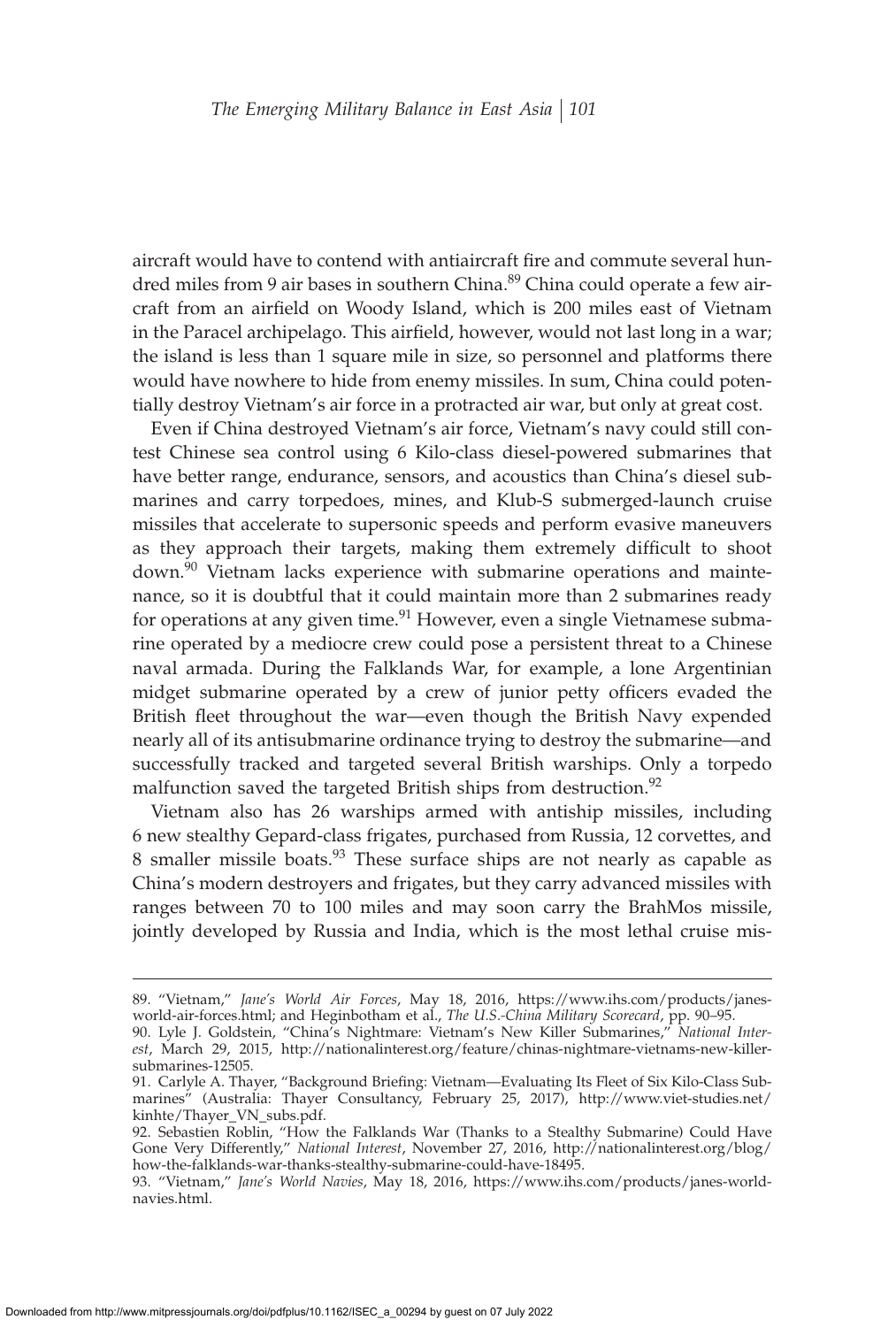aircraft would have to contend with antiaircraft fire and commute several hundred miles from 9 air bases in southern China.[89] China could operate a few aircraft from an airfield on Woody Island, which is 200 miles east of Vietnam in the Paracel archipelago. This airfield, however, would not last long in a war; the island is less than 1 square mile in size, so personnel and platforms there would have nowhere to hide from enemy missiles. In sum, China could potentially destroy Vietnam's air force in a protracted air war, but only at great cost.

Even if China destroyed Vietnam's air force, Vietnam's navy could still contest Chinese sea control using 6 Kilo-class diesel-powered submarines that have better range, endurance, sensors, and acoustics than China's diesel submarines and carry torpedoes, mines, and Klub-S submerged-launch cruise missiles that accelerate to supersonic speeds and perform evasive maneuvers as they approach their targets, making them extremely difficult to shoot down.[90] Vietnam lacks experience with submarine operations and maintenance, so it is doubtful that it could maintain more than 2 submarines ready for operations at any given time.[91] However, even a single Vietnamese submarine operated by a mediocre crew could pose a persistent threat to a Chinese naval armada. During the Falklands War, for example, a lone Argentinian midget submarine operated by a crew of junior petty officers evaded the British fleet throughout the war—even though the British Navy expended nearly all of its antisubmarine ordinance trying to destroy the submarine—and successfully tracked and targeted several British warships. Only a torpedo malfunction saved the targeted British ships from destruction.[92]

Vietnam also has 26 warships armed with antiship missiles, including 6 new stealthy Gepard-class frigates, purchased from Russia, 12 corvettes, and 8 smaller missile boats.[93] These surface ships are not nearly as capable as China's modern destroyers and frigates, but they carry advanced missiles with ranges between 70 to 100 miles and may soon carry the BrahMos missile, jointly developed by Russia and India, which is the most lethal cruise mis-

---

89. "Vietnam," *Jane's World Air Forces*, May 18, 2016, https://www.ihs.com/products/janes-world-air-forces.html; and Heginbotham et al., *The U.S.-China Military Scorecard*, pp. 90–95.

90. Lyle J. Goldstein, "China's Nightmare: Vietnam's New Killer Submarines," *National Interest*, March 29, 2015, http://nationalinterest.org/feature/chinas-nightmare-vietnams-new-killer-submarines-12505.

91. Carlyle A. Thayer, "Background Briefing: Vietnam—Evaluating Its Fleet of Six Kilo-Class Submarines" (Australia: Thayer Consultancy, February 25, 2017), http://www.viet-studies.net/kinhte/Thayer_VN_subs.pdf.

92. Sebastien Roblin, "How the Falklands War (Thanks to a Stealthy Submarine) Could Have Gone Very Differently," *National Interest*, November 27, 2016, http://nationalinterest.org/blog/how-the-falklands-war-thanks-stealthy-submarine-could-have-18495.

93. "Vietnam," *Jane's World Navies*, May 18, 2016, https://www.ihs.com/products/janes-world-navies.html.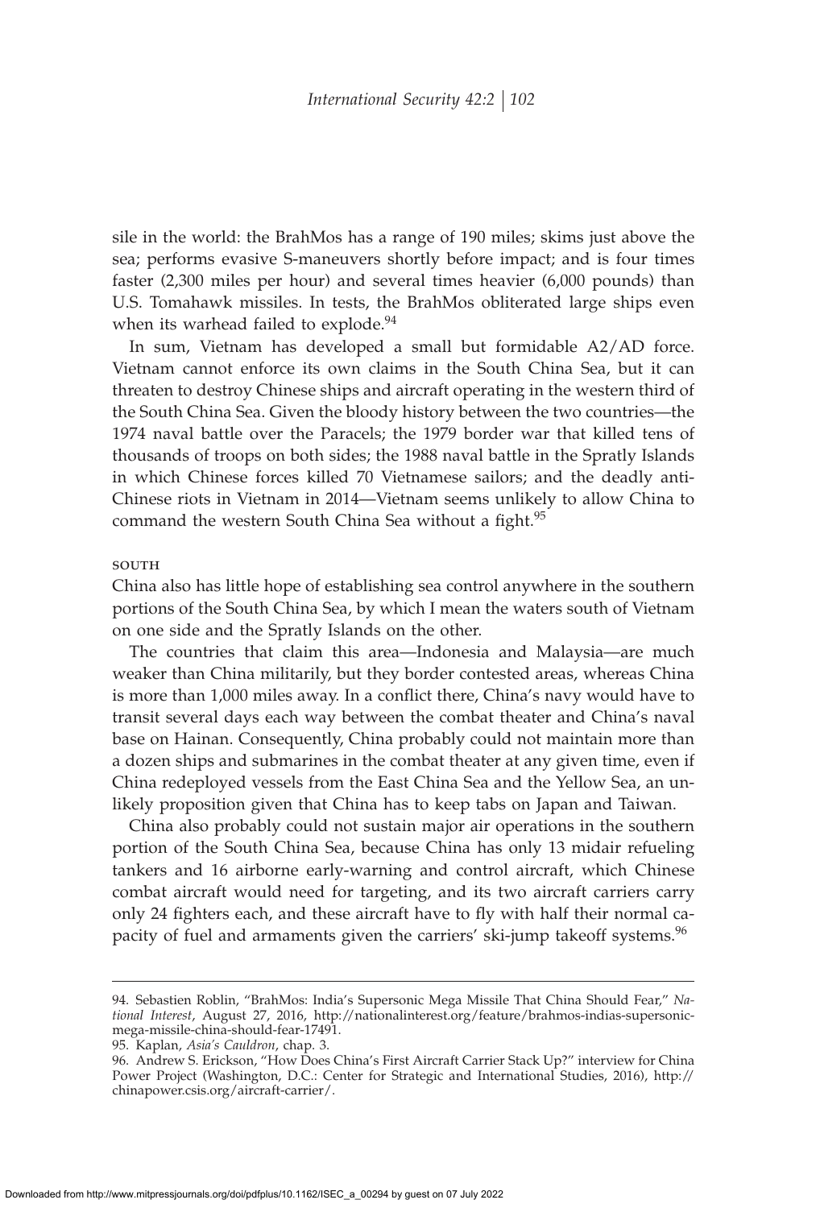sile in the world: the BrahMos has a range of 190 miles; skims just above the sea; performs evasive S-maneuvers shortly before impact; and is four times faster (2,300 miles per hour) and several times heavier (6,000 pounds) than U.S. Tomahawk missiles. In tests, the BrahMos obliterated large ships even when its warhead failed to explode.[94]

In sum, Vietnam has developed a small but formidable A2/AD force. Vietnam cannot enforce its own claims in the South China Sea, but it can threaten to destroy Chinese ships and aircraft operating in the western third of the South China Sea. Given the bloody history between the two countries—the 1974 naval battle over the Paracels; the 1979 border war that killed tens of thousands of troops on both sides; the 1988 naval battle in the Spratly Islands in which Chinese forces killed 70 Vietnamese sailors; and the deadly anti-Chinese riots in Vietnam in 2014—Vietnam seems unlikely to allow China to command the western South China Sea without a fight.[95]

#### SOUTH

China also has little hope of establishing sea control anywhere in the southern portions of the South China Sea, by which I mean the waters south of Vietnam on one side and the Spratly Islands on the other.

The countries that claim this area—Indonesia and Malaysia—are much weaker than China militarily, but they border contested areas, whereas China is more than 1,000 miles away. In a conflict there, China's navy would have to transit several days each way between the combat theater and China's naval base on Hainan. Consequently, China probably could not maintain more than a dozen ships and submarines in the combat theater at any given time, even if China redeployed vessels from the East China Sea and the Yellow Sea, an unlikely proposition given that China has to keep tabs on Japan and Taiwan.

China also probably could not sustain major air operations in the southern portion of the South China Sea, because China has only 13 midair refueling tankers and 16 airborne early-warning and control aircraft, which Chinese combat aircraft would need for targeting, and its two aircraft carriers carry only 24 fighters each, and these aircraft have to fly with half their normal capacity of fuel and armaments given the carriers' ski-jump takeoff systems.[96]

---

94. Sebastien Roblin, "BrahMos: India's Supersonic Mega Missile That China Should Fear," *National Interest*, August 27, 2016, http://nationalinterest.org/feature/brahmos-indias-supersonic-mega-missile-china-should-fear-17491.

95. Kaplan, *Asia's Cauldron*, chap. 3.

96. Andrew S. Erickson, "How Does China's First Aircraft Carrier Stack Up?" interview for China Power Project (Washington, D.C.: Center for Strategic and International Studies, 2016), http://chinapower.csis.org/aircraft-carrier/.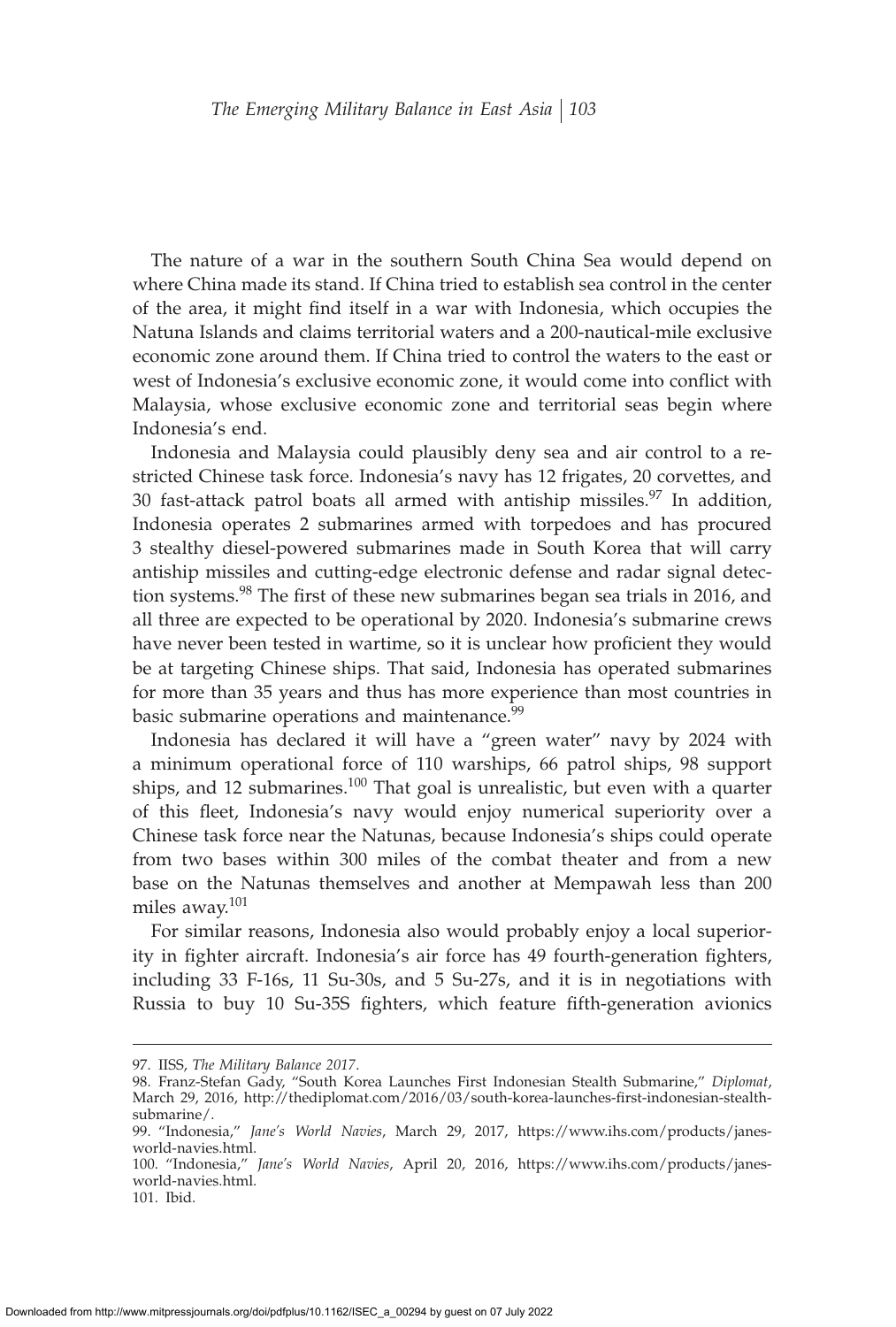The nature of a war in the southern South China Sea would depend on where China made its stand. If China tried to establish sea control in the center of the area, it might find itself in a war with Indonesia, which occupies the Natuna Islands and claims territorial waters and a 200-nautical-mile exclusive economic zone around them. If China tried to control the waters to the east or west of Indonesia's exclusive economic zone, it would come into conflict with Malaysia, whose exclusive economic zone and territorial seas begin where Indonesia's end.

Indonesia and Malaysia could plausibly deny sea and air control to a restricted Chinese task force. Indonesia's navy has 12 frigates, 20 corvettes, and 30 fast-attack patrol boats all armed with antiship missiles.[97] In addition, Indonesia operates 2 submarines armed with torpedoes and has procured 3 stealthy diesel-powered submarines made in South Korea that will carry antiship missiles and cutting-edge electronic defense and radar signal detection systems.[98] The first of these new submarines began sea trials in 2016, and all three are expected to be operational by 2020. Indonesia's submarine crews have never been tested in wartime, so it is unclear how proficient they would be at targeting Chinese ships. That said, Indonesia has operated submarines for more than 35 years and thus has more experience than most countries in basic submarine operations and maintenance.[99]

Indonesia has declared it will have a "green water" navy by 2024 with a minimum operational force of 110 warships, 66 patrol ships, 98 support ships, and 12 submarines.[100] That goal is unrealistic, but even with a quarter of this fleet, Indonesia's navy would enjoy numerical superiority over a Chinese task force near the Natunas, because Indonesia's ships could operate from two bases within 300 miles of the combat theater and from a new base on the Natunas themselves and another at Mempawah less than 200 miles away.[101]

For similar reasons, Indonesia also would probably enjoy a local superiority in fighter aircraft. Indonesia's air force has 49 fourth-generation fighters, including 33 F-16s, 11 Su-30s, and 5 Su-27s, and it is in negotiations with Russia to buy 10 Su-35S fighters, which feature fifth-generation avionics

---

97. IISS, *The Military Balance 2017*.

98. Franz-Stefan Gady, "South Korea Launches First Indonesian Stealth Submarine," *Diplomat*, March 29, 2016, http://thediplomat.com/2016/03/south-korea-launches-first-indonesian-stealth-submarine/.

99. "Indonesia," *Jane's World Navies*, March 29, 2017, https://www.ihs.com/products/janes-world-navies.html.

100. "Indonesia," *Jane's World Navies*, April 20, 2016, https://www.ihs.com/products/janes-world-navies.html.

101. Ibid.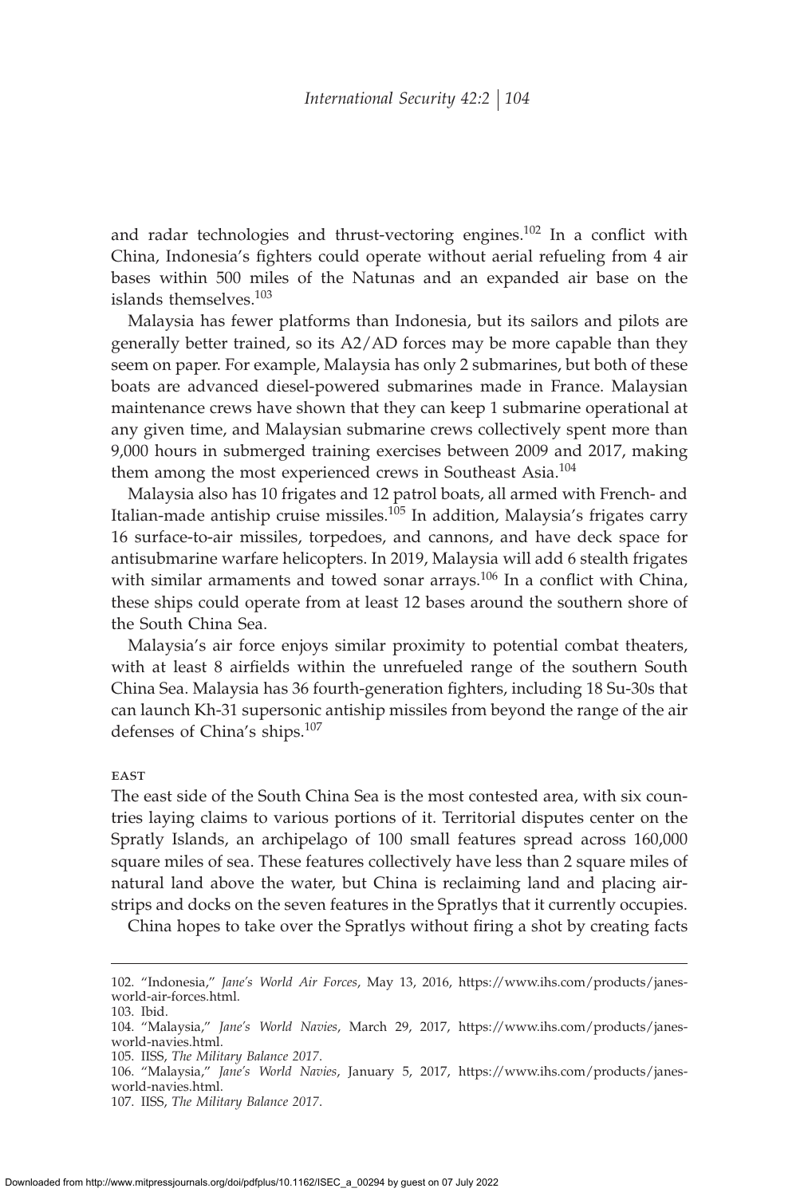and radar technologies and thrust-vectoring engines.[102] In a conflict with China, Indonesia's fighters could operate without aerial refueling from 4 air bases within 500 miles of the Natunas and an expanded air base on the islands themselves.[103]

Malaysia has fewer platforms than Indonesia, but its sailors and pilots are generally better trained, so its A2/AD forces may be more capable than they seem on paper. For example, Malaysia has only 2 submarines, but both of these boats are advanced diesel-powered submarines made in France. Malaysian maintenance crews have shown that they can keep 1 submarine operational at any given time, and Malaysian submarine crews collectively spent more than 9,000 hours in submerged training exercises between 2009 and 2017, making them among the most experienced crews in Southeast Asia.[104]

Malaysia also has 10 frigates and 12 patrol boats, all armed with French- and Italian-made antiship cruise missiles.[105] In addition, Malaysia's frigates carry 16 surface-to-air missiles, torpedoes, and cannons, and have deck space for antisubmarine warfare helicopters. In 2019, Malaysia will add 6 stealth frigates with similar armaments and towed sonar arrays.[106] In a conflict with China, these ships could operate from at least 12 bases around the southern shore of the South China Sea.

Malaysia's air force enjoys similar proximity to potential combat theaters, with at least 8 airfields within the unrefueled range of the southern South China Sea. Malaysia has 36 fourth-generation fighters, including 18 Su-30s that can launch Kh-31 supersonic antiship missiles from beyond the range of the air defenses of China's ships.[107]

#### EAST

The east side of the South China Sea is the most contested area, with six countries laying claims to various portions of it. Territorial disputes center on the Spratly Islands, an archipelago of 100 small features spread across 160,000 square miles of sea. These features collectively have less than 2 square miles of natural land above the water, but China is reclaiming land and placing airstrips and docks on the seven features in the Spratlys that it currently occupies.

China hopes to take over the Spratlys without firing a shot by creating facts

---

102. "Indonesia," *Jane's World Air Forces*, May 13, 2016, https://www.ihs.com/products/janes-world-air-forces.html.
103. Ibid.
104. "Malaysia," *Jane's World Navies*, March 29, 2017, https://www.ihs.com/products/janes-world-navies.html.
105. IISS, *The Military Balance 2017*.
106. "Malaysia," *Jane's World Navies*, January 5, 2017, https://www.ihs.com/products/janes-world-navies.html.
107. IISS, *The Military Balance 2017*.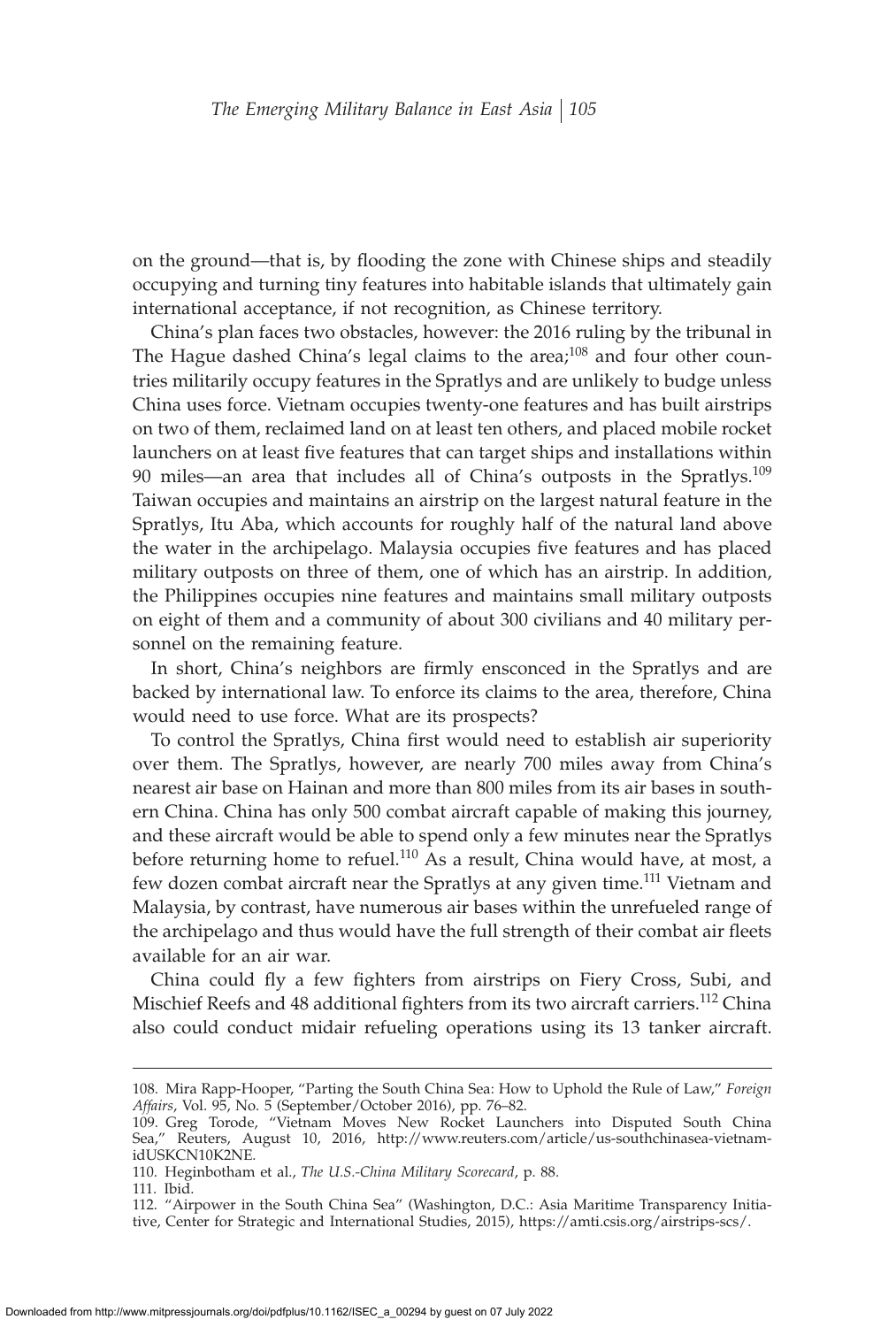on the ground—that is, by flooding the zone with Chinese ships and steadily occupying and turning tiny features into habitable islands that ultimately gain international acceptance, if not recognition, as Chinese territory.

China's plan faces two obstacles, however: the 2016 ruling by the tribunal in The Hague dashed China's legal claims to the area;[108] and four other countries militarily occupy features in the Spratlys and are unlikely to budge unless China uses force. Vietnam occupies twenty-one features and has built airstrips on two of them, reclaimed land on at least ten others, and placed mobile rocket launchers on at least five features that can target ships and installations within 90 miles—an area that includes all of China's outposts in the Spratlys.[109] Taiwan occupies and maintains an airstrip on the largest natural feature in the Spratlys, Itu Aba, which accounts for roughly half of the natural land above the water in the archipelago. Malaysia occupies five features and has placed military outposts on three of them, one of which has an airstrip. In addition, the Philippines occupies nine features and maintains small military outposts on eight of them and a community of about 300 civilians and 40 military personnel on the remaining feature.

In short, China's neighbors are firmly ensconced in the Spratlys and are backed by international law. To enforce its claims to the area, therefore, China would need to use force. What are its prospects?

To control the Spratlys, China first would need to establish air superiority over them. The Spratlys, however, are nearly 700 miles away from China's nearest air base on Hainan and more than 800 miles from its air bases in southern China. China has only 500 combat aircraft capable of making this journey, and these aircraft would be able to spend only a few minutes near the Spratlys before returning home to refuel.[110] As a result, China would have, at most, a few dozen combat aircraft near the Spratlys at any given time.[111] Vietnam and Malaysia, by contrast, have numerous air bases within the unrefueled range of the archipelago and thus would have the full strength of their combat air fleets available for an air war.

China could fly a few fighters from airstrips on Fiery Cross, Subi, and Mischief Reefs and 48 additional fighters from its two aircraft carriers.[112] China also could conduct midair refueling operations using its 13 tanker aircraft.

---

108. Mira Rapp-Hooper, "Parting the South China Sea: How to Uphold the Rule of Law," *Foreign Affairs*, Vol. 95, No. 5 (September/October 2016), pp. 76–82.

109. Greg Torode, "Vietnam Moves New Rocket Launchers into Disputed South China Sea," Reuters, August 10, 2016, http://www.reuters.com/article/us-southchinasea-vietnam-idUSKCN10K2NE.

110. Heginbotham et al., *The U.S.-China Military Scorecard*, p. 88.

111. Ibid.

112. "Airpower in the South China Sea" (Washington, D.C.: Asia Maritime Transparency Initiative, Center for Strategic and International Studies, 2015), https://amti.csis.org/airstrips-scs/.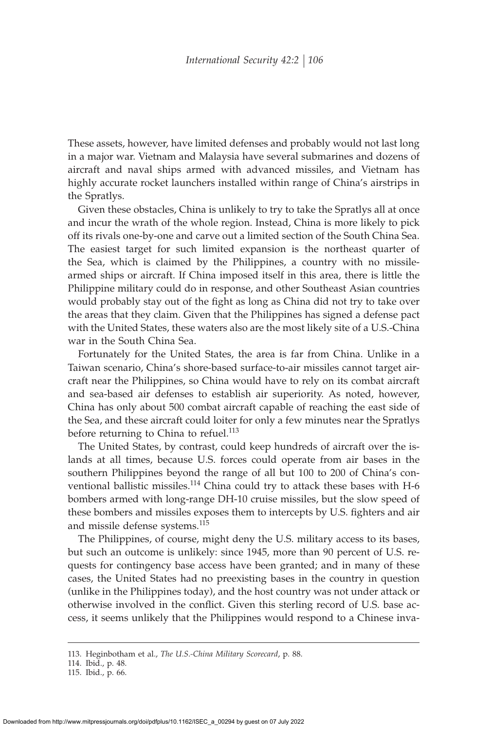These assets, however, have limited defenses and probably would not last long in a major war. Vietnam and Malaysia have several submarines and dozens of aircraft and naval ships armed with advanced missiles, and Vietnam has highly accurate rocket launchers installed within range of China's airstrips in the Spratlys.

Given these obstacles, China is unlikely to try to take the Spratlys all at once and incur the wrath of the whole region. Instead, China is more likely to pick off its rivals one-by-one and carve out a limited section of the South China Sea. The easiest target for such limited expansion is the northeast quarter of the Sea, which is claimed by the Philippines, a country with no missile-armed ships or aircraft. If China imposed itself in this area, there is little the Philippine military could do in response, and other Southeast Asian countries would probably stay out of the fight as long as China did not try to take over the areas that they claim. Given that the Philippines has signed a defense pact with the United States, these waters also are the most likely site of a U.S.-China war in the South China Sea.

Fortunately for the United States, the area is far from China. Unlike in a Taiwan scenario, China's shore-based surface-to-air missiles cannot target aircraft near the Philippines, so China would have to rely on its combat aircraft and sea-based air defenses to establish air superiority. As noted, however, China has only about 500 combat aircraft capable of reaching the east side of the Sea, and these aircraft could loiter for only a few minutes near the Spratlys before returning to China to refuel.[113]

The United States, by contrast, could keep hundreds of aircraft over the islands at all times, because U.S. forces could operate from air bases in the southern Philippines beyond the range of all but 100 to 200 of China's conventional ballistic missiles.[114] China could try to attack these bases with H-6 bombers armed with long-range DH-10 cruise missiles, but the slow speed of these bombers and missiles exposes them to intercepts by U.S. fighters and air and missile defense systems.[115]

The Philippines, of course, might deny the U.S. military access to its bases, but such an outcome is unlikely: since 1945, more than 90 percent of U.S. requests for contingency base access have been granted; and in many of these cases, the United States had no preexisting bases in the country in question (unlike in the Philippines today), and the host country was not under attack or otherwise involved in the conflict. Given this sterling record of U.S. base access, it seems unlikely that the Philippines would respond to a Chinese inva-

113. Heginbotham et al., *The U.S.-China Military Scorecard*, p. 88.
114. Ibid., p. 48.
115. Ibid., p. 66.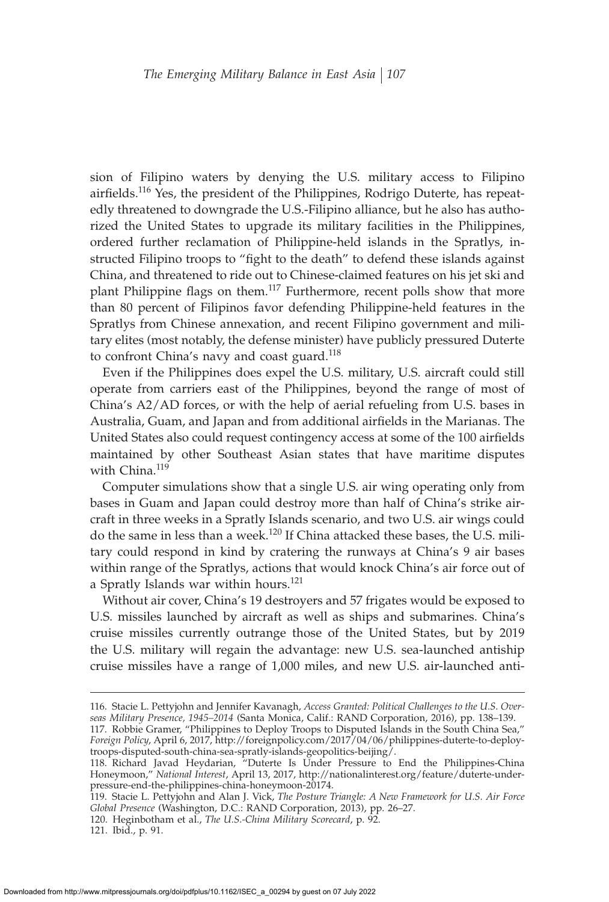sion of Filipino waters by denying the U.S. military access to Filipino airfields.[116] Yes, the president of the Philippines, Rodrigo Duterte, has repeatedly threatened to downgrade the U.S.-Filipino alliance, but he also has authorized the United States to upgrade its military facilities in the Philippines, ordered further reclamation of Philippine-held islands in the Spratlys, instructed Filipino troops to "fight to the death" to defend these islands against China, and threatened to ride out to Chinese-claimed features on his jet ski and plant Philippine flags on them.[117] Furthermore, recent polls show that more than 80 percent of Filipinos favor defending Philippine-held features in the Spratlys from Chinese annexation, and recent Filipino government and military elites (most notably, the defense minister) have publicly pressured Duterte to confront China's navy and coast guard.[118]

Even if the Philippines does expel the U.S. military, U.S. aircraft could still operate from carriers east of the Philippines, beyond the range of most of China's A2/AD forces, or with the help of aerial refueling from U.S. bases in Australia, Guam, and Japan and from additional airfields in the Marianas. The United States also could request contingency access at some of the 100 airfields maintained by other Southeast Asian states that have maritime disputes with China.[119]

Computer simulations show that a single U.S. air wing operating only from bases in Guam and Japan could destroy more than half of China's strike aircraft in three weeks in a Spratly Islands scenario, and two U.S. air wings could do the same in less than a week.[120] If China attacked these bases, the U.S. military could respond in kind by cratering the runways at China's 9 air bases within range of the Spratlys, actions that would knock China's air force out of a Spratly Islands war within hours.[121]

Without air cover, China's 19 destroyers and 57 frigates would be exposed to U.S. missiles launched by aircraft as well as ships and submarines. China's cruise missiles currently outrange those of the United States, but by 2019 the U.S. military will regain the advantage: new U.S. sea-launched antiship cruise missiles have a range of 1,000 miles, and new U.S. air-launched anti-

116. Stacie L. Pettyjohn and Jennifer Kavanagh, *Access Granted: Political Challenges to the U.S. Overseas Military Presence, 1945–2014* (Santa Monica, Calif.: RAND Corporation, 2016), pp. 138–139.

117. Robbie Gramer, "Philippines to Deploy Troops to Disputed Islands in the South China Sea," *Foreign Policy*, April 6, 2017, http://foreignpolicy.com/2017/04/06/philippines-duterte-to-deploy-troops-disputed-south-china-sea-spratly-islands-geopolitics-beijing/.

118. Richard Javad Heydarian, "Duterte Is Under Pressure to End the Philippines-China Honeymoon," *National Interest*, April 13, 2017, http://nationalinterest.org/feature/duterte-under-pressure-end-the-philippines-china-honeymoon-20174.

119. Stacie L. Pettyjohn and Alan J. Vick, *The Posture Triangle: A New Framework for U.S. Air Force Global Presence* (Washington, D.C.: RAND Corporation, 2013), pp. 26–27.

120. Heginbotham et al., *The U.S.-China Military Scorecard*, p. 92.

121. Ibid., p. 91.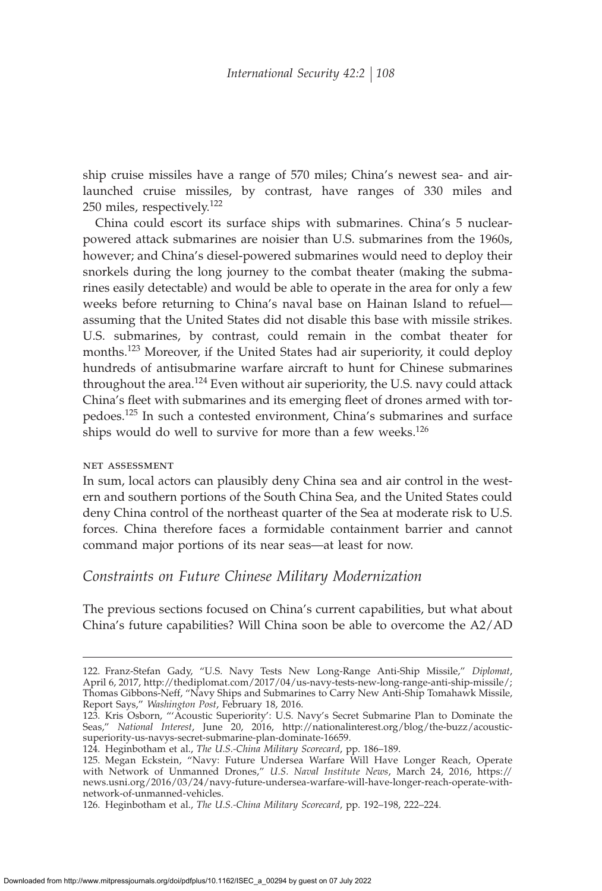ship cruise missiles have a range of 570 miles; China's newest sea- and air-launched cruise missiles, by contrast, have ranges of 330 miles and 250 miles, respectively.[122]

China could escort its surface ships with submarines. China's 5 nuclear-powered attack submarines are noisier than U.S. submarines from the 1960s, however; and China's diesel-powered submarines would need to deploy their snorkels during the long journey to the combat theater (making the submarines easily detectable) and would be able to operate in the area for only a few weeks before returning to China's naval base on Hainan Island to refuel—assuming that the United States did not disable this base with missile strikes. U.S. submarines, by contrast, could remain in the combat theater for months.[123] Moreover, if the United States had air superiority, it could deploy hundreds of antisubmarine warfare aircraft to hunt for Chinese submarines throughout the area.[124] Even without air superiority, the U.S. navy could attack China's fleet with submarines and its emerging fleet of drones armed with torpedoes.[125] In such a contested environment, China's submarines and surface ships would do well to survive for more than a few weeks.[126]

#### NET ASSESSMENT

In sum, local actors can plausibly deny China sea and air control in the western and southern portions of the South China Sea, and the United States could deny China control of the northeast quarter of the Sea at moderate risk to U.S. forces. China therefore faces a formidable containment barrier and cannot command major portions of its near seas—at least for now.

### *Constraints on Future Chinese Military Modernization*

The previous sections focused on China's current capabilities, but what about China's future capabilities? Will China soon be able to overcome the A2/AD

---

122. Franz-Stefan Gady, "U.S. Navy Tests New Long-Range Anti-Ship Missile," *Diplomat*, April 6, 2017, http://thediplomat.com/2017/04/us-navy-tests-new-long-range-anti-ship-missile/; Thomas Gibbons-Neff, "Navy Ships and Submarines to Carry New Anti-Ship Tomahawk Missile, Report Says," *Washington Post*, February 18, 2016.

123. Kris Osborn, "'Acoustic Superiority': U.S. Navy's Secret Submarine Plan to Dominate the Seas," *National Interest*, June 20, 2016, http://nationalinterest.org/blog/the-buzz/acoustic-superiority-us-navys-secret-submarine-plan-dominate-16659.

124. Heginbotham et al., *The U.S.-China Military Scorecard*, pp. 186–189.

125. Megan Eckstein, "Navy: Future Undersea Warfare Will Have Longer Reach, Operate with Network of Unmanned Drones," *U.S. Naval Institute News*, March 24, 2016, https://news.usni.org/2016/03/24/navy-future-undersea-warfare-will-have-longer-reach-operate-with-network-of-unmanned-vehicles.

126. Heginbotham et al., *The U.S.-China Military Scorecard*, pp. 192–198, 222–224.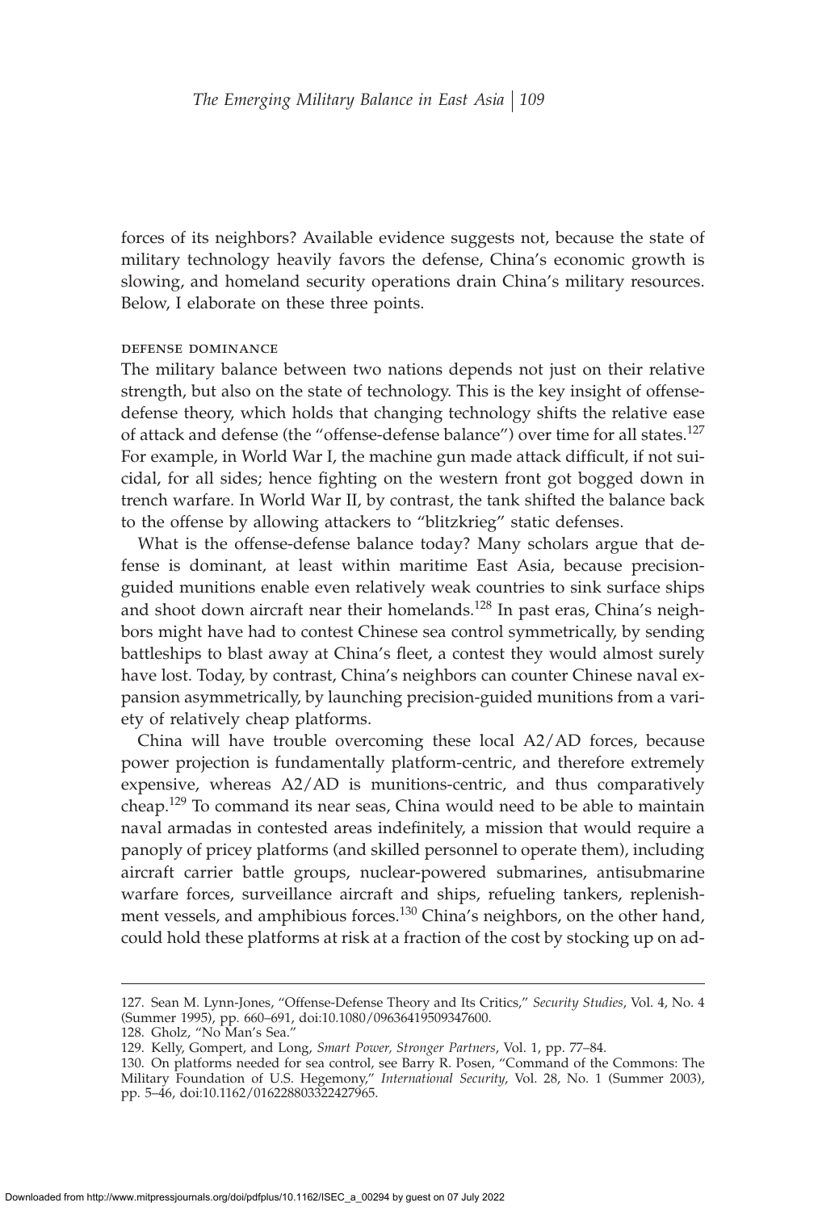forces of its neighbors? Available evidence suggests not, because the state of military technology heavily favors the defense, China's economic growth is slowing, and homeland security operations drain China's military resources. Below, I elaborate on these three points.

### DEFENSE DOMINANCE

The military balance between two nations depends not just on their relative strength, but also on the state of technology. This is the key insight of offense-defense theory, which holds that changing technology shifts the relative ease of attack and defense (the "offense-defense balance") over time for all states.[127] For example, in World War I, the machine gun made attack difficult, if not suicidal, for all sides; hence fighting on the western front got bogged down in trench warfare. In World War II, by contrast, the tank shifted the balance back to the offense by allowing attackers to "blitzkrieg" static defenses.

What is the offense-defense balance today? Many scholars argue that defense is dominant, at least within maritime East Asia, because precision-guided munitions enable even relatively weak countries to sink surface ships and shoot down aircraft near their homelands.[128] In past eras, China's neighbors might have had to contest Chinese sea control symmetrically, by sending battleships to blast away at China's fleet, a contest they would almost surely have lost. Today, by contrast, China's neighbors can counter Chinese naval expansion asymmetrically, by launching precision-guided munitions from a variety of relatively cheap platforms.

China will have trouble overcoming these local A2/AD forces, because power projection is fundamentally platform-centric, and therefore extremely expensive, whereas A2/AD is munitions-centric, and thus comparatively cheap.[129] To command its near seas, China would need to be able to maintain naval armadas in contested areas indefinitely, a mission that would require a panoply of pricey platforms (and skilled personnel to operate them), including aircraft carrier battle groups, nuclear-powered submarines, antisubmarine warfare forces, surveillance aircraft and ships, refueling tankers, replenishment vessels, and amphibious forces.[130] China's neighbors, on the other hand, could hold these platforms at risk at a fraction of the cost by stocking up on ad-

---

127. Sean M. Lynn-Jones, "Offense-Defense Theory and Its Critics," *Security Studies*, Vol. 4, No. 4 (Summer 1995), pp. 660–691, doi:10.1080/09636419509347600.

128. Gholz, "No Man's Sea."

129. Kelly, Gompert, and Long, *Smart Power, Stronger Partners*, Vol. 1, pp. 77–84.

130. On platforms needed for sea control, see Barry R. Posen, "Command of the Commons: The Military Foundation of U.S. Hegemony," *International Security*, Vol. 28, No. 1 (Summer 2003), pp. 5–46, doi:10.1162/016228803322427965.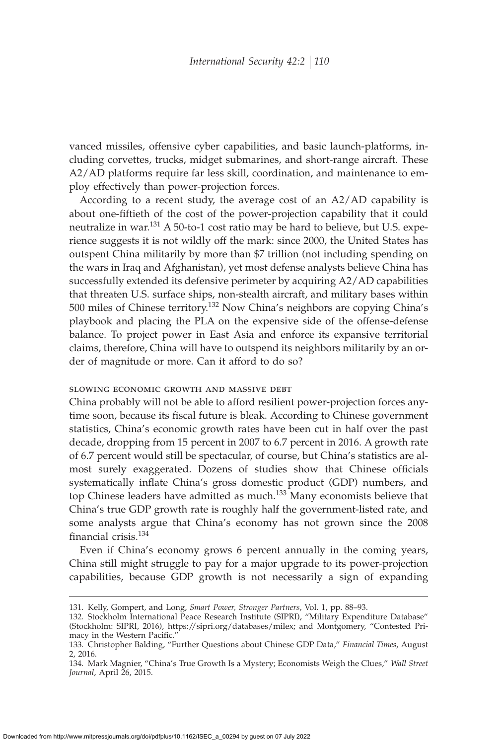vanced missiles, offensive cyber capabilities, and basic launch-platforms, including corvettes, trucks, midget submarines, and short-range aircraft. These A2/AD platforms require far less skill, coordination, and maintenance to employ effectively than power-projection forces.

According to a recent study, the average cost of an A2/AD capability is about one-fiftieth of the cost of the power-projection capability that it could neutralize in war.[131] A 50-to-1 cost ratio may be hard to believe, but U.S. experience suggests it is not wildly off the mark: since 2000, the United States has outspent China militarily by more than $7 trillion (not including spending on the wars in Iraq and Afghanistan), yet most defense analysts believe China has successfully extended its defensive perimeter by acquiring A2/AD capabilities that threaten U.S. surface ships, non-stealth aircraft, and military bases within 500 miles of Chinese territory.[132] Now China's neighbors are copying China's playbook and placing the PLA on the expensive side of the offense-defense balance. To project power in East Asia and enforce its expansive territorial claims, therefore, China will have to outspend its neighbors militarily by an order of magnitude or more. Can it afford to do so?

### slowing economic growth and massive debt

China probably will not be able to afford resilient power-projection forces anytime soon, because its fiscal future is bleak. According to Chinese government statistics, China's economic growth rates have been cut in half over the past decade, dropping from 15 percent in 2007 to 6.7 percent in 2016. A growth rate of 6.7 percent would still be spectacular, of course, but China's statistics are almost surely exaggerated. Dozens of studies show that Chinese officials systematically inflate China's gross domestic product (GDP) numbers, and top Chinese leaders have admitted as much.[133] Many economists believe that China's true GDP growth rate is roughly half the government-listed rate, and some analysts argue that China's economy has not grown since the 2008 financial crisis.[134]

Even if China's economy grows 6 percent annually in the coming years, China still might struggle to pay for a major upgrade to its power-projection capabilities, because GDP growth is not necessarily a sign of expanding

---

131. Kelly, Gompert, and Long, *Smart Power, Stronger Partners*, Vol. 1, pp. 88–93.

132. Stockholm International Peace Research Institute (SIPRI), "Military Expenditure Database" (Stockholm: SIPRI, 2016), https://sipri.org/databases/milex; and Montgomery, "Contested Primacy in the Western Pacific."

133. Christopher Balding, "Further Questions about Chinese GDP Data," *Financial Times*, August 2, 2016.

134. Mark Magnier, "China's True Growth Is a Mystery; Economists Weigh the Clues," *Wall Street Journal*, April 26, 2015.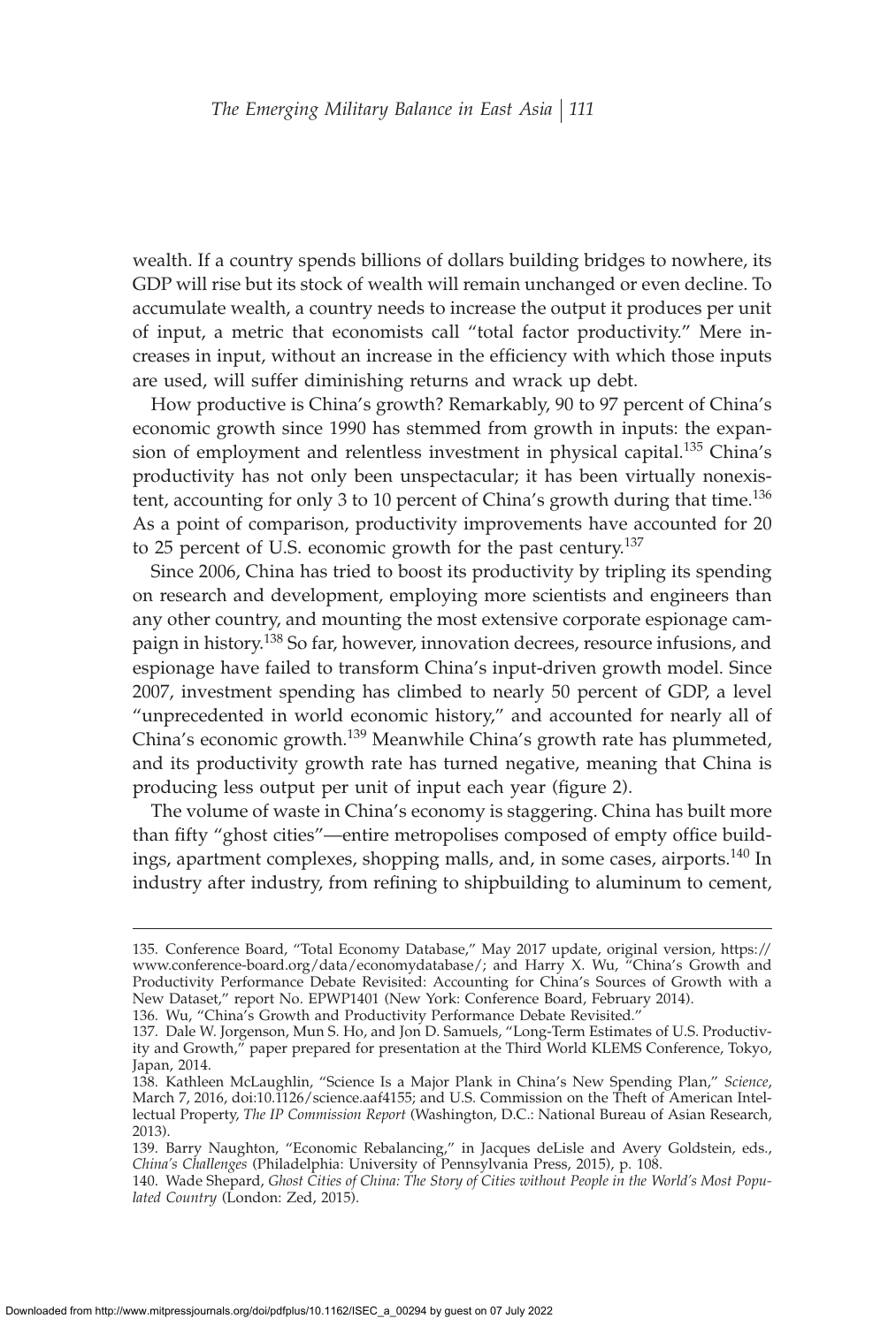wealth. If a country spends billions of dollars building bridges to nowhere, its GDP will rise but its stock of wealth will remain unchanged or even decline. To accumulate wealth, a country needs to increase the output it produces per unit of input, a metric that economists call "total factor productivity." Mere increases in input, without an increase in the efficiency with which those inputs are used, will suffer diminishing returns and wrack up debt.

How productive is China's growth? Remarkably, 90 to 97 percent of China's economic growth since 1990 has stemmed from growth in inputs: the expansion of employment and relentless investment in physical capital.[135] China's productivity has not only been unspectacular; it has been virtually nonexistent, accounting for only 3 to 10 percent of China's growth during that time.[136] As a point of comparison, productivity improvements have accounted for 20 to 25 percent of U.S. economic growth for the past century.[137]

Since 2006, China has tried to boost its productivity by tripling its spending on research and development, employing more scientists and engineers than any other country, and mounting the most extensive corporate espionage campaign in history.[138] So far, however, innovation decrees, resource infusions, and espionage have failed to transform China's input-driven growth model. Since 2007, investment spending has climbed to nearly 50 percent of GDP, a level "unprecedented in world economic history," and accounted for nearly all of China's economic growth.[139] Meanwhile China's growth rate has plummeted, and its productivity growth rate has turned negative, meaning that China is producing less output per unit of input each year (figure 2).

The volume of waste in China's economy is staggering. China has built more than fifty "ghost cities"—entire metropolises composed of empty office buildings, apartment complexes, shopping malls, and, in some cases, airports.[140] In industry after industry, from refining to shipbuilding to aluminum to cement,

---

135. Conference Board, "Total Economy Database," May 2017 update, original version, https://www.conference-board.org/data/economydatabase/; and Harry X. Wu, "China's Growth and Productivity Performance Debate Revisited: Accounting for China's Sources of Growth with a New Dataset," report No. EPWP1401 (New York: Conference Board, February 2014).

136. Wu, "China's Growth and Productivity Performance Debate Revisited."

137. Dale W. Jorgenson, Mun S. Ho, and Jon D. Samuels, "Long-Term Estimates of U.S. Productivity and Growth," paper prepared for presentation at the Third World KLEMS Conference, Tokyo, Japan, 2014.

138. Kathleen McLaughlin, "Science Is a Major Plank in China's New Spending Plan," *Science*, March 7, 2016, doi:10.1126/science.aaf4155; and U.S. Commission on the Theft of American Intellectual Property, *The IP Commission Report* (Washington, D.C.: National Bureau of Asian Research, 2013).

139. Barry Naughton, "Economic Rebalancing," in Jacques deLisle and Avery Goldstein, eds., *China's Challenges* (Philadelphia: University of Pennsylvania Press, 2015), p. 108.

140. Wade Shepard, *Ghost Cities of China: The Story of Cities without People in the World's Most Populated Country* (London: Zed, 2015).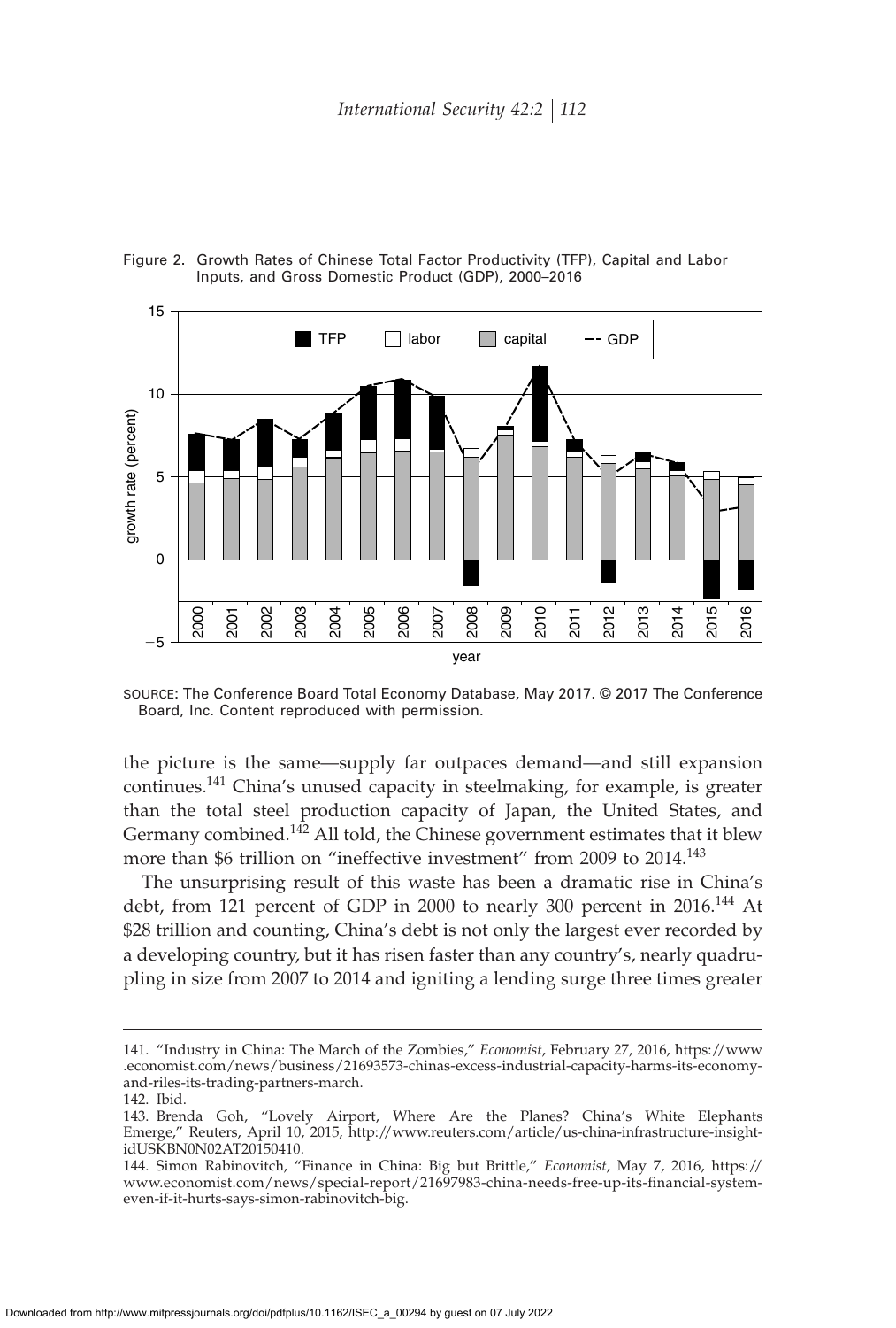Figure 2. Growth Rates of Chinese Total Factor Productivity (TFP), Capital and Labor Inputs, and Gross Domestic Product (GDP), 2000–2016

SOURCE: The Conference Board Total Economy Database, May 2017. © 2017 The Conference Board, Inc. Content reproduced with permission.

the picture is the same—supply far outpaces demand—and still expansion continues.[141] China's unused capacity in steelmaking, for example, is greater than the total steel production capacity of Japan, the United States, and Germany combined.[142] All told, the Chinese government estimates that it blew more than $6 trillion on "ineffective investment" from 2009 to 2014.[143]

The unsurprising result of this waste has been a dramatic rise in China's debt, from 121 percent of GDP in 2000 to nearly 300 percent in 2016.[144] At $28 trillion and counting, China's debt is not only the largest ever recorded by a developing country, but it has risen faster than any country's, nearly quadrupling in size from 2007 to 2014 and igniting a lending surge three times greater

141. "Industry in China: The March of the Zombies," *Economist*, February 27, 2016, https://www.economist.com/news/business/21693573-chinas-excess-industrial-capacity-harms-its-economy-and-riles-its-trading-partners-march.

142. Ibid.

143. Brenda Goh, "Lovely Airport, Where Are the Planes? China's White Elephants Emerge," Reuters, April 10, 2015, http://www.reuters.com/article/us-china-infrastructure-insight-idUSKBN0N02AT20150410.

144. Simon Rabinovitch, "Finance in China: Big but Brittle," *Economist*, May 7, 2016, https://www.economist.com/news/special-report/21697983-china-needs-free-up-its-financial-system-even-if-it-hurts-says-simon-rabinovitch-big.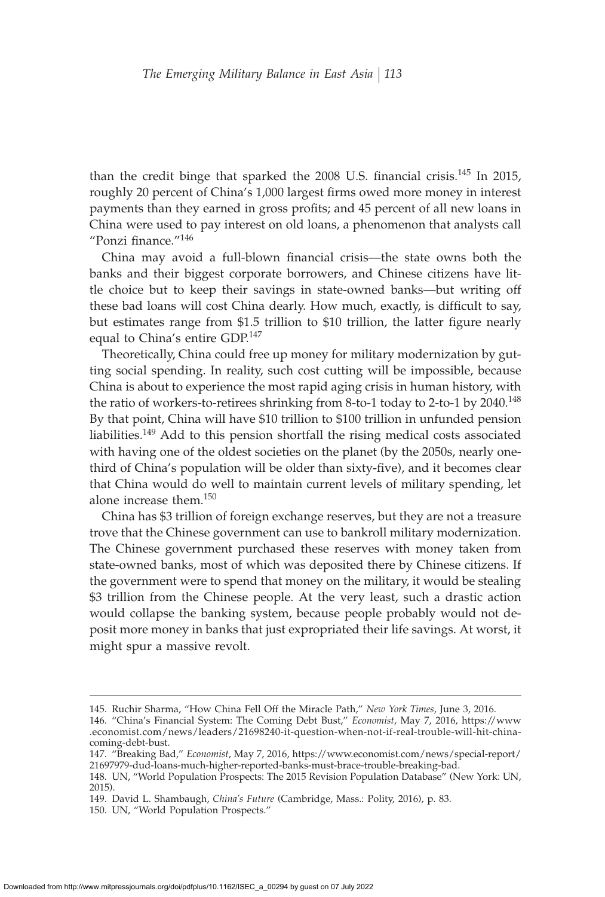than the credit binge that sparked the 2008 U.S. financial crisis.[145] In 2015, roughly 20 percent of China's 1,000 largest firms owed more money in interest payments than they earned in gross profits; and 45 percent of all new loans in China were used to pay interest on old loans, a phenomenon that analysts call "Ponzi finance."[146]

China may avoid a full-blown financial crisis—the state owns both the banks and their biggest corporate borrowers, and Chinese citizens have little choice but to keep their savings in state-owned banks—but writing off these bad loans will cost China dearly. How much, exactly, is difficult to say, but estimates range from $1.5 trillion to $10 trillion, the latter figure nearly equal to China's entire GDP.[147]

Theoretically, China could free up money for military modernization by gutting social spending. In reality, such cost cutting will be impossible, because China is about to experience the most rapid aging crisis in human history, with the ratio of workers-to-retirees shrinking from 8-to-1 today to 2-to-1 by 2040.[148] By that point, China will have $10 trillion to $100 trillion in unfunded pension liabilities.[149] Add to this pension shortfall the rising medical costs associated with having one of the oldest societies on the planet (by the 2050s, nearly one-third of China's population will be older than sixty-five), and it becomes clear that China would do well to maintain current levels of military spending, let alone increase them.[150]

China has $3 trillion of foreign exchange reserves, but they are not a treasure trove that the Chinese government can use to bankroll military modernization. The Chinese government purchased these reserves with money taken from state-owned banks, most of which was deposited there by Chinese citizens. If the government were to spend that money on the military, it would be stealing $3 trillion from the Chinese people. At the very least, such a drastic action would collapse the banking system, because people probably would not deposit more money in banks that just expropriated their life savings. At worst, it might spur a massive revolt.

---

145. Ruchir Sharma, "How China Fell Off the Miracle Path," *New York Times*, June 3, 2016.

146. "China's Financial System: The Coming Debt Bust," *Economist*, May 7, 2016, https://www.economist.com/news/leaders/21698240-it-question-when-not-if-real-trouble-will-hit-china-coming-debt-bust.

147. "Breaking Bad," *Economist*, May 7, 2016, https://www.economist.com/news/special-report/21697979-dud-loans-much-higher-reported-banks-must-brace-trouble-breaking-bad.

148. UN, "World Population Prospects: The 2015 Revision Population Database" (New York: UN, 2015).

149. David L. Shambaugh, *China's Future* (Cambridge, Mass.: Polity, 2016), p. 83.

150. UN, "World Population Prospects."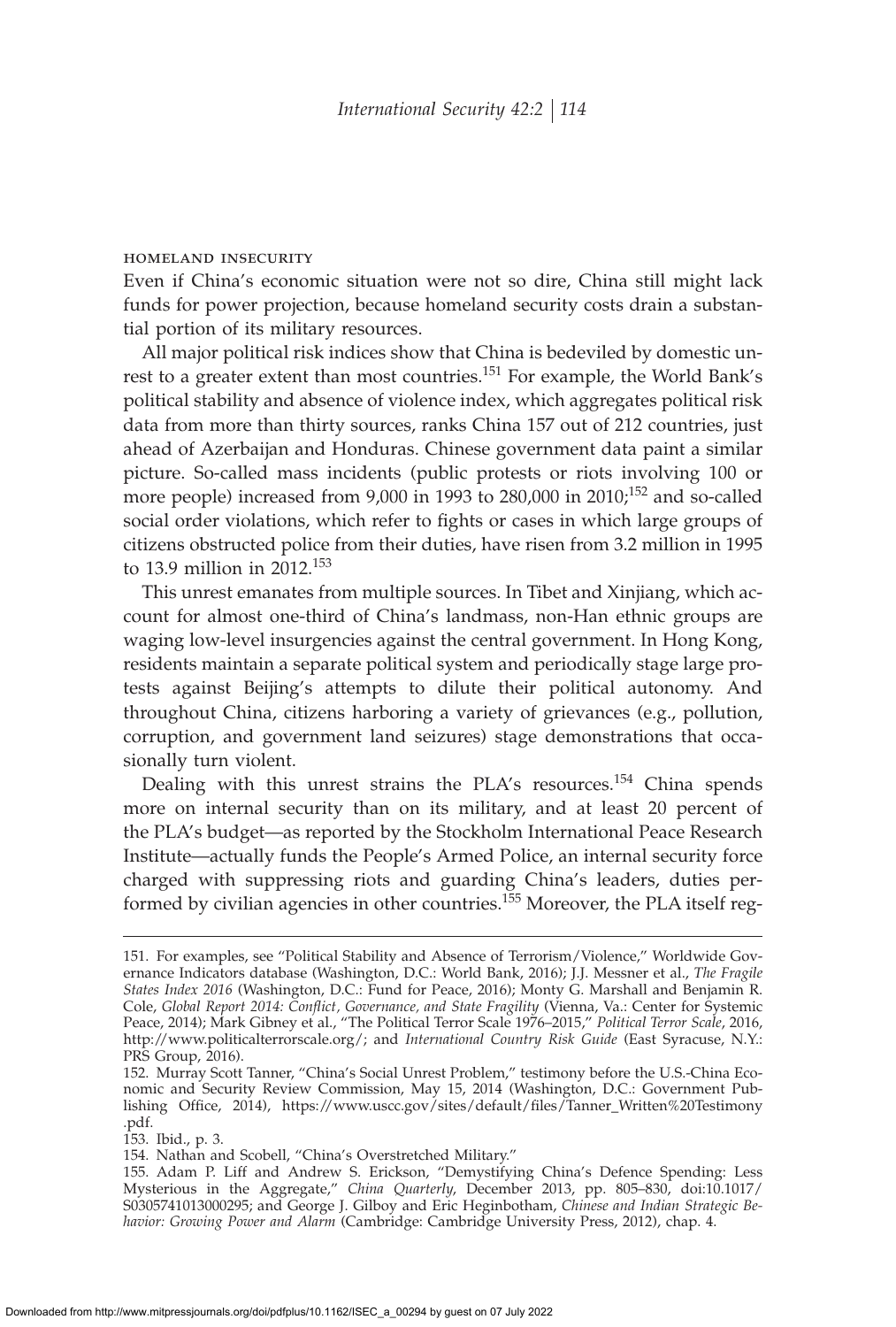### homeland insecurity

Even if China's economic situation were not so dire, China still might lack funds for power projection, because homeland security costs drain a substantial portion of its military resources.

All major political risk indices show that China is bedeviled by domestic unrest to a greater extent than most countries.[151] For example, the World Bank's political stability and absence of violence index, which aggregates political risk data from more than thirty sources, ranks China 157 out of 212 countries, just ahead of Azerbaijan and Honduras. Chinese government data paint a similar picture. So-called mass incidents (public protests or riots involving 100 or more people) increased from 9,000 in 1993 to 280,000 in 2010;[152] and so-called social order violations, which refer to fights or cases in which large groups of citizens obstructed police from their duties, have risen from 3.2 million in 1995 to 13.9 million in 2012.[153]

This unrest emanates from multiple sources. In Tibet and Xinjiang, which account for almost one-third of China's landmass, non-Han ethnic groups are waging low-level insurgencies against the central government. In Hong Kong, residents maintain a separate political system and periodically stage large protests against Beijing's attempts to dilute their political autonomy. And throughout China, citizens harboring a variety of grievances (e.g., pollution, corruption, and government land seizures) stage demonstrations that occasionally turn violent.

Dealing with this unrest strains the PLA's resources.[154] China spends more on internal security than on its military, and at least 20 percent of the PLA's budget—as reported by the Stockholm International Peace Research Institute—actually funds the People's Armed Police, an internal security force charged with suppressing riots and guarding China's leaders, duties performed by civilian agencies in other countries.[155] Moreover, the PLA itself reg-

---

151. For examples, see "Political Stability and Absence of Terrorism/Violence," Worldwide Governance Indicators database (Washington, D.C.: World Bank, 2016); J.J. Messner et al., *The Fragile States Index 2016* (Washington, D.C.: Fund for Peace, 2016); Monty G. Marshall and Benjamin R. Cole, *Global Report 2014: Conflict, Governance, and State Fragility* (Vienna, Va.: Center for Systemic Peace, 2014); Mark Gibney et al., "The Political Terror Scale 1976–2015," *Political Terror Scale*, 2016, http://www.politicalterrorscale.org/; and *International Country Risk Guide* (East Syracuse, N.Y.: PRS Group, 2016).

152. Murray Scott Tanner, "China's Social Unrest Problem," testimony before the U.S.-China Economic and Security Review Commission, May 15, 2014 (Washington, D.C.: Government Publishing Office, 2014), https://www.uscc.gov/sites/default/files/Tanner_Written%20Testimony.pdf.

153. Ibid., p. 3.

154. Nathan and Scobell, "China's Overstretched Military."

155. Adam P. Liff and Andrew S. Erickson, "Demystifying China's Defence Spending: Less Mysterious in the Aggregate," *China Quarterly*, December 2013, pp. 805–830, doi:10.1017/S0305741013000295; and George J. Gilboy and Eric Heginbotham, *Chinese and Indian Strategic Behavior: Growing Power and Alarm* (Cambridge: Cambridge University Press, 2012), chap. 4.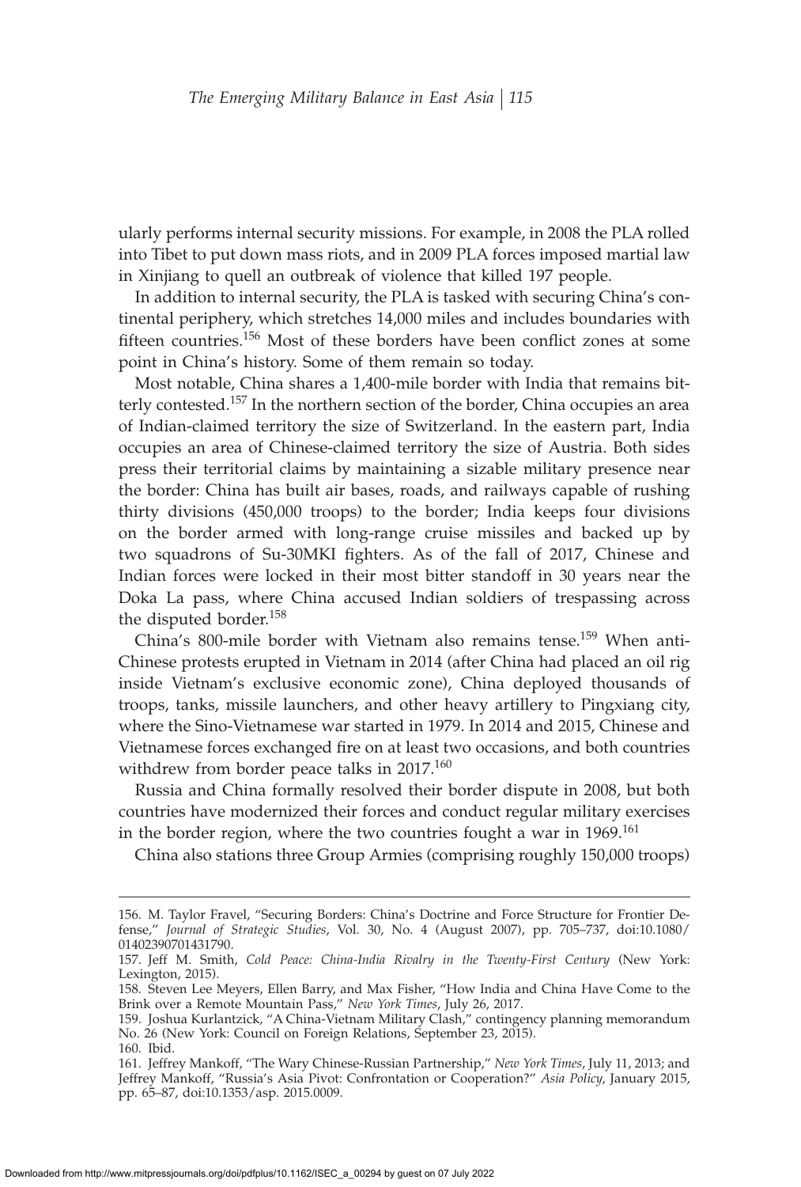ularly performs internal security missions. For example, in 2008 the PLA rolled into Tibet to put down mass riots, and in 2009 PLA forces imposed martial law in Xinjiang to quell an outbreak of violence that killed 197 people.

In addition to internal security, the PLA is tasked with securing China's continental periphery, which stretches 14,000 miles and includes boundaries with fifteen countries.[156] Most of these borders have been conflict zones at some point in China's history. Some of them remain so today.

Most notable, China shares a 1,400-mile border with India that remains bitterly contested.[157] In the northern section of the border, China occupies an area of Indian-claimed territory the size of Switzerland. In the eastern part, India occupies an area of Chinese-claimed territory the size of Austria. Both sides press their territorial claims by maintaining a sizable military presence near the border: China has built air bases, roads, and railways capable of rushing thirty divisions (450,000 troops) to the border; India keeps four divisions on the border armed with long-range cruise missiles and backed up by two squadrons of Su-30MKI fighters. As of the fall of 2017, Chinese and Indian forces were locked in their most bitter standoff in 30 years near the Doka La pass, where China accused Indian soldiers of trespassing across the disputed border.[158]

China's 800-mile border with Vietnam also remains tense.[159] When anti-Chinese protests erupted in Vietnam in 2014 (after China had placed an oil rig inside Vietnam's exclusive economic zone), China deployed thousands of troops, tanks, missile launchers, and other heavy artillery to Pingxiang city, where the Sino-Vietnamese war started in 1979. In 2014 and 2015, Chinese and Vietnamese forces exchanged fire on at least two occasions, and both countries withdrew from border peace talks in 2017.[160]

Russia and China formally resolved their border dispute in 2008, but both countries have modernized their forces and conduct regular military exercises in the border region, where the two countries fought a war in 1969.[161]

China also stations three Group Armies (comprising roughly 150,000 troops)

---

156. M. Taylor Fravel, "Securing Borders: China's Doctrine and Force Structure for Frontier Defense," *Journal of Strategic Studies*, Vol. 30, No. 4 (August 2007), pp. 705–737, doi:10.1080/01402390701431790.

157. Jeff M. Smith, *Cold Peace: China-India Rivalry in the Twenty-First Century* (New York: Lexington, 2015).

158. Steven Lee Meyers, Ellen Barry, and Max Fisher, "How India and China Have Come to the Brink over a Remote Mountain Pass," *New York Times*, July 26, 2017.

159. Joshua Kurlantzick, "A China-Vietnam Military Clash," contingency planning memorandum No. 26 (New York: Council on Foreign Relations, September 23, 2015).

160. Ibid.

161. Jeffrey Mankoff, "The Wary Chinese-Russian Partnership," *New York Times*, July 11, 2013; and Jeffrey Mankoff, "Russia's Asia Pivot: Confrontation or Cooperation?" *Asia Policy*, January 2015, pp. 65–87, doi:10.1353/asp. 2015.0009.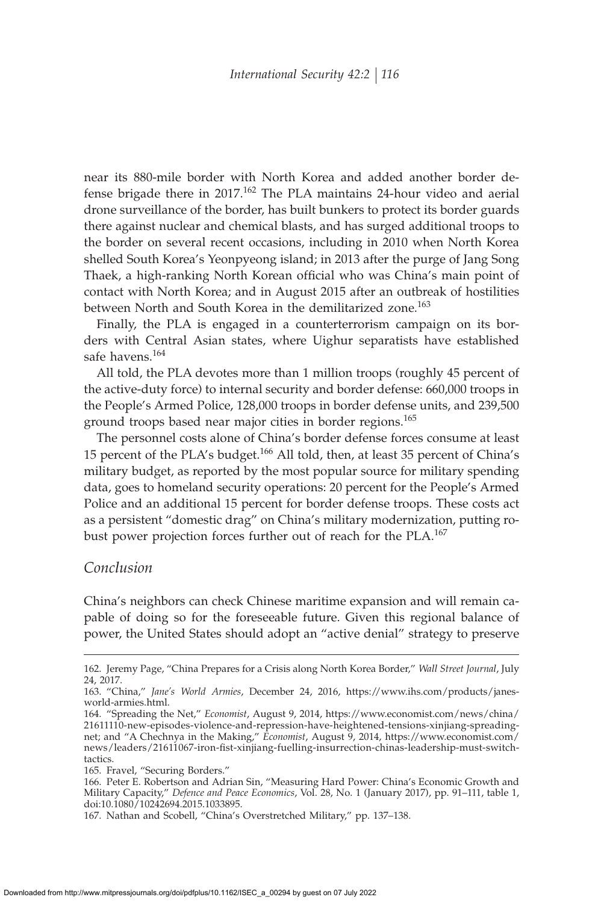near its 880-mile border with North Korea and added another border defense brigade there in 2017.[162] The PLA maintains 24-hour video and aerial drone surveillance of the border, has built bunkers to protect its border guards there against nuclear and chemical blasts, and has surged additional troops to the border on several recent occasions, including in 2010 when North Korea shelled South Korea's Yeonpyeong island; in 2013 after the purge of Jang Song Thaek, a high-ranking North Korean official who was China's main point of contact with North Korea; and in August 2015 after an outbreak of hostilities between North and South Korea in the demilitarized zone.[163]

Finally, the PLA is engaged in a counterterrorism campaign on its borders with Central Asian states, where Uighur separatists have established safe havens.[164]

All told, the PLA devotes more than 1 million troops (roughly 45 percent of the active-duty force) to internal security and border defense: 660,000 troops in the People's Armed Police, 128,000 troops in border defense units, and 239,500 ground troops based near major cities in border regions.[165]

The personnel costs alone of China's border defense forces consume at least 15 percent of the PLA's budget.[166] All told, then, at least 35 percent of China's military budget, as reported by the most popular source for military spending data, goes to homeland security operations: 20 percent for the People's Armed Police and an additional 15 percent for border defense troops. These costs act as a persistent "domestic drag" on China's military modernization, putting robust power projection forces further out of reach for the PLA.[167]

## *Conclusion*

China's neighbors can check Chinese maritime expansion and will remain capable of doing so for the foreseeable future. Given this regional balance of power, the United States should adopt an "active denial" strategy to preserve

---

162. Jeremy Page, "China Prepares for a Crisis along North Korea Border," *Wall Street Journal*, July 24, 2017.

163. "China," *Jane's World Armies*, December 24, 2016, https://www.ihs.com/products/janes-world-armies.html.

164. "Spreading the Net," *Economist*, August 9, 2014, https://www.economist.com/news/china/21611110-new-episodes-violence-and-repression-have-heightened-tensions-xinjiang-spreading-net; and "A Chechnya in the Making," *Economist*, August 9, 2014, https://www.economist.com/news/leaders/21611067-iron-fist-xinjiang-fuelling-insurrection-chinas-leadership-must-switch-tactics.

165. Fravel, "Securing Borders."

166. Peter E. Robertson and Adrian Sin, "Measuring Hard Power: China's Economic Growth and Military Capacity," *Defence and Peace Economics*, Vol. 28, No. 1 (January 2017), pp. 91–111, table 1, doi:10.1080/10242694.2015.1033895.

167. Nathan and Scobell, "China's Overstretched Military," pp. 137–138.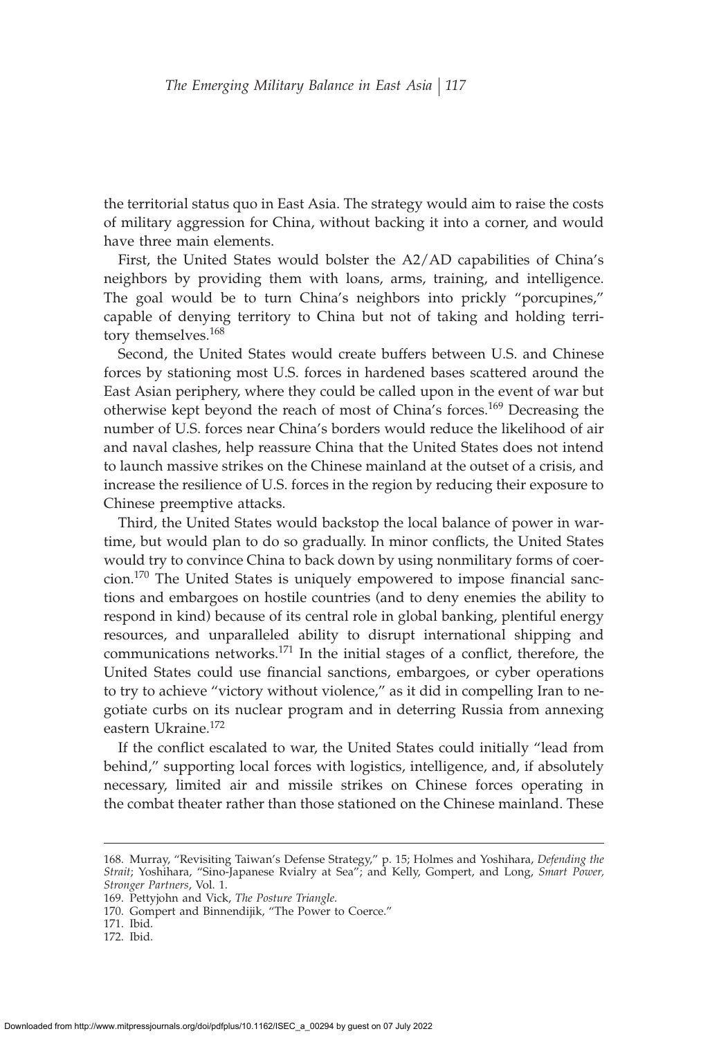the territorial status quo in East Asia. The strategy would aim to raise the costs of military aggression for China, without backing it into a corner, and would have three main elements.

First, the United States would bolster the A2/AD capabilities of China's neighbors by providing them with loans, arms, training, and intelligence. The goal would be to turn China's neighbors into prickly "porcupines," capable of denying territory to China but not of taking and holding territory themselves.[168]

Second, the United States would create buffers between U.S. and Chinese forces by stationing most U.S. forces in hardened bases scattered around the East Asian periphery, where they could be called upon in the event of war but otherwise kept beyond the reach of most of China's forces.[169] Decreasing the number of U.S. forces near China's borders would reduce the likelihood of air and naval clashes, help reassure China that the United States does not intend to launch massive strikes on the Chinese mainland at the outset of a crisis, and increase the resilience of U.S. forces in the region by reducing their exposure to Chinese preemptive attacks.

Third, the United States would backstop the local balance of power in wartime, but would plan to do so gradually. In minor conflicts, the United States would try to convince China to back down by using nonmilitary forms of coercion.[170] The United States is uniquely empowered to impose financial sanctions and embargoes on hostile countries (and to deny enemies the ability to respond in kind) because of its central role in global banking, plentiful energy resources, and unparalleled ability to disrupt international shipping and communications networks.[171] In the initial stages of a conflict, therefore, the United States could use financial sanctions, embargoes, or cyber operations to try to achieve "victory without violence," as it did in compelling Iran to negotiate curbs on its nuclear program and in deterring Russia from annexing eastern Ukraine.[172]

If the conflict escalated to war, the United States could initially "lead from behind," supporting local forces with logistics, intelligence, and, if absolutely necessary, limited air and missile strikes on Chinese forces operating in the combat theater rather than those stationed on the Chinese mainland. These

---

168. Murray, "Revisiting Taiwan's Defense Strategy," p. 15; Holmes and Yoshihara, *Defending the Strait*; Yoshihara, "Sino-Japanese Rvialry at Sea"; and Kelly, Gompert, and Long, *Smart Power, Stronger Partners*, Vol. 1.

169. Pettyjohn and Vick, *The Posture Triangle*.

170. Gompert and Binnendijk, "The Power to Coerce."

171. Ibid.

172. Ibid.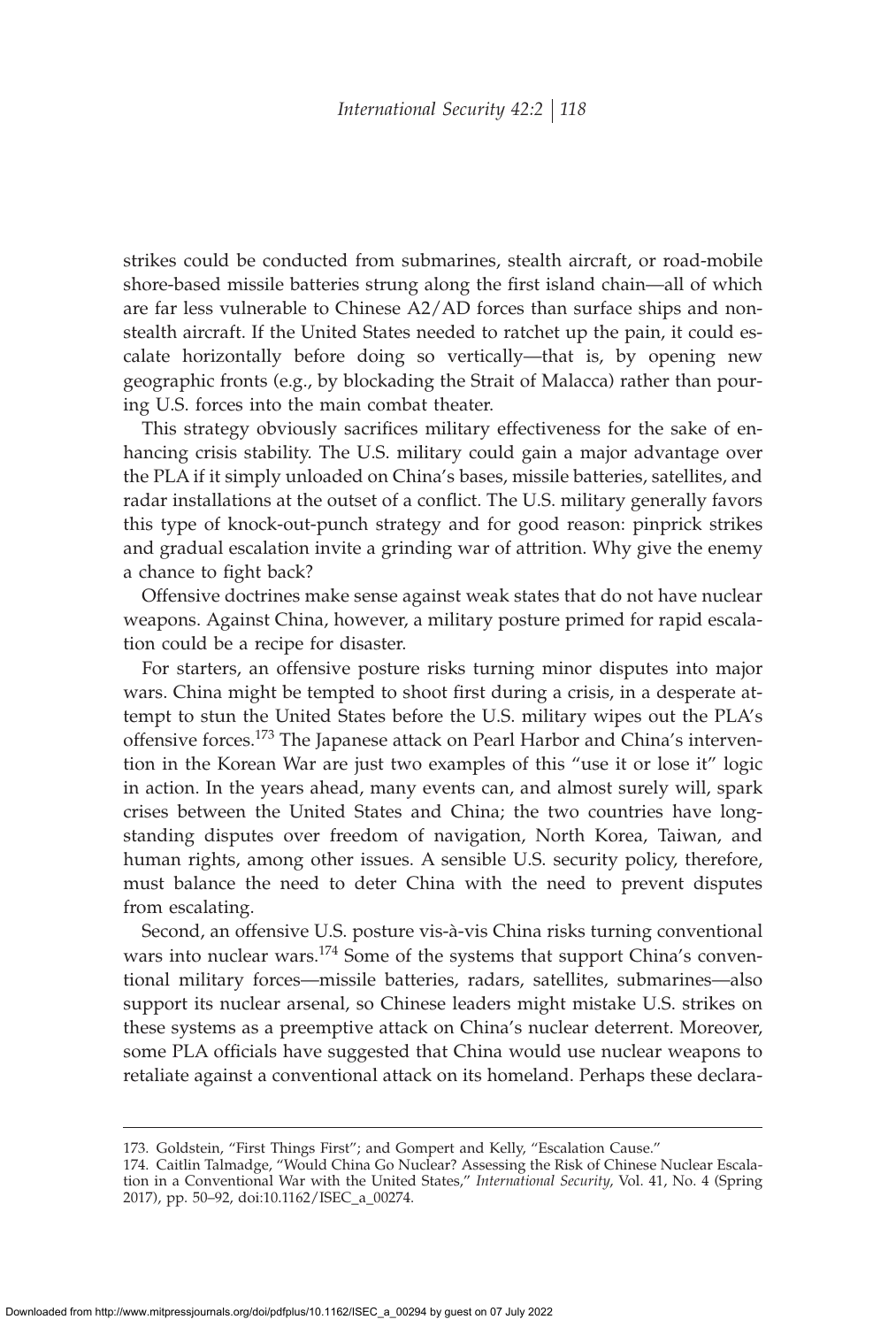strikes could be conducted from submarines, stealth aircraft, or road-mobile shore-based missile batteries strung along the first island chain—all of which are far less vulnerable to Chinese A2/AD forces than surface ships and non-stealth aircraft. If the United States needed to ratchet up the pain, it could escalate horizontally before doing so vertically—that is, by opening new geographic fronts (e.g., by blockading the Strait of Malacca) rather than pouring U.S. forces into the main combat theater.

This strategy obviously sacrifices military effectiveness for the sake of enhancing crisis stability. The U.S. military could gain a major advantage over the PLA if it simply unloaded on China's bases, missile batteries, satellites, and radar installations at the outset of a conflict. The U.S. military generally favors this type of knock-out-punch strategy and for good reason: pinprick strikes and gradual escalation invite a grinding war of attrition. Why give the enemy a chance to fight back?

Offensive doctrines make sense against weak states that do not have nuclear weapons. Against China, however, a military posture primed for rapid escalation could be a recipe for disaster.

For starters, an offensive posture risks turning minor disputes into major wars. China might be tempted to shoot first during a crisis, in a desperate attempt to stun the United States before the U.S. military wipes out the PLA's offensive forces.[173] The Japanese attack on Pearl Harbor and China's intervention in the Korean War are just two examples of this "use it or lose it" logic in action. In the years ahead, many events can, and almost surely will, spark crises between the United States and China; the two countries have long-standing disputes over freedom of navigation, North Korea, Taiwan, and human rights, among other issues. A sensible U.S. security policy, therefore, must balance the need to deter China with the need to prevent disputes from escalating.

Second, an offensive U.S. posture vis-à-vis China risks turning conventional wars into nuclear wars.[174] Some of the systems that support China's conventional military forces—missile batteries, radars, satellites, submarines—also support its nuclear arsenal, so Chinese leaders might mistake U.S. strikes on these systems as a preemptive attack on China's nuclear deterrent. Moreover, some PLA officials have suggested that China would use nuclear weapons to retaliate against a conventional attack on its homeland. Perhaps these declara-

---

173. Goldstein, "First Things First"; and Gompert and Kelly, "Escalation Cause."

174. Caitlin Talmadge, "Would China Go Nuclear? Assessing the Risk of Chinese Nuclear Escalation in a Conventional War with the United States," *International Security*, Vol. 41, No. 4 (Spring 2017), pp. 50–92, doi:10.1162/ISEC_a_00274.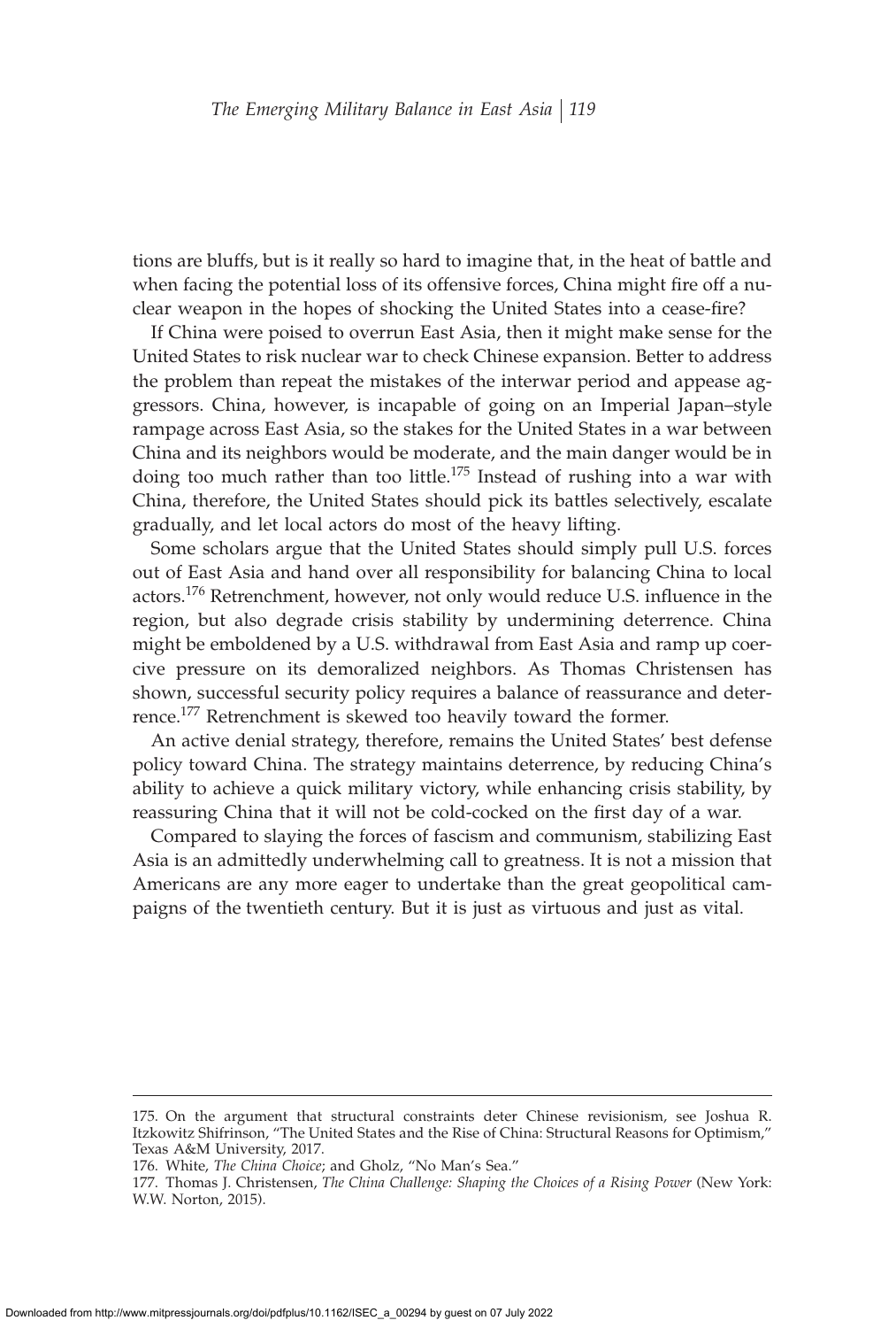tions are bluffs, but is it really so hard to imagine that, in the heat of battle and when facing the potential loss of its offensive forces, China might fire off a nuclear weapon in the hopes of shocking the United States into a cease-fire?

If China were poised to overrun East Asia, then it might make sense for the United States to risk nuclear war to check Chinese expansion. Better to address the problem than repeat the mistakes of the interwar period and appease aggressors. China, however, is incapable of going on an Imperial Japan–style rampage across East Asia, so the stakes for the United States in a war between China and its neighbors would be moderate, and the main danger would be in doing too much rather than too little.[175] Instead of rushing into a war with China, therefore, the United States should pick its battles selectively, escalate gradually, and let local actors do most of the heavy lifting.

Some scholars argue that the United States should simply pull U.S. forces out of East Asia and hand over all responsibility for balancing China to local actors.[176] Retrenchment, however, not only would reduce U.S. influence in the region, but also degrade crisis stability by undermining deterrence. China might be emboldened by a U.S. withdrawal from East Asia and ramp up coercive pressure on its demoralized neighbors. As Thomas Christensen has shown, successful security policy requires a balance of reassurance and deterrence.[177] Retrenchment is skewed too heavily toward the former.

An active denial strategy, therefore, remains the United States' best defense policy toward China. The strategy maintains deterrence, by reducing China's ability to achieve a quick military victory, while enhancing crisis stability, by reassuring China that it will not be cold-cocked on the first day of a war.

Compared to slaying the forces of fascism and communism, stabilizing East Asia is an admittedly underwhelming call to greatness. It is not a mission that Americans are any more eager to undertake than the great geopolitical campaigns of the twentieth century. But it is just as virtuous and just as vital.

175. On the argument that structural constraints deter Chinese revisionism, see Joshua R. Itzkowitz Shifrinson, "The United States and the Rise of China: Structural Reasons for Optimism," Texas A&M University, 2017.

176. White, *The China Choice*; and Gholz, "No Man's Sea."

177. Thomas J. Christensen, *The China Challenge: Shaping the Choices of a Rising Power* (New York: W.W. Norton, 2015).